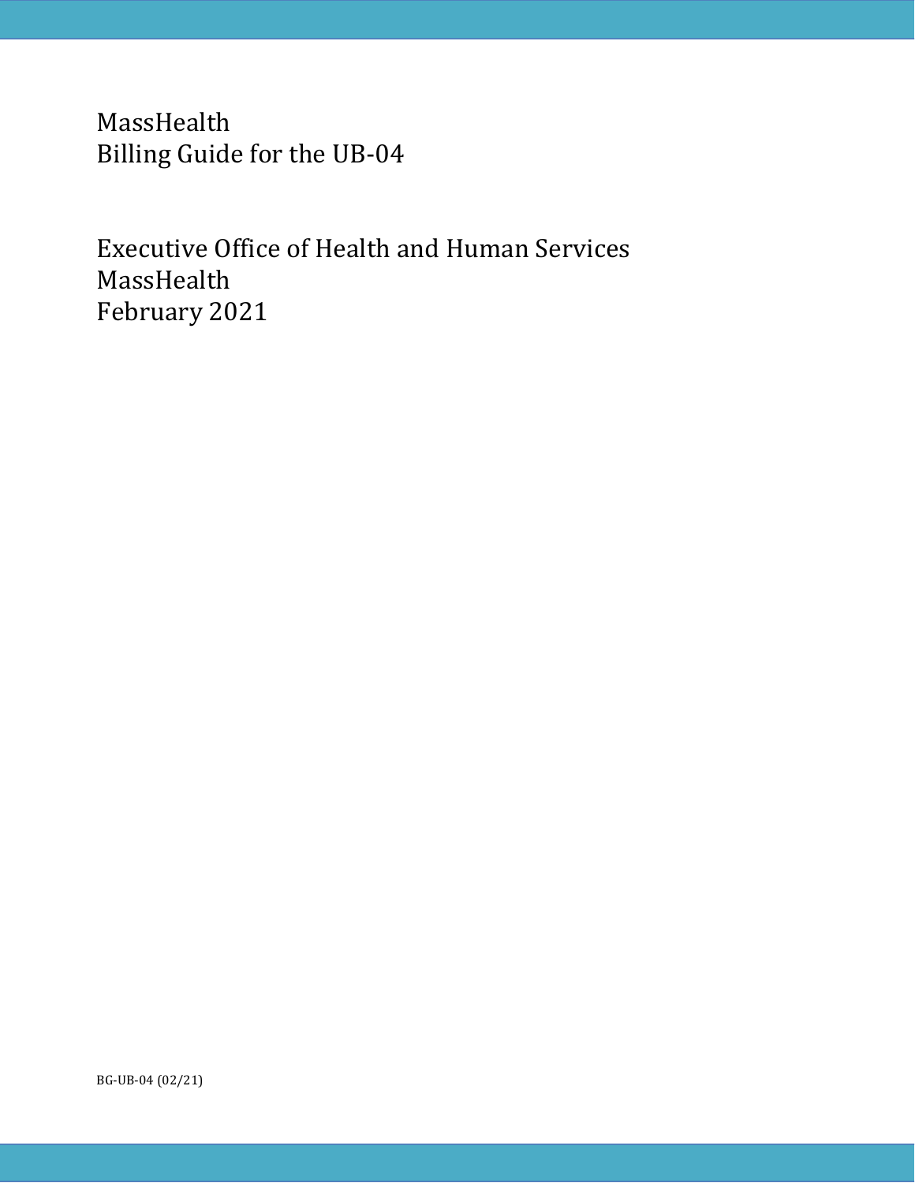# MassHealth
# Billing Guide for the UB-04

Executive Office of Health and Human Services
MassHealth
February 2021

BG-UB-04 (02/21)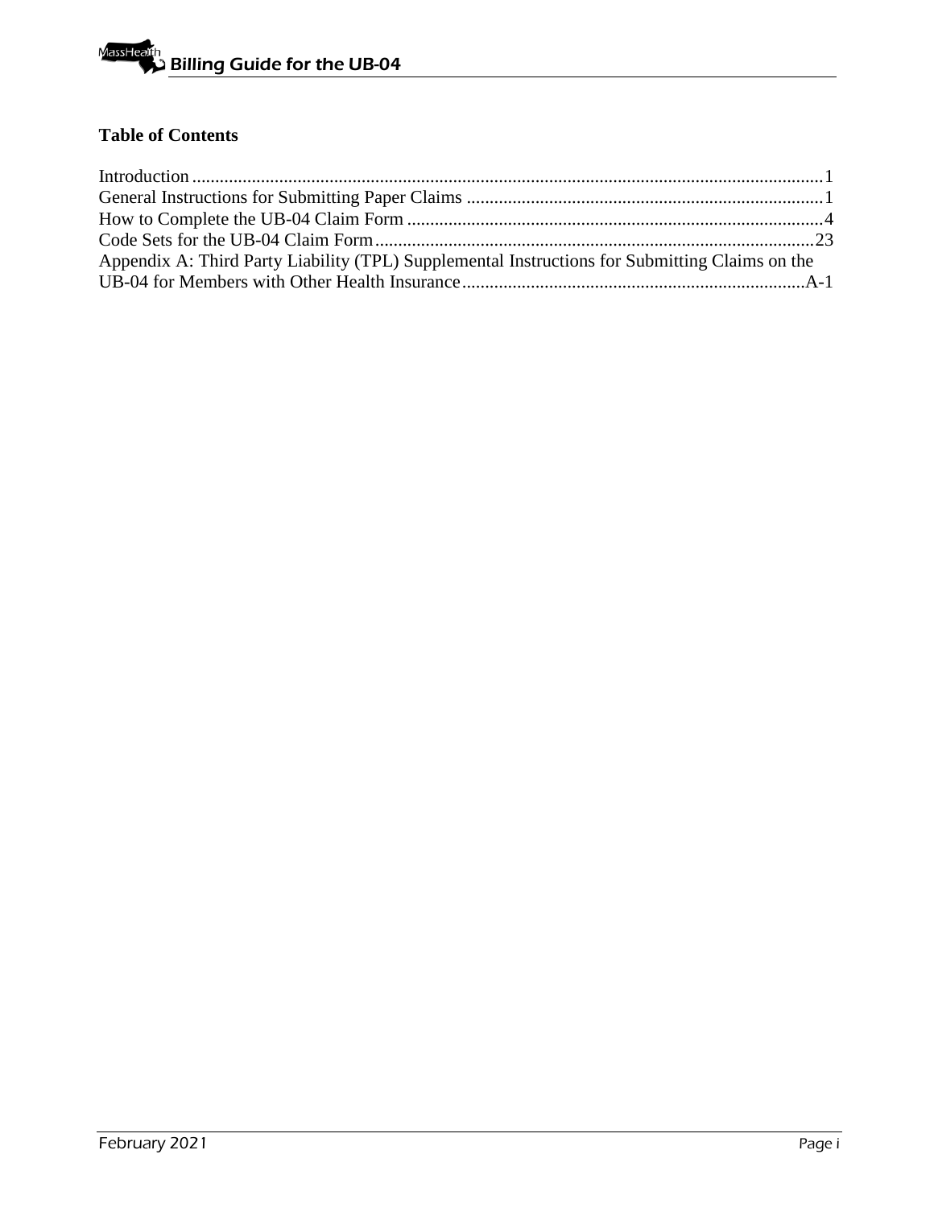**Table of Contents**

| | |
|---|---|
| Introduction | 1 |
| General Instructions for Submitting Paper Claims | 1 |
| How to Complete the UB-04 Claim Form | 4 |
| Code Sets for the UB-04 Claim Form | 23 |
| Appendix A: Third Party Liability (TPL) Supplemental Instructions for Submitting Claims on the UB-04 for Members with Other Health Insurance | A-1 |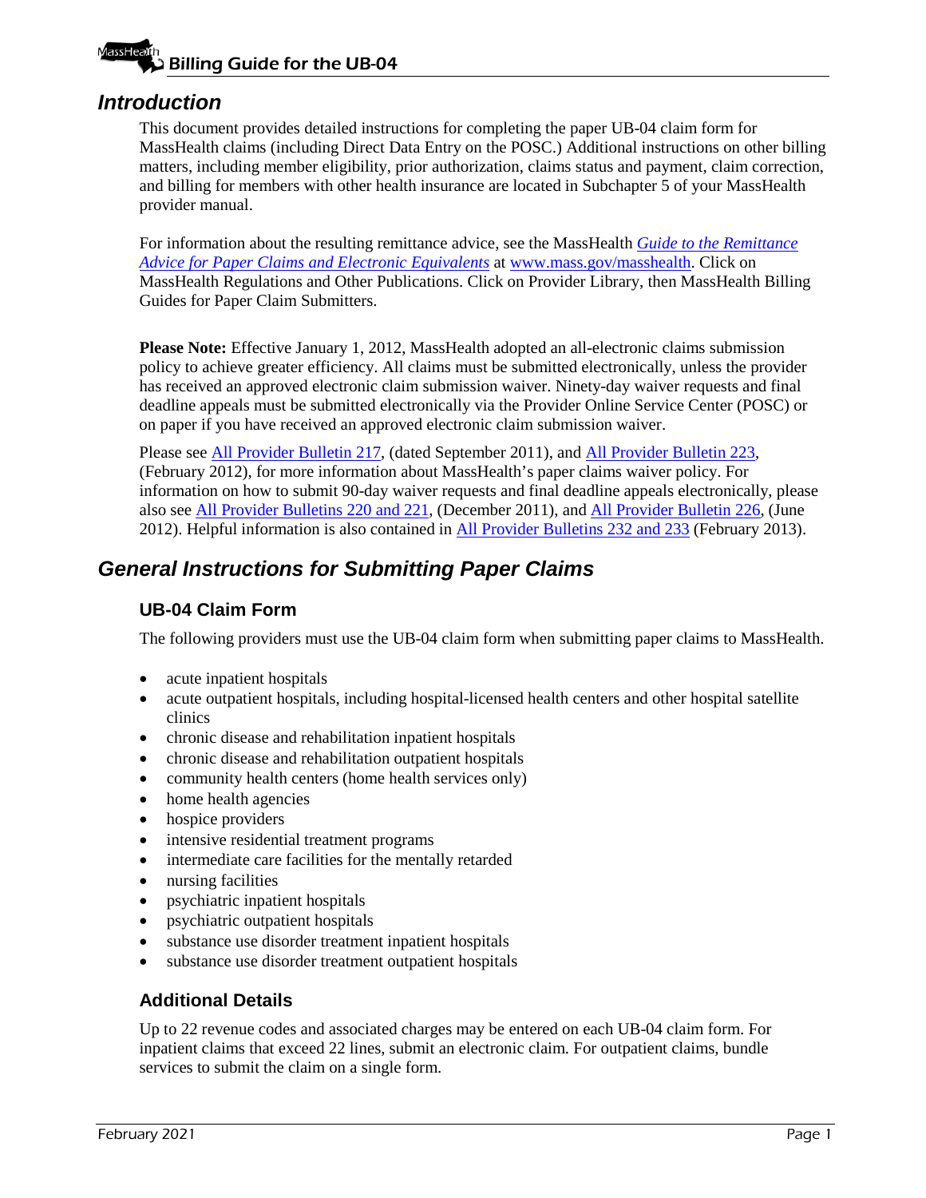## Introduction

This document provides detailed instructions for completing the paper UB-04 claim form for MassHealth claims (including Direct Data Entry on the POSC.) Additional instructions on other billing matters, including member eligibility, prior authorization, claims status and payment, claim correction, and billing for members with other health insurance are located in Subchapter 5 of your MassHealth provider manual.

For information about the resulting remittance advice, see the MassHealth *Guide to the Remittance Advice for Paper Claims and Electronic Equivalents* at www.mass.gov/masshealth. Click on MassHealth Regulations and Other Publications. Click on Provider Library, then MassHealth Billing Guides for Paper Claim Submitters.

**Please Note:** Effective January 1, 2012, MassHealth adopted an all-electronic claims submission policy to achieve greater efficiency. All claims must be submitted electronically, unless the provider has received an approved electronic claim submission waiver. Ninety-day waiver requests and final deadline appeals must be submitted electronically via the Provider Online Service Center (POSC) or on paper if you have received an approved electronic claim submission waiver.

Please see All Provider Bulletin 217, (dated September 2011), and All Provider Bulletin 223, (February 2012), for more information about MassHealth's paper claims waiver policy. For information on how to submit 90-day waiver requests and final deadline appeals electronically, please also see All Provider Bulletins 220 and 221, (December 2011), and All Provider Bulletin 226, (June 2012). Helpful information is also contained in All Provider Bulletins 232 and 233 (February 2013).

## General Instructions for Submitting Paper Claims

### UB-04 Claim Form

The following providers must use the UB-04 claim form when submitting paper claims to MassHealth.

- acute inpatient hospitals
- acute outpatient hospitals, including hospital-licensed health centers and other hospital satellite clinics
- chronic disease and rehabilitation inpatient hospitals
- chronic disease and rehabilitation outpatient hospitals
- community health centers (home health services only)
- home health agencies
- hospice providers
- intensive residential treatment programs
- intermediate care facilities for the mentally retarded
- nursing facilities
- psychiatric inpatient hospitals
- psychiatric outpatient hospitals
- substance use disorder treatment inpatient hospitals
- substance use disorder treatment outpatient hospitals

### Additional Details

Up to 22 revenue codes and associated charges may be entered on each UB-04 claim form. For inpatient claims that exceed 22 lines, submit an electronic claim. For outpatient claims, bundle services to submit the claim on a single form.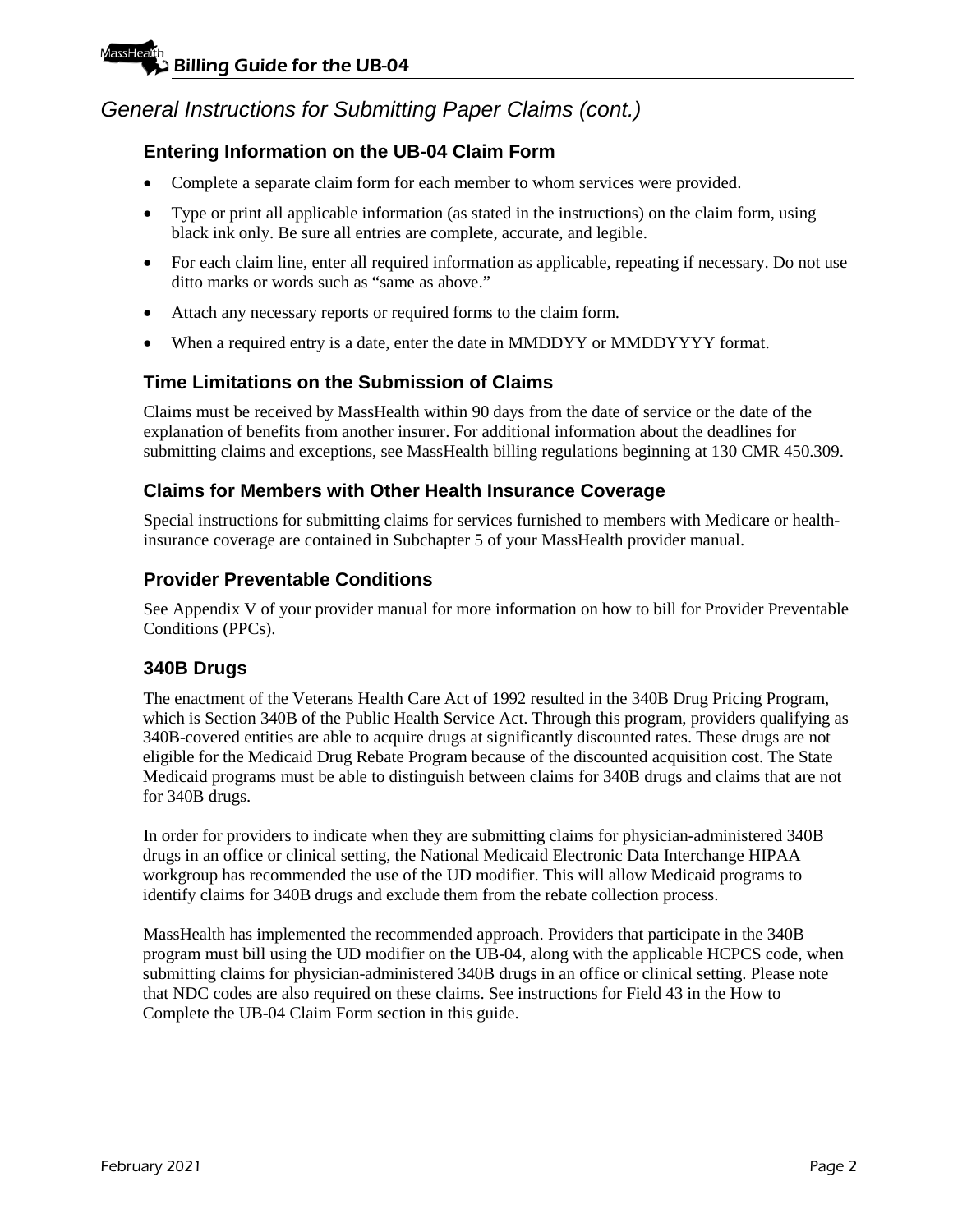## General Instructions for Submitting Paper Claims (cont.)

### Entering Information on the UB-04 Claim Form

- Complete a separate claim form for each member to whom services were provided.
- Type or print all applicable information (as stated in the instructions) on the claim form, using black ink only. Be sure all entries are complete, accurate, and legible.
- For each claim line, enter all required information as applicable, repeating if necessary. Do not use ditto marks or words such as "same as above."
- Attach any necessary reports or required forms to the claim form.
- When a required entry is a date, enter the date in MMDDYY or MMDDYYYY format.

### Time Limitations on the Submission of Claims

Claims must be received by MassHealth within 90 days from the date of service or the date of the explanation of benefits from another insurer. For additional information about the deadlines for submitting claims and exceptions, see MassHealth billing regulations beginning at 130 CMR 450.309.

### Claims for Members with Other Health Insurance Coverage

Special instructions for submitting claims for services furnished to members with Medicare or health-insurance coverage are contained in Subchapter 5 of your MassHealth provider manual.

### Provider Preventable Conditions

See Appendix V of your provider manual for more information on how to bill for Provider Preventable Conditions (PPCs).

### 340B Drugs

The enactment of the Veterans Health Care Act of 1992 resulted in the 340B Drug Pricing Program, which is Section 340B of the Public Health Service Act. Through this program, providers qualifying as 340B-covered entities are able to acquire drugs at significantly discounted rates. These drugs are not eligible for the Medicaid Drug Rebate Program because of the discounted acquisition cost. The State Medicaid programs must be able to distinguish between claims for 340B drugs and claims that are not for 340B drugs.

In order for providers to indicate when they are submitting claims for physician-administered 340B drugs in an office or clinical setting, the National Medicaid Electronic Data Interchange HIPAA workgroup has recommended the use of the UD modifier. This will allow Medicaid programs to identify claims for 340B drugs and exclude them from the rebate collection process.

MassHealth has implemented the recommended approach. Providers that participate in the 340B program must bill using the UD modifier on the UB-04, along with the applicable HCPCS code, when submitting claims for physician-administered 340B drugs in an office or clinical setting. Please note that NDC codes are also required on these claims. See instructions for Field 43 in the How to Complete the UB-04 Claim Form section in this guide.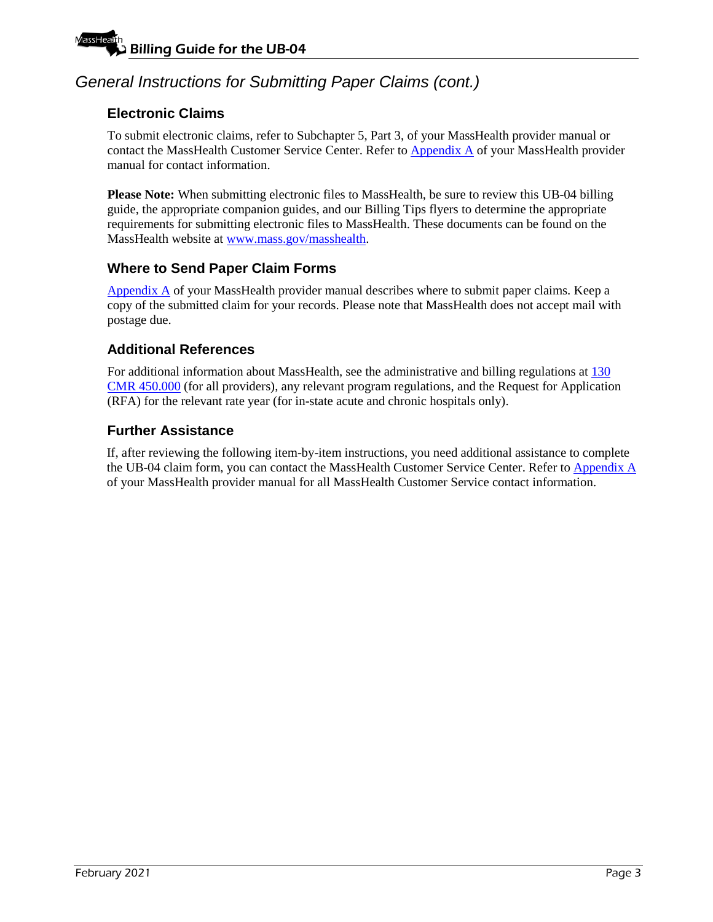## General Instructions for Submitting Paper Claims (cont.)

### Electronic Claims

To submit electronic claims, refer to Subchapter 5, Part 3, of your MassHealth provider manual or contact the MassHealth Customer Service Center. Refer to Appendix A of your MassHealth provider manual for contact information.

**Please Note:** When submitting electronic files to MassHealth, be sure to review this UB-04 billing guide, the appropriate companion guides, and our Billing Tips flyers to determine the appropriate requirements for submitting electronic files to MassHealth. These documents can be found on the MassHealth website at www.mass.gov/masshealth.

### Where to Send Paper Claim Forms

Appendix A of your MassHealth provider manual describes where to submit paper claims. Keep a copy of the submitted claim for your records. Please note that MassHealth does not accept mail with postage due.

### Additional References

For additional information about MassHealth, see the administrative and billing regulations at 130 CMR 450.000 (for all providers), any relevant program regulations, and the Request for Application (RFA) for the relevant rate year (for in-state acute and chronic hospitals only).

### Further Assistance

If, after reviewing the following item-by-item instructions, you need additional assistance to complete the UB-04 claim form, you can contact the MassHealth Customer Service Center. Refer to Appendix A of your MassHealth provider manual for all MassHealth Customer Service contact information.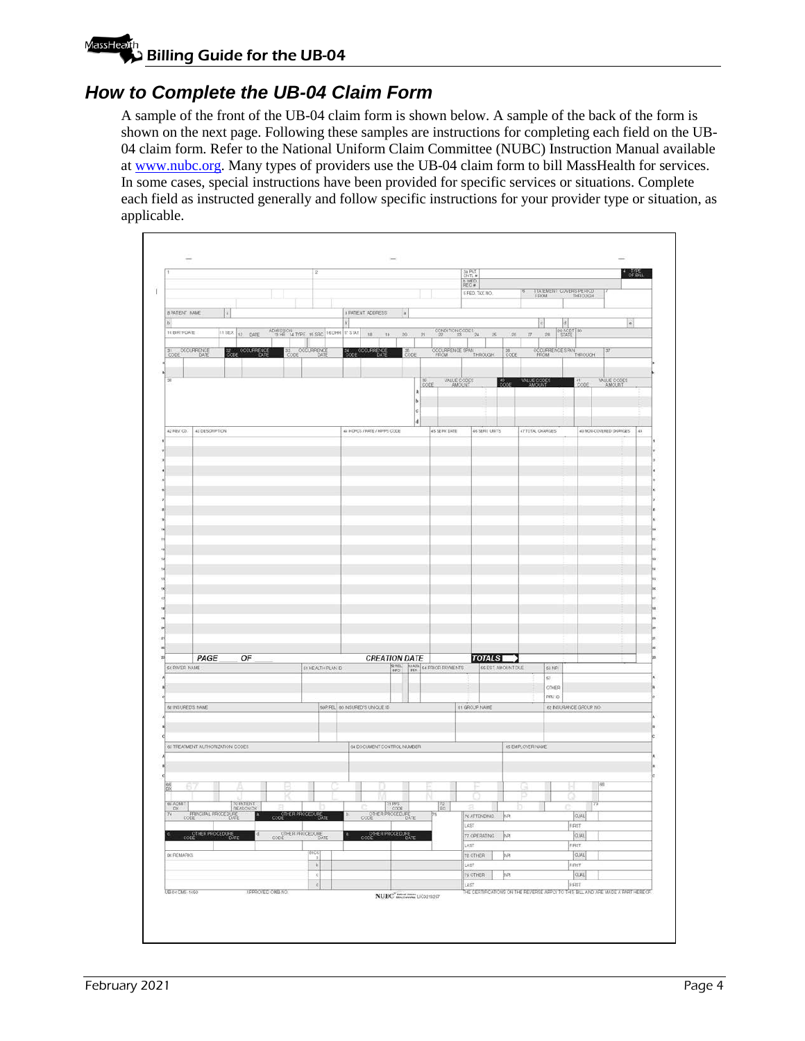## How to Complete the UB-04 Claim Form

A sample of the front of the UB-04 claim form is shown below. A sample of the back of the form is shown on the next page. Following these samples are instructions for completing each field on the UB-04 claim form. Refer to the National Uniform Claim Committee (NUBC) Instruction Manual available at www.nubc.org. Many types of providers use the UB-04 claim form to bill MassHealth for services. In some cases, special instructions have been provided for specific services or situations. Complete each field as instructed generally and follow specific instructions for your provider type or situation, as applicable.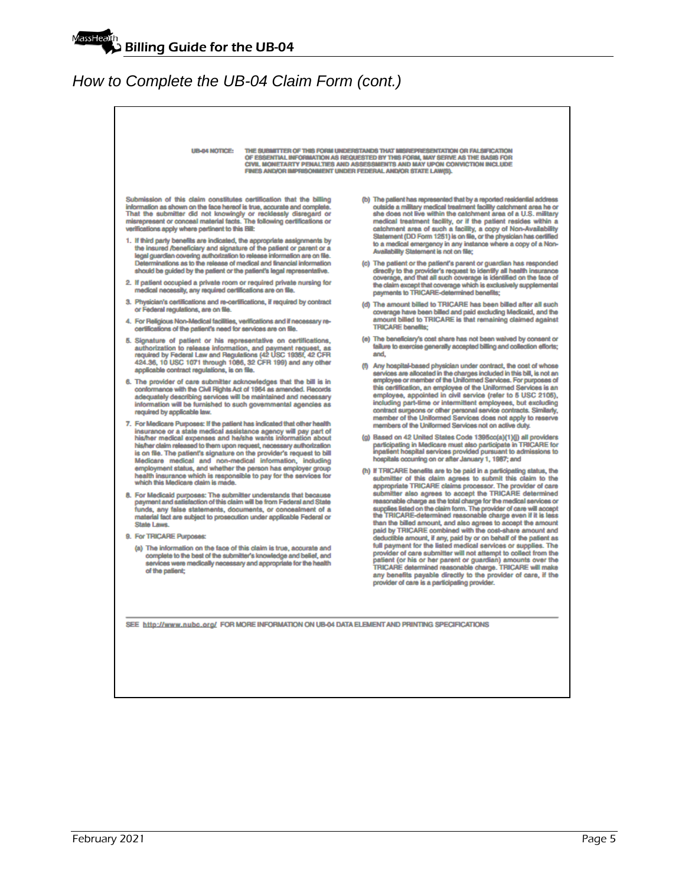## How to Complete the UB-04 Claim Form (cont.)

UB-04 NOTICE: THE SUBMITTER OF THIS FORM UNDERSTANDS THAT MISREPRESENTATION OR FALSIFICATION OF ESSENTIAL INFORMATION AS REQUESTED BY THIS FORM, MAY SERVE AS THE BASIS FOR CIVIL MONETARTY PENALTIES AND ASSESSMENTS AND MAY UPON CONVICTION INCLUDE FINES AND/OR IMPRISONMENT UNDER FEDERAL AND/OR STATE LAW(S).

Submission of this claim constitutes certification that the billing information as shown on the face hereof is true, accurate and complete. That the submitter did not knowingly or recklessly disregard or misrepresent or conceal material facts. The following certifications or verifications apply where pertinent to this Bill:

1. If third party benefits are indicated, the appropriate assignments by the insured /beneficiary and signature of the patient or parent or a legal guardian covering authorization to release information are on file. Determinations as to the release of medical and financial information should be guided by the patient or the patient's legal representative.
2. If patient occupied a private room or required private nursing for medical necessity, any required certifications are on file.
3. Physician's certifications and re-certifications, if required by contract or Federal regulations, are on file.
4. For Religious Non-Medical facilities, verifications and if necessary re-certifications of the patient's need for services are on file.
5. Signature of patient or his representative on certifications, authorization to release information, and payment request, as required by Federal Law and Regulations (42 USC 1935f, 42 CFR 424.36, 10 USC 1071 through 1086, 32 CFR 199) and any other applicable contract regulations, is on file.
6. The provider of care submitter acknowledges that the bill is in conformance with the Civil Rights Act of 1964 as amended. Records adequately describing services will be maintained and necessary information will be furnished to such governmental agencies as required by applicable law.
7. For Medicare Purposes: If the patient has indicated that other health insurance or a state medical assistance agency will pay part of his/her medical expenses and he/she wants information about his/her claim released to them upon request, necessary authorization is on file. The patient's signature on the provider's request to bill Medicare medical and non-medical information, including employment status, and whether the person has employer group health insurance which is responsible to pay for the services for which this Medicare claim is made.
8. For Medicaid purposes: The submitter understands that because payment and satisfaction of this claim will be from Federal and State funds, any false statements, documents, or concealment of a material fact are subject to prosecution under applicable Federal or State Laws.
9. For TRICARE Purposes:
   (a) The information on the face of this claim is true, accurate and complete to the best of the submitter's knowledge and belief, and services were medically necessary and appropriate for the health of the patient;
   (b) The patient has represented that by a reported residential address outside a military medical treatment facility catchment area he or she does not live within the catchment area of a U.S. military medical treatment facility, or if the patient resides within a catchment area of such a facility, a copy of Non-Availability Statement (DD Form 1251) is on file, or the physician has certified to a medical emergency in any instance where a copy of a Non-Availability Statement is not on file;
   (c) The patient or the patient's parent or guardian has responded directly to the provider's request to identify all health insurance coverage, and that all such coverage is identified on the face of the claim except that coverage which is exclusively supplemental payments to TRICARE-determined benefits;
   (d) The amount billed to TRICARE has been billed after all such coverage have been billed and paid excluding Medicaid, and the amount billed to TRICARE is that remaining claimed against TRICARE benefits;
   (e) The beneficiary's cost share has not been waived by consent or failure to exercise generally accepted billing and collection efforts; and,
   (f) Any hospital-based physician under contract, the cost of whose services are allocated in the charges included in this bill, is not an employee or member of the Uniformed Services. For purposes of this certification, an employee of the Uniformed Services is an employee, appointed in civil service (refer to 5 USC 2105), including part-time or intermittent employees, but excluding contract surgeons or other personal service contracts. Similarly, member of the Uniformed Services does not apply to reserve members of the Uniformed Services not on active duty.
   (g) Based on 42 United States Code 1395cc(a)(1)(j) all providers participating in Medicare must also participate in TRICARE for inpatient hospital services provided pursuant to admissions to hospitals occurring on or after January 1, 1987; and
   (h) If TRICARE benefits are to be paid in a participating status, the submitter of this claim agrees to submit this claim to the appropriate TRICARE claims processor. The provider of care submitter also agrees to accept the TRICARE determined reasonable charge as the total charge for the medical services or supplies listed on the claim form. The provider of care will accept the TRICARE-determined reasonable charge even if it is less than the billed amount, and also agrees to accept the amount paid by TRICARE combined with the cost-share amount and deductible amount, if any, paid by or on behalf of the patient as full payment for the listed medical services or supplies. The provider of care submitter will not attempt to collect from the patient (or his or her parent or guardian) amounts over the TRICARE determined reasonable charge. TRICARE will make any benefits payable directly to the provider of care, if the provider of care is a participating provider.

SEE http://www.nubc.org/ FOR MORE INFORMATION ON UB-04 DATA ELEMENT AND PRINTING SPECIFICATIONS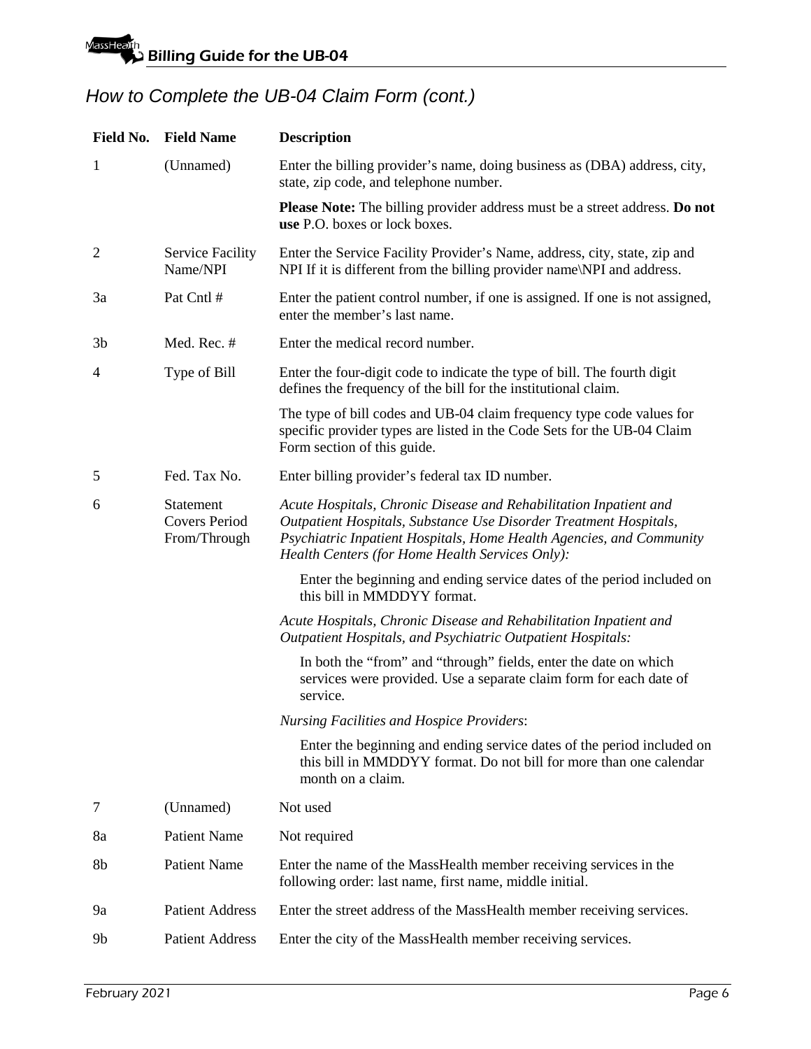## *How to Complete the UB-04 Claim Form (cont.)*

| Field No. | Field Name | Description |
|---|---|---|
| 1 | (Unnamed) | Enter the billing provider's name, doing business as (DBA) address, city, state, zip code, and telephone number. |
| | | **Please Note:** The billing provider address must be a street address. **Do not use** P.O. boxes or lock boxes. |
| 2 | Service Facility Name/NPI | Enter the Service Facility Provider's Name, address, city, state, zip and NPI If it is different from the billing provider name\NPI and address. |
| 3a | Pat Cntl # | Enter the patient control number, if one is assigned. If one is not assigned, enter the member's last name. |
| 3b | Med. Rec. # | Enter the medical record number. |
| 4 | Type of Bill | Enter the four-digit code to indicate the type of bill. The fourth digit defines the frequency of the bill for the institutional claim. |
| | | The type of bill codes and UB-04 claim frequency type code values for specific provider types are listed in the Code Sets for the UB-04 Claim Form section of this guide. |
| 5 | Fed. Tax No. | Enter billing provider's federal tax ID number. |
| 6 | Statement Covers Period From/Through | *Acute Hospitals, Chronic Disease and Rehabilitation Inpatient and Outpatient Hospitals, Substance Use Disorder Treatment Hospitals, Psychiatric Inpatient Hospitals, Home Health Agencies, and Community Health Centers (for Home Health Services Only):* |
| | | Enter the beginning and ending service dates of the period included on this bill in MMDDYY format. |
| | | *Acute Hospitals, Chronic Disease and Rehabilitation Inpatient and Outpatient Hospitals, and Psychiatric Outpatient Hospitals:* |
| | | In both the "from" and "through" fields, enter the date on which services were provided. Use a separate claim form for each date of service. |
| | | *Nursing Facilities and Hospice Providers*: |
| | | Enter the beginning and ending service dates of the period included on this bill in MMDDYY format. Do not bill for more than one calendar month on a claim. |
| 7 | (Unnamed) | Not used |
| 8a | Patient Name | Not required |
| 8b | Patient Name | Enter the name of the MassHealth member receiving services in the following order: last name, first name, middle initial. |
| 9a | Patient Address | Enter the street address of the MassHealth member receiving services. |
| 9b | Patient Address | Enter the city of the MassHealth member receiving services. |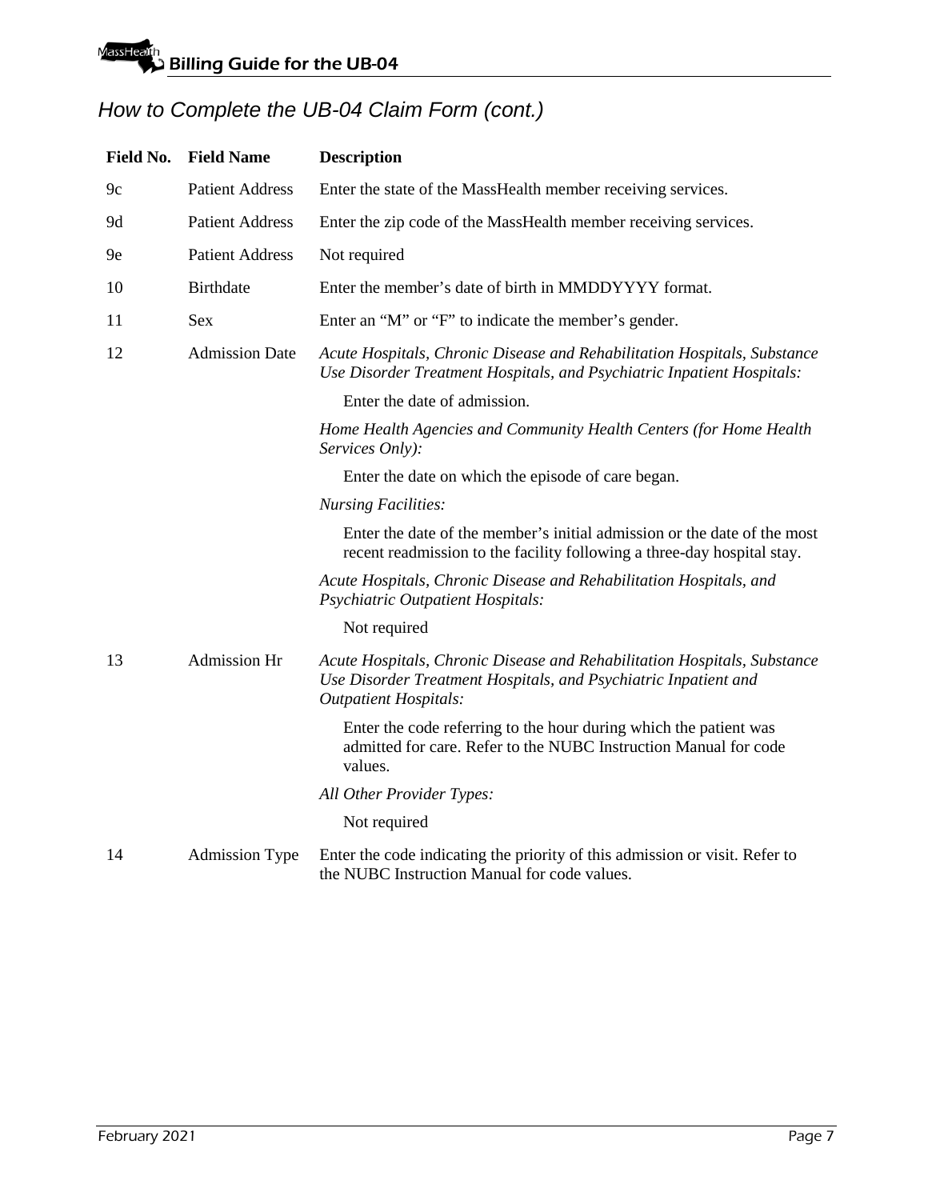## How to Complete the UB-04 Claim Form (cont.)

| Field No. | Field Name | Description |
|---|---|---|
| 9c | Patient Address | Enter the state of the MassHealth member receiving services. |
| 9d | Patient Address | Enter the zip code of the MassHealth member receiving services. |
| 9e | Patient Address | Not required |
| 10 | Birthdate | Enter the member's date of birth in MMDDYYYY format. |
| 11 | Sex | Enter an "M" or "F" to indicate the member's gender. |
| 12 | Admission Date | *Acute Hospitals, Chronic Disease and Rehabilitation Hospitals, Substance Use Disorder Treatment Hospitals, and Psychiatric Inpatient Hospitals:*<br>Enter the date of admission.<br>*Home Health Agencies and Community Health Centers (for Home Health Services Only):*<br>Enter the date on which the episode of care began.<br>*Nursing Facilities:*<br>Enter the date of the member's initial admission or the date of the most recent readmission to the facility following a three-day hospital stay.<br>*Acute Hospitals, Chronic Disease and Rehabilitation Hospitals, and Psychiatric Outpatient Hospitals:*<br>Not required |
| 13 | Admission Hr | *Acute Hospitals, Chronic Disease and Rehabilitation Hospitals, Substance Use Disorder Treatment Hospitals, and Psychiatric Inpatient and Outpatient Hospitals:*<br>Enter the code referring to the hour during which the patient was admitted for care. Refer to the NUBC Instruction Manual for code values.<br>*All Other Provider Types:*<br>Not required |
| 14 | Admission Type | Enter the code indicating the priority of this admission or visit. Refer to the NUBC Instruction Manual for code values. |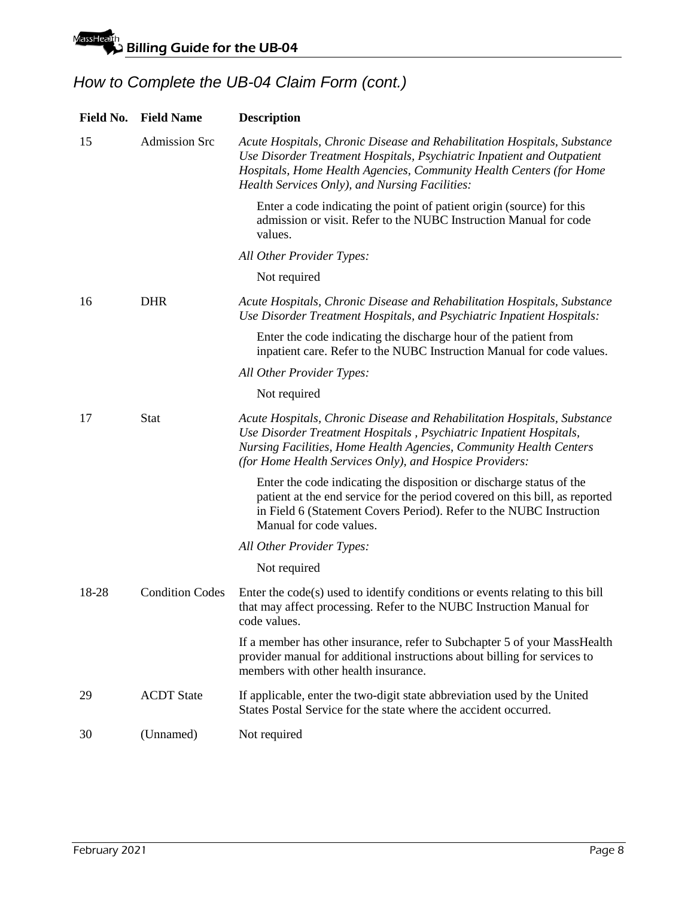## How to Complete the UB-04 Claim Form (cont.)

| Field No. | Field Name | Description |
|---|---|---|
| 15 | Admission Src | *Acute Hospitals, Chronic Disease and Rehabilitation Hospitals, Substance Use Disorder Treatment Hospitals, Psychiatric Inpatient and Outpatient Hospitals, Home Health Agencies, Community Health Centers (for Home Health Services Only), and Nursing Facilities:* <br><br> Enter a code indicating the point of patient origin (source) for this admission or visit. Refer to the NUBC Instruction Manual for code values. <br><br> *All Other Provider Types:* <br><br> Not required |
| 16 | DHR | *Acute Hospitals, Chronic Disease and Rehabilitation Hospitals, Substance Use Disorder Treatment Hospitals, and Psychiatric Inpatient Hospitals:* <br><br> Enter the code indicating the discharge hour of the patient from inpatient care. Refer to the NUBC Instruction Manual for code values. <br><br> *All Other Provider Types:* <br><br> Not required |
| 17 | Stat | *Acute Hospitals, Chronic Disease and Rehabilitation Hospitals, Substance Use Disorder Treatment Hospitals , Psychiatric Inpatient Hospitals, Nursing Facilities, Home Health Agencies, Community Health Centers (for Home Health Services Only), and Hospice Providers:* <br><br> Enter the code indicating the disposition or discharge status of the patient at the end service for the period covered on this bill, as reported in Field 6 (Statement Covers Period). Refer to the NUBC Instruction Manual for code values. <br><br> *All Other Provider Types:* <br><br> Not required |
| 18-28 | Condition Codes | Enter the code(s) used to identify conditions or events relating to this bill that may affect processing. Refer to the NUBC Instruction Manual for code values. <br><br> If a member has other insurance, refer to Subchapter 5 of your MassHealth provider manual for additional instructions about billing for services to members with other health insurance. |
| 29 | ACDT State | If applicable, enter the two-digit state abbreviation used by the United States Postal Service for the state where the accident occurred. |
| 30 | (Unnamed) | Not required |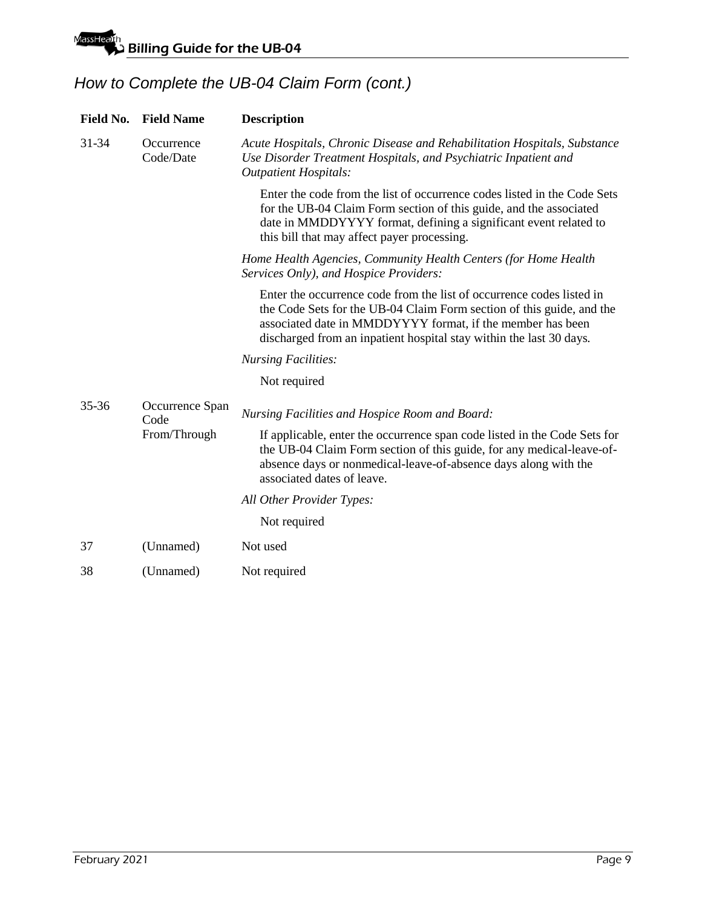## How to Complete the UB-04 Claim Form (cont.)

| Field No. | Field Name | Description |
|---|---|---|
| 31-34 | Occurrence Code/Date | *Acute Hospitals, Chronic Disease and Rehabilitation Hospitals, Substance Use Disorder Treatment Hospitals, and Psychiatric Inpatient and Outpatient Hospitals:* |
| | | Enter the code from the list of occurrence codes listed in the Code Sets for the UB-04 Claim Form section of this guide, and the associated date in MMDDYYYY format, defining a significant event related to this bill that may affect payer processing. |
| | | *Home Health Agencies, Community Health Centers (for Home Health Services Only), and Hospice Providers:* |
| | | Enter the occurrence code from the list of occurrence codes listed in the Code Sets for the UB-04 Claim Form section of this guide, and the associated date in MMDDYYYY format, if the member has been discharged from an inpatient hospital stay within the last 30 days. |
| | | *Nursing Facilities:* |
| | | Not required |
| 35-36 | Occurrence Span Code From/Through | *Nursing Facilities and Hospice Room and Board:* |
| | | If applicable, enter the occurrence span code listed in the Code Sets for the UB-04 Claim Form section of this guide, for any medical-leave-of-absence days or nonmedical-leave-of-absence days along with the associated dates of leave. |
| | | *All Other Provider Types:* |
| | | Not required |
| 37 | (Unnamed) | Not used |
| 38 | (Unnamed) | Not required |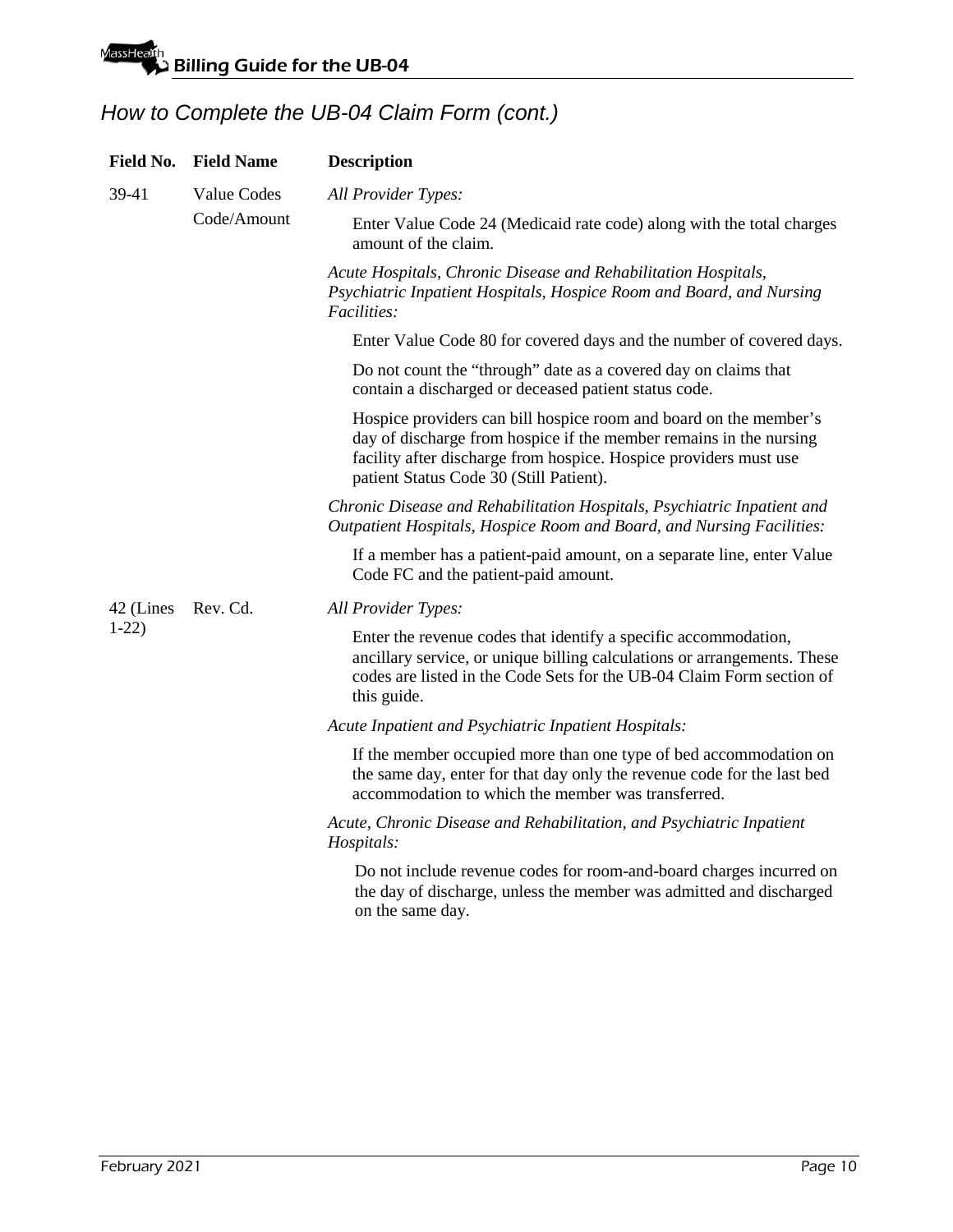## *How to Complete the UB-04 Claim Form (cont.)*

| Field No. | Field Name | Description |
|---|---|---|
| 39-41 | Value Codes Code/Amount | *All Provider Types:*<br>Enter Value Code 24 (Medicaid rate code) along with the total charges amount of the claim.<br>*Acute Hospitals, Chronic Disease and Rehabilitation Hospitals, Psychiatric Inpatient Hospitals, Hospice Room and Board, and Nursing Facilities:*<br>Enter Value Code 80 for covered days and the number of covered days.<br>Do not count the "through" date as a covered day on claims that contain a discharged or deceased patient status code.<br>Hospice providers can bill hospice room and board on the member's day of discharge from hospice if the member remains in the nursing facility after discharge from hospice. Hospice providers must use patient Status Code 30 (Still Patient).<br>*Chronic Disease and Rehabilitation Hospitals, Psychiatric Inpatient and Outpatient Hospitals, Hospice Room and Board, and Nursing Facilities:*<br>If a member has a patient-paid amount, on a separate line, enter Value Code FC and the patient-paid amount. |
| 42 (Lines 1-22) | Rev. Cd. | *All Provider Types:*<br>Enter the revenue codes that identify a specific accommodation, ancillary service, or unique billing calculations or arrangements. These codes are listed in the Code Sets for the UB-04 Claim Form section of this guide.<br>*Acute Inpatient and Psychiatric Inpatient Hospitals:*<br>If the member occupied more than one type of bed accommodation on the same day, enter for that day only the revenue code for the last bed accommodation to which the member was transferred.<br>*Acute, Chronic Disease and Rehabilitation, and Psychiatric Inpatient Hospitals:*<br>Do not include revenue codes for room-and-board charges incurred on the day of discharge, unless the member was admitted and discharged on the same day. |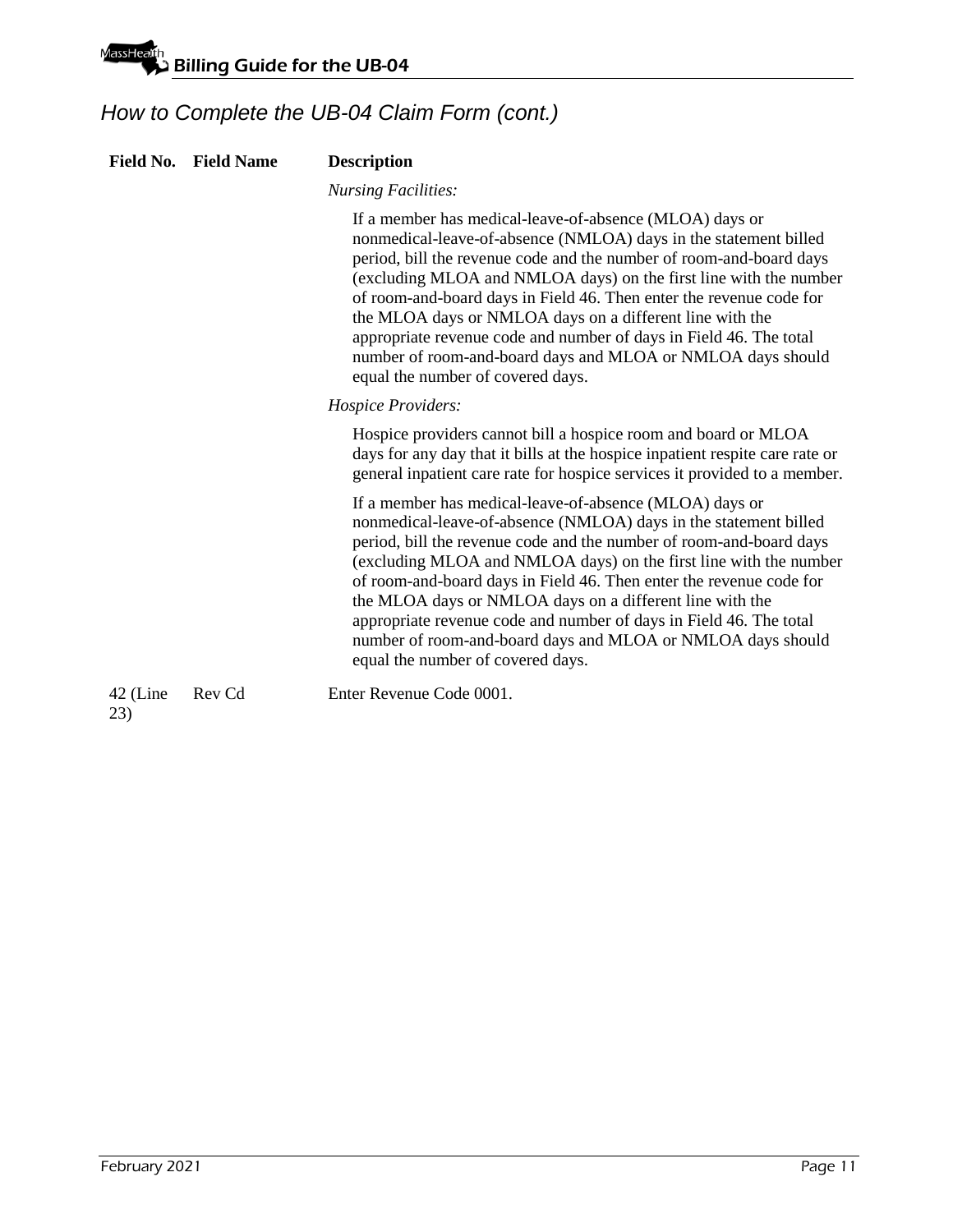## How to Complete the UB-04 Claim Form (cont.)

| Field No. | Field Name | Description |
|---|---|---|
| | | *Nursing Facilities:*<br><br>If a member has medical-leave-of-absence (MLOA) days or nonmedical-leave-of-absence (NMLOA) days in the statement billed period, bill the revenue code and the number of room-and-board days (excluding MLOA and NMLOA days) on the first line with the number of room-and-board days in Field 46. Then enter the revenue code for the MLOA days or NMLOA days on a different line with the appropriate revenue code and number of days in Field 46. The total number of room-and-board days and MLOA or NMLOA days should equal the number of covered days.<br><br>*Hospice Providers:*<br><br>Hospice providers cannot bill a hospice room and board or MLOA days for any day that it bills at the hospice inpatient respite care rate or general inpatient care rate for hospice services it provided to a member.<br><br>If a member has medical-leave-of-absence (MLOA) days or nonmedical-leave-of-absence (NMLOA) days in the statement billed period, bill the revenue code and the number of room-and-board days (excluding MLOA and NMLOA days) on the first line with the number of room-and-board days in Field 46. Then enter the revenue code for the MLOA days or NMLOA days on a different line with the appropriate revenue code and number of days in Field 46. The total number of room-and-board days and MLOA or NMLOA days should equal the number of covered days. |
| 42 (Line 23) | Rev Cd | Enter Revenue Code 0001. |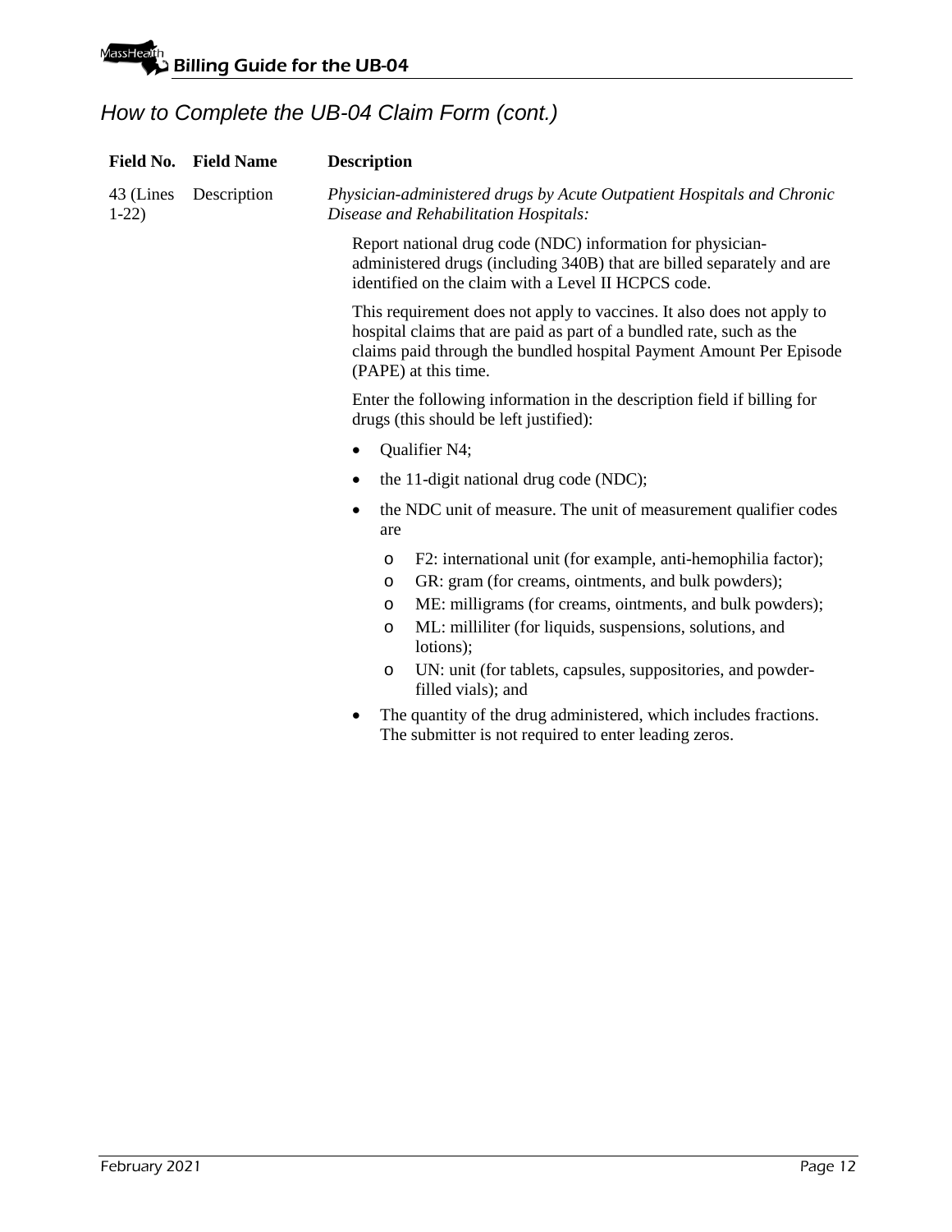## How to Complete the UB-04 Claim Form (cont.)

| Field No. | Field Name | Description |
|---|---|---|
| 43 (Lines 1-22) | Description | *Physician-administered drugs by Acute Outpatient Hospitals and Chronic Disease and Rehabilitation Hospitals:*<br><br>Report national drug code (NDC) information for physician-administered drugs (including 340B) that are billed separately and are identified on the claim with a Level II HCPCS code.<br><br>This requirement does not apply to vaccines. It also does not apply to hospital claims that are paid as part of a bundled rate, such as the claims paid through the bundled hospital Payment Amount Per Episode (PAPE) at this time.<br><br>Enter the following information in the description field if billing for drugs (this should be left justified):<br>• Qualifier N4;<br>• the 11-digit national drug code (NDC);<br>• the NDC unit of measure. The unit of measurement qualifier codes are<br>&nbsp;&nbsp;o F2: international unit (for example, anti-hemophilia factor);<br>&nbsp;&nbsp;o GR: gram (for creams, ointments, and bulk powders);<br>&nbsp;&nbsp;o ME: milligrams (for creams, ointments, and bulk powders);<br>&nbsp;&nbsp;o ML: milliliter (for liquids, suspensions, solutions, and lotions);<br>&nbsp;&nbsp;o UN: unit (for tablets, capsules, suppositories, and powder-filled vials); and<br>• The quantity of the drug administered, which includes fractions. The submitter is not required to enter leading zeros. |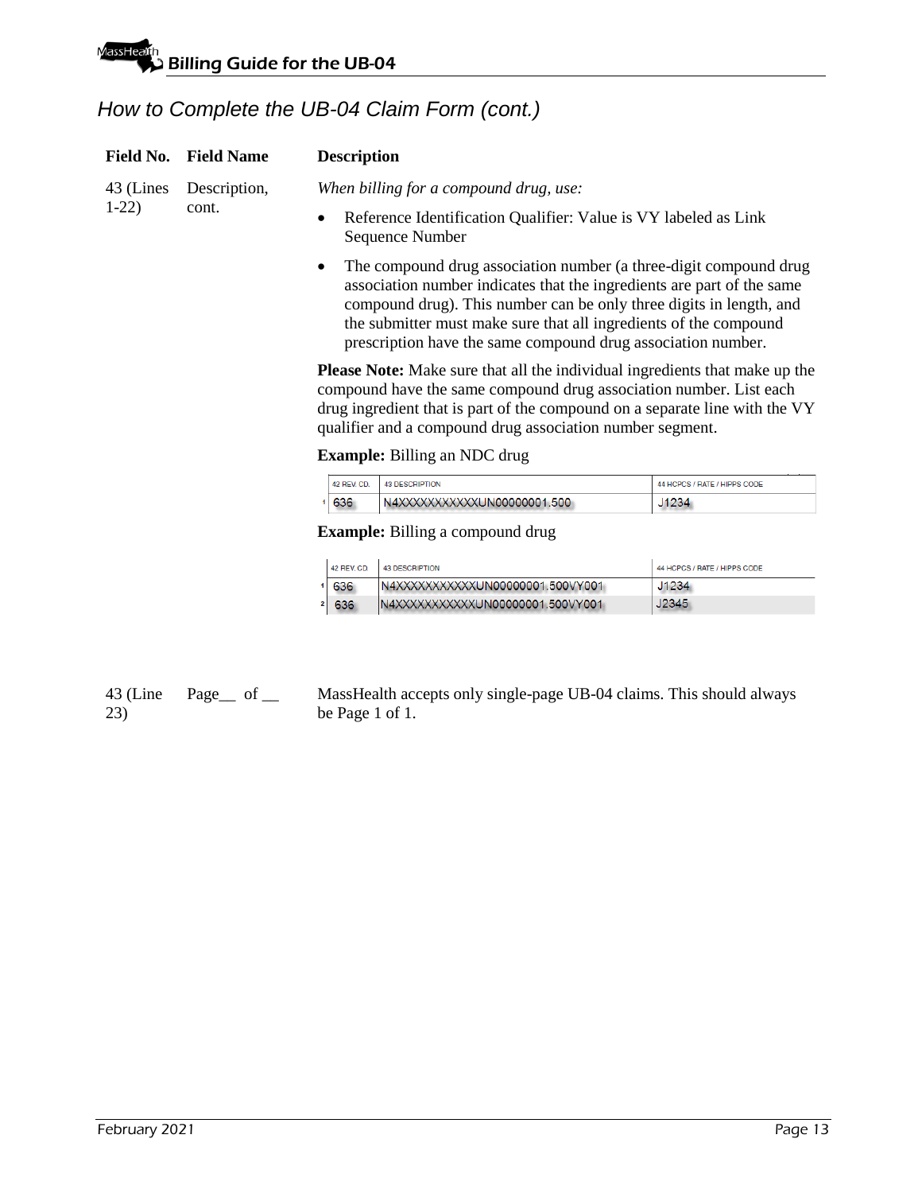## How to Complete the UB-04 Claim Form (cont.)

| Field No. | Field Name | Description |
|---|---|---|
| 43 (Lines 1-22) | Description, cont. | *When billing for a compound drug, use:* |

- Reference Identification Qualifier: Value is VY labeled as Link Sequence Number
- The compound drug association number (a three-digit compound drug association number indicates that the ingredients are part of the same compound drug). This number can be only three digits in length, and the submitter must make sure that all ingredients of the compound prescription have the same compound drug association number.

**Please Note:** Make sure that all the individual ingredients that make up the compound have the same compound drug association number. List each drug ingredient that is part of the compound on a separate line with the VY qualifier and a compound drug association number segment.

**Example:** Billing an NDC drug

| | 42 REV. CD. | 43 DESCRIPTION | 44 HCPCS / RATE / HIPPS CODE |
|---|---|---|---|
| 1 | 636 | N4XXXXXXXXXXXUN00000001.500 | J1234 |

**Example:** Billing a compound drug

| | 42 REV. CD. | 43 DESCRIPTION | 44 HCPCS / RATE / HIPPS CODE |
|---|---|---|---|
| 1 | 636 | N4XXXXXXXXXXXUN00000001.500VY001 | J1234 |
| 2 | 636 | N4XXXXXXXXXXXUN00000001.500VY001 | J2345 |

| Field No. | Field Name | Description |
|---|---|---|
| 43 (Line 23) | Page__ of __ | MassHealth accepts only single-page UB-04 claims. This should always be Page 1 of 1. |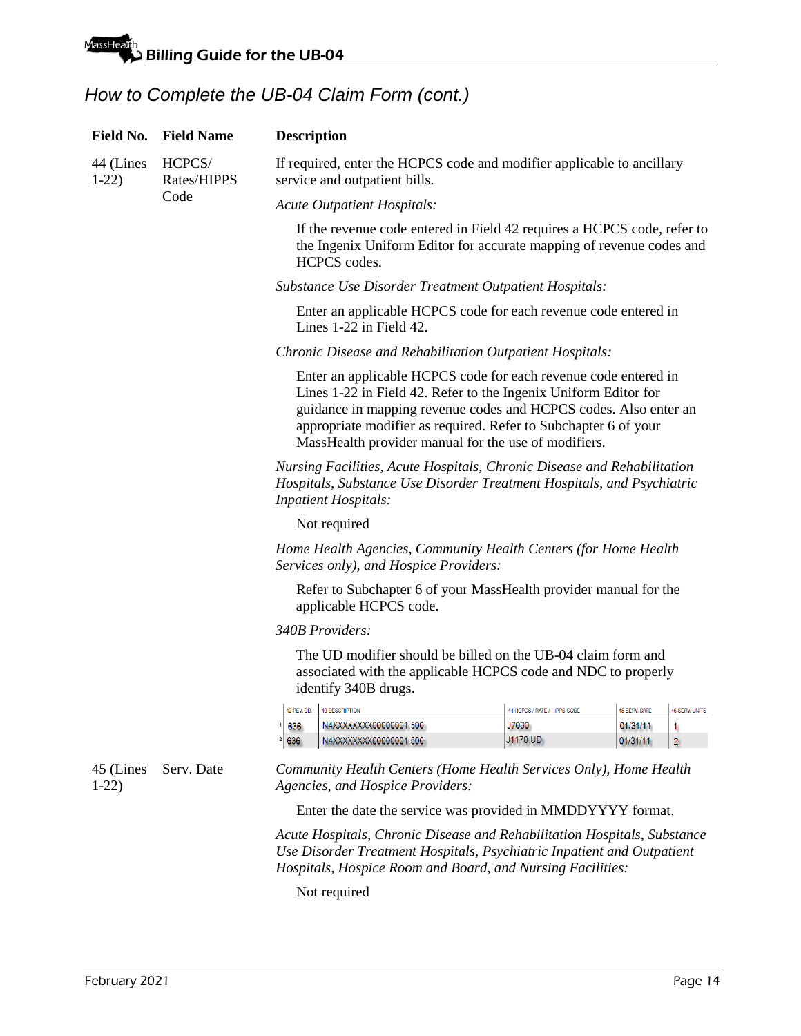## How to Complete the UB-04 Claim Form (cont.)

| Field No. | Field Name | Description |
|---|---|---|
| 44 (Lines 1-22) | HCPCS/ Rates/HIPPS Code | If required, enter the HCPCS code and modifier applicable to ancillary service and outpatient bills.<br><br>*Acute Outpatient Hospitals:*<br><br>If the revenue code entered in Field 42 requires a HCPCS code, refer to the Ingenix Uniform Editor for accurate mapping of revenue codes and HCPCS codes.<br><br>*Substance Use Disorder Treatment Outpatient Hospitals:*<br><br>Enter an applicable HCPCS code for each revenue code entered in Lines 1-22 in Field 42.<br><br>*Chronic Disease and Rehabilitation Outpatient Hospitals:*<br><br>Enter an applicable HCPCS code for each revenue code entered in Lines 1-22 in Field 42. Refer to the Ingenix Uniform Editor for guidance in mapping revenue codes and HCPCS codes. Also enter an appropriate modifier as required. Refer to Subchapter 6 of your MassHealth provider manual for the use of modifiers.<br><br>*Nursing Facilities, Acute Hospitals, Chronic Disease and Rehabilitation Hospitals, Substance Use Disorder Treatment Hospitals, and Psychiatric Inpatient Hospitals:*<br><br>Not required<br><br>*Home Health Agencies, Community Health Centers (for Home Health Services only), and Hospice Providers:*<br><br>Refer to Subchapter 6 of your MassHealth provider manual for the applicable HCPCS code.<br><br>*340B Providers:*<br><br>The UD modifier should be billed on the UB-04 claim form and associated with the applicable HCPCS code and NDC to properly identify 340B drugs. |

| | 42 REV. CD. | 43 DESCRIPTION | 44 HCPCS / RATE / HIPPS CODE | 45 SERV. DATE | 46 SERV. UNITS |
|---|---|---|---|---|---|
| 1 | 636 | N4XXXXXXXX00000001.500 | J7030 | 01/31/11 | 1 |
| 2 | 636 | N4XXXXXXXX00000001.500 | J1170 UD | 01/31/11 | 2 |

| Field No. | Field Name | Description |
|---|---|---|
| 45 (Lines 1-22) | Serv. Date | *Community Health Centers (Home Health Services Only), Home Health Agencies, and Hospice Providers:*<br><br>Enter the date the service was provided in MMDDYYYY format.<br><br>*Acute Hospitals, Chronic Disease and Rehabilitation Hospitals, Substance Use Disorder Treatment Hospitals, Psychiatric Inpatient and Outpatient Hospitals, Hospice Room and Board, and Nursing Facilities:*<br><br>Not required |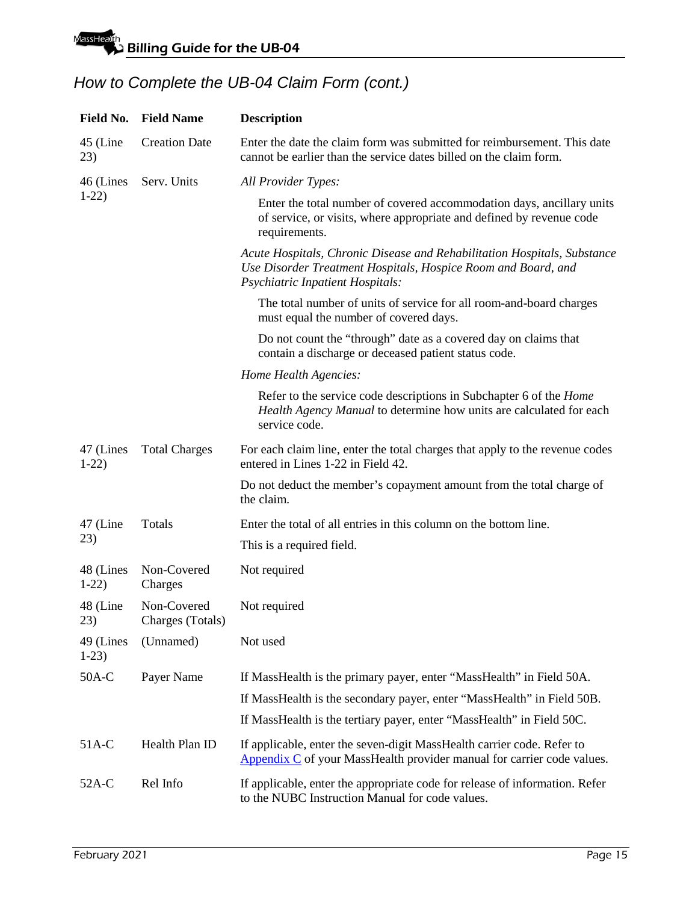## How to Complete the UB-04 Claim Form (cont.)

| Field No. | Field Name | Description |
|---|---|---|
| 45 (Line 23) | Creation Date | Enter the date the claim form was submitted for reimbursement. This date cannot be earlier than the service dates billed on the claim form. |
| 46 (Lines 1-22) | Serv. Units | *All Provider Types:*<br><br>Enter the total number of covered accommodation days, ancillary units of service, or visits, where appropriate and defined by revenue code requirements.<br><br>*Acute Hospitals, Chronic Disease and Rehabilitation Hospitals, Substance Use Disorder Treatment Hospitals, Hospice Room and Board, and Psychiatric Inpatient Hospitals:*<br><br>The total number of units of service for all room-and-board charges must equal the number of covered days.<br><br>Do not count the "through" date as a covered day on claims that contain a discharge or deceased patient status code.<br><br>*Home Health Agencies:*<br><br>Refer to the service code descriptions in Subchapter 6 of the *Home Health Agency Manual* to determine how units are calculated for each service code. |
| 47 (Lines 1-22) | Total Charges | For each claim line, enter the total charges that apply to the revenue codes entered in Lines 1-22 in Field 42.<br><br>Do not deduct the member's copayment amount from the total charge of the claim. |
| 47 (Line 23) | Totals | Enter the total of all entries in this column on the bottom line.<br><br>This is a required field. |
| 48 (Lines 1-22) | Non-Covered Charges | Not required |
| 48 (Line 23) | Non-Covered Charges (Totals) | Not required |
| 49 (Lines 1-23) | (Unnamed) | Not used |
| 50A-C | Payer Name | If MassHealth is the primary payer, enter "MassHealth" in Field 50A.<br><br>If MassHealth is the secondary payer, enter "MassHealth" in Field 50B.<br><br>If MassHealth is the tertiary payer, enter "MassHealth" in Field 50C. |
| 51A-C | Health Plan ID | If applicable, enter the seven-digit MassHealth carrier code. Refer to Appendix C of your MassHealth provider manual for carrier code values. |
| 52A-C | Rel Info | If applicable, enter the appropriate code for release of information. Refer to the NUBC Instruction Manual for code values. |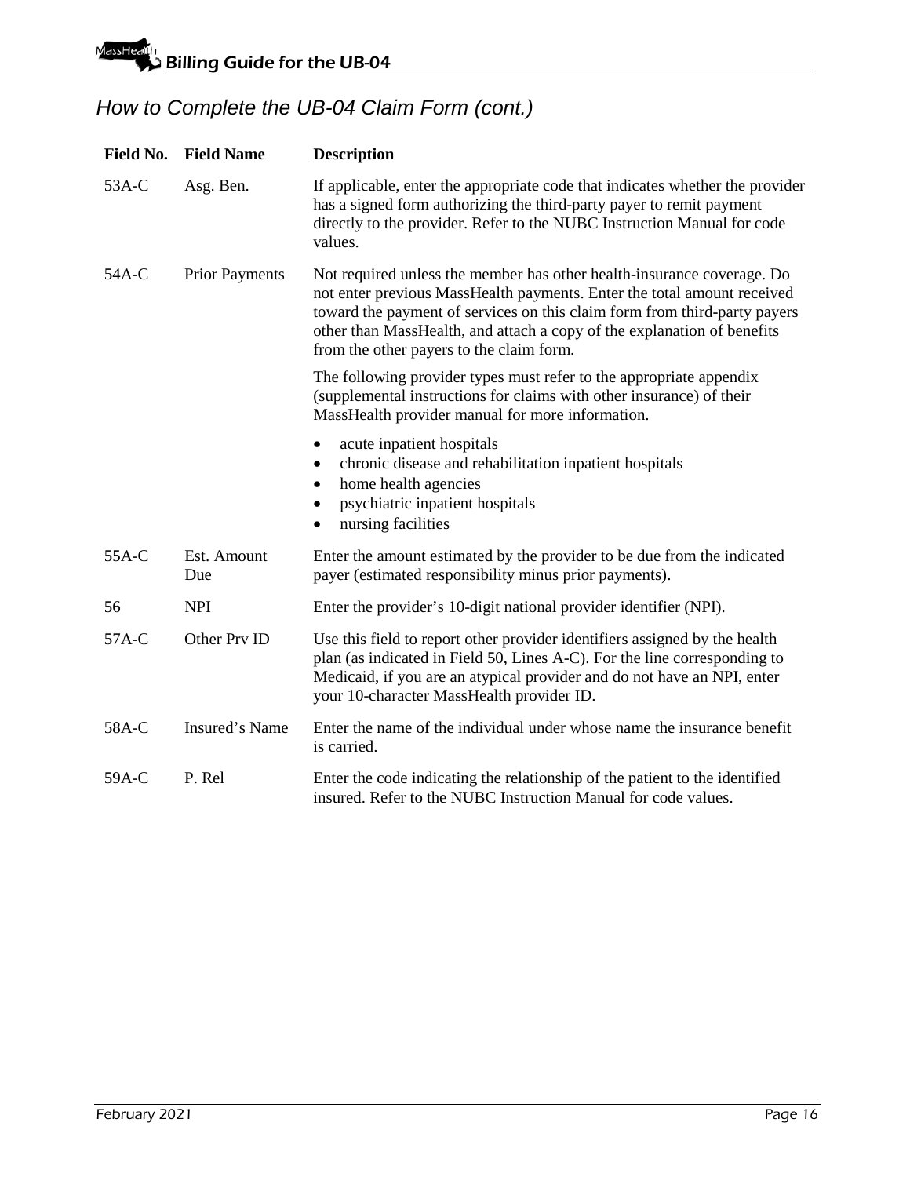## *How to Complete the UB-04 Claim Form (cont.)*

| Field No. | Field Name | Description |
| --- | --- | --- |
| 53A-C | Asg. Ben. | If applicable, enter the appropriate code that indicates whether the provider has a signed form authorizing the third-party payer to remit payment directly to the provider. Refer to the NUBC Instruction Manual for code values. |
| 54A-C | Prior Payments | Not required unless the member has other health-insurance coverage. Do not enter previous MassHealth payments. Enter the total amount received toward the payment of services on this claim form from third-party payers other than MassHealth, and attach a copy of the explanation of benefits from the other payers to the claim form.<br><br>The following provider types must refer to the appropriate appendix (supplemental instructions for claims with other insurance) of their MassHealth provider manual for more information.<br><br>• acute inpatient hospitals<br>• chronic disease and rehabilitation inpatient hospitals<br>• home health agencies<br>• psychiatric inpatient hospitals<br>• nursing facilities |
| 55A-C | Est. Amount Due | Enter the amount estimated by the provider to be due from the indicated payer (estimated responsibility minus prior payments). |
| 56 | NPI | Enter the provider's 10-digit national provider identifier (NPI). |
| 57A-C | Other Prv ID | Use this field to report other provider identifiers assigned by the health plan (as indicated in Field 50, Lines A-C). For the line corresponding to Medicaid, if you are an atypical provider and do not have an NPI, enter your 10-character MassHealth provider ID. |
| 58A-C | Insured's Name | Enter the name of the individual under whose name the insurance benefit is carried. |
| 59A-C | P. Rel | Enter the code indicating the relationship of the patient to the identified insured. Refer to the NUBC Instruction Manual for code values. |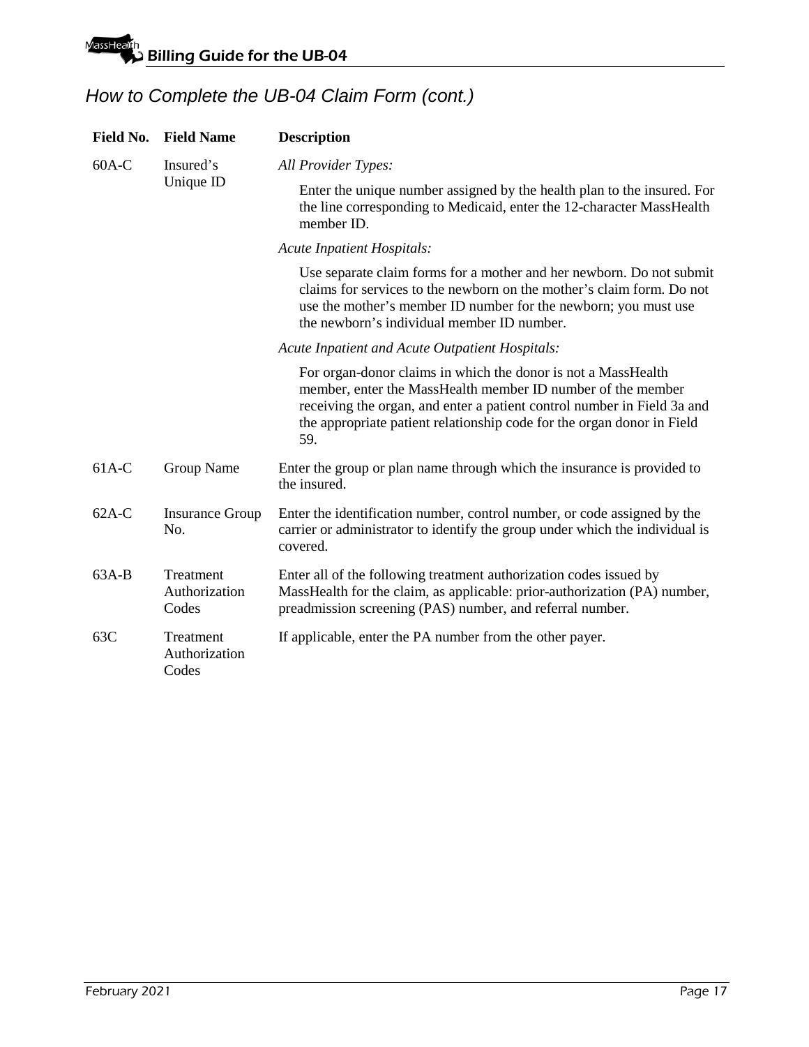## How to Complete the UB-04 Claim Form (cont.)

| Field No. | Field Name | Description |
|---|---|---|
| 60A-C | Insured's Unique ID | *All Provider Types:*<br>Enter the unique number assigned by the health plan to the insured. For the line corresponding to Medicaid, enter the 12-character MassHealth member ID.<br>*Acute Inpatient Hospitals:*<br>Use separate claim forms for a mother and her newborn. Do not submit claims for services to the newborn on the mother's claim form. Do not use the mother's member ID number for the newborn; you must use the newborn's individual member ID number.<br>*Acute Inpatient and Acute Outpatient Hospitals:*<br>For organ-donor claims in which the donor is not a MassHealth member, enter the MassHealth member ID number of the member receiving the organ, and enter a patient control number in Field 3a and the appropriate patient relationship code for the organ donor in Field 59. |
| 61A-C | Group Name | Enter the group or plan name through which the insurance is provided to the insured. |
| 62A-C | Insurance Group No. | Enter the identification number, control number, or code assigned by the carrier or administrator to identify the group under which the individual is covered. |
| 63A-B | Treatment Authorization Codes | Enter all of the following treatment authorization codes issued by MassHealth for the claim, as applicable: prior-authorization (PA) number, preadmission screening (PAS) number, and referral number. |
| 63C | Treatment Authorization Codes | If applicable, enter the PA number from the other payer. |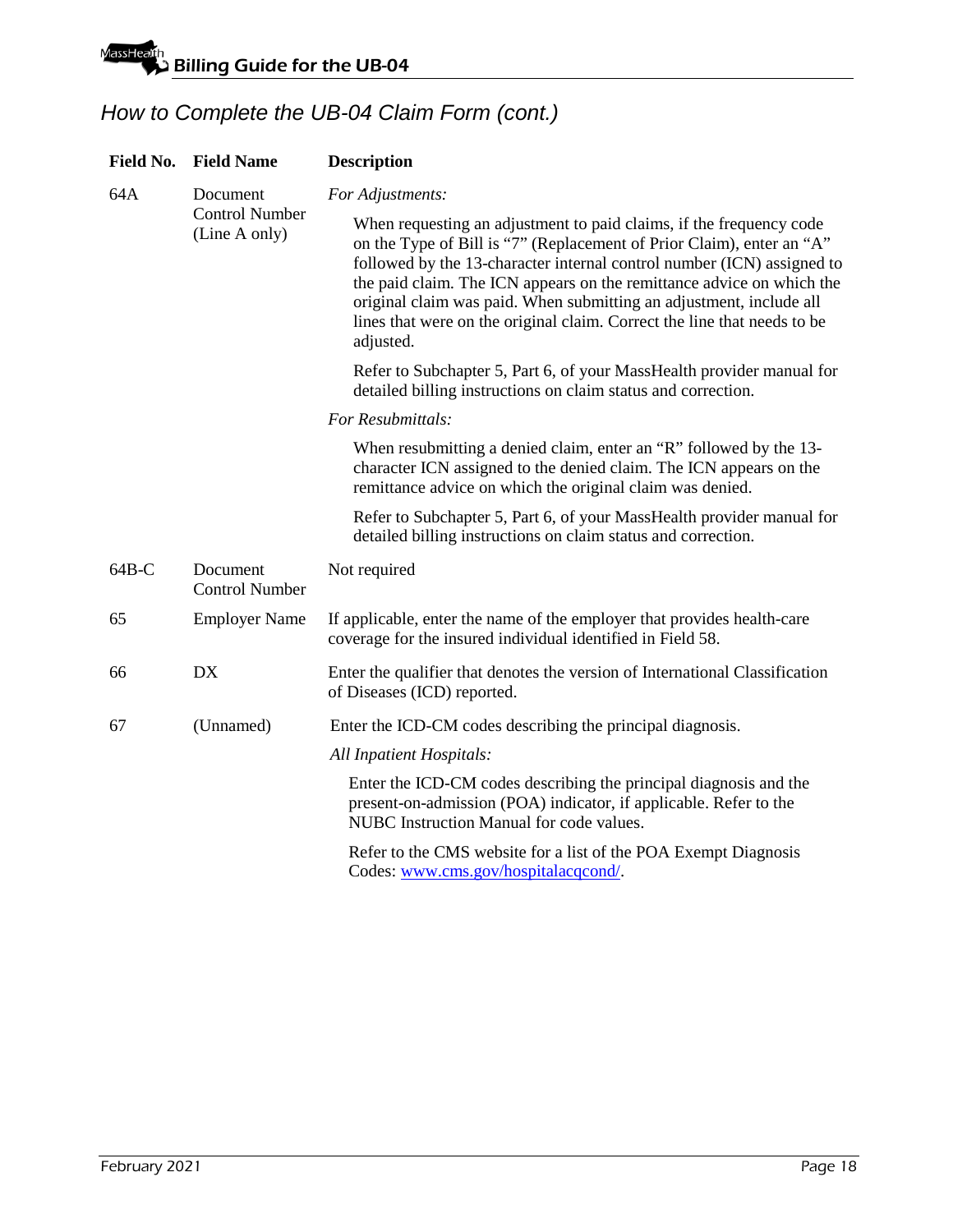## How to Complete the UB-04 Claim Form (cont.)

| Field No. | Field Name | Description |
|---|---|---|
| 64A | Document Control Number (Line A only) | *For Adjustments:*<br><br>When requesting an adjustment to paid claims, if the frequency code on the Type of Bill is "7" (Replacement of Prior Claim), enter an "A" followed by the 13-character internal control number (ICN) assigned to the paid claim. The ICN appears on the remittance advice on which the original claim was paid. When submitting an adjustment, include all lines that were on the original claim. Correct the line that needs to be adjusted.<br><br>Refer to Subchapter 5, Part 6, of your MassHealth provider manual for detailed billing instructions on claim status and correction.<br><br>*For Resubmittals:*<br><br>When resubmitting a denied claim, enter an "R" followed by the 13-character ICN assigned to the denied claim. The ICN appears on the remittance advice on which the original claim was denied.<br><br>Refer to Subchapter 5, Part 6, of your MassHealth provider manual for detailed billing instructions on claim status and correction. |
| 64B-C | Document Control Number | Not required |
| 65 | Employer Name | If applicable, enter the name of the employer that provides health-care coverage for the insured individual identified in Field 58. |
| 66 | DX | Enter the qualifier that denotes the version of International Classification of Diseases (ICD) reported. |
| 67 | (Unnamed) | Enter the ICD-CM codes describing the principal diagnosis.<br><br>*All Inpatient Hospitals:*<br><br>Enter the ICD-CM codes describing the principal diagnosis and the present-on-admission (POA) indicator, if applicable. Refer to the NUBC Instruction Manual for code values.<br><br>Refer to the CMS website for a list of the POA Exempt Diagnosis Codes: [www.cms.gov/hospitalacqcond/](http://www.cms.gov/hospitalacqcond/). |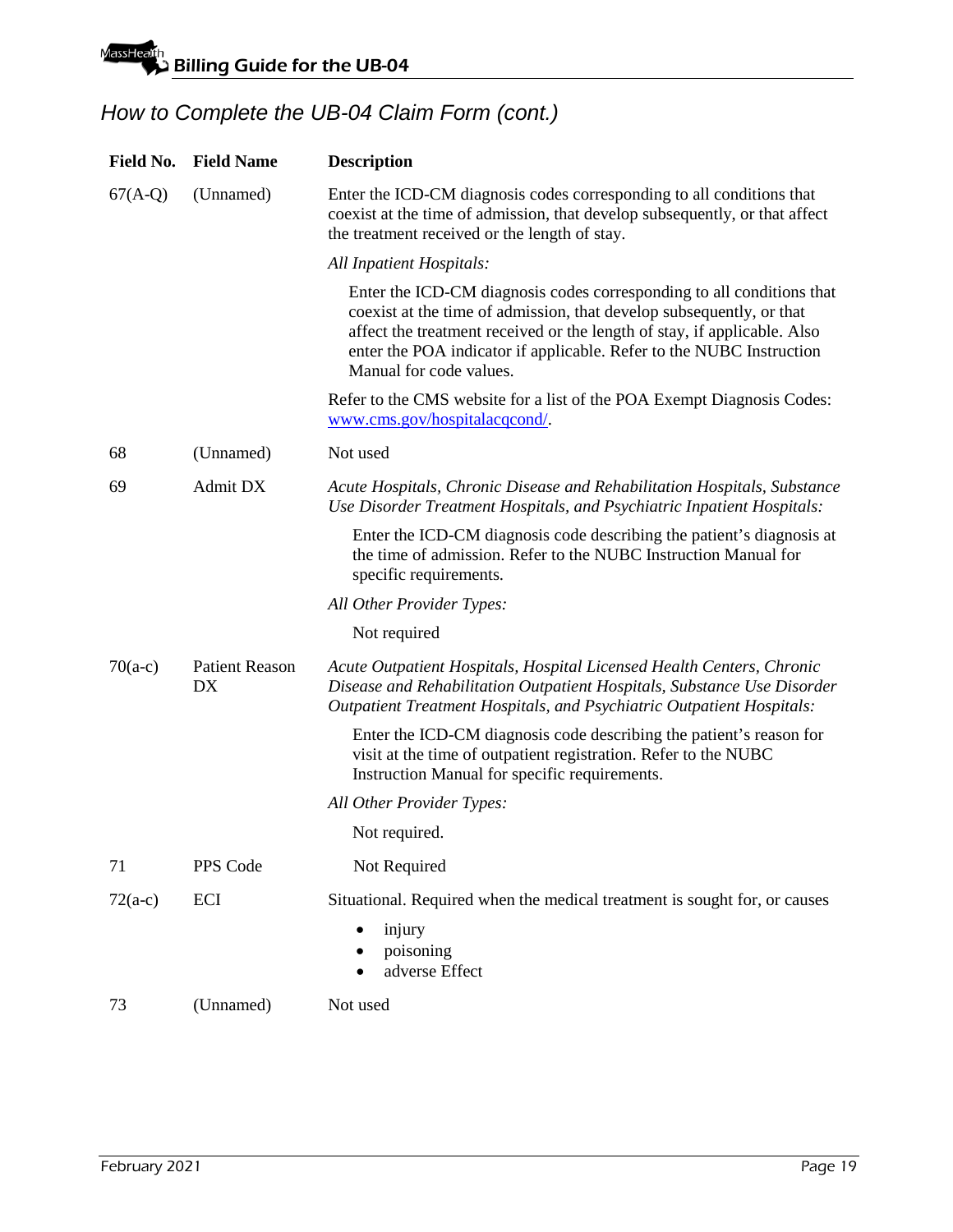## How to Complete the UB-04 Claim Form (cont.)

| Field No. | Field Name | Description |
|---|---|---|
| 67(A-Q) | (Unnamed) | Enter the ICD-CM diagnosis codes corresponding to all conditions that coexist at the time of admission, that develop subsequently, or that affect the treatment received or the length of stay.<br><br>*All Inpatient Hospitals:*<br><br>Enter the ICD-CM diagnosis codes corresponding to all conditions that coexist at the time of admission, that develop subsequently, or that affect the treatment received or the length of stay, if applicable. Also enter the POA indicator if applicable. Refer to the NUBC Instruction Manual for code values.<br><br>Refer to the CMS website for a list of the POA Exempt Diagnosis Codes: [www.cms.gov/hospitalacqcond/](www.cms.gov/hospitalacqcond/). |
| 68 | (Unnamed) | Not used |
| 69 | Admit DX | *Acute Hospitals, Chronic Disease and Rehabilitation Hospitals, Substance Use Disorder Treatment Hospitals, and Psychiatric Inpatient Hospitals:*<br><br>Enter the ICD-CM diagnosis code describing the patient's diagnosis at the time of admission. Refer to the NUBC Instruction Manual for specific requirements.<br><br>*All Other Provider Types:*<br><br>Not required |
| 70(a-c) | Patient Reason DX | *Acute Outpatient Hospitals, Hospital Licensed Health Centers, Chronic Disease and Rehabilitation Outpatient Hospitals, Substance Use Disorder Outpatient Treatment Hospitals, and Psychiatric Outpatient Hospitals:*<br><br>Enter the ICD-CM diagnosis code describing the patient's reason for visit at the time of outpatient registration. Refer to the NUBC Instruction Manual for specific requirements.<br><br>*All Other Provider Types:*<br><br>Not required. |
| 71 | PPS Code | Not Required |
| 72(a-c) | ECI | Situational. Required when the medical treatment is sought for, or causes<br>• injury<br>• poisoning<br>• adverse Effect |
| 73 | (Unnamed) | Not used |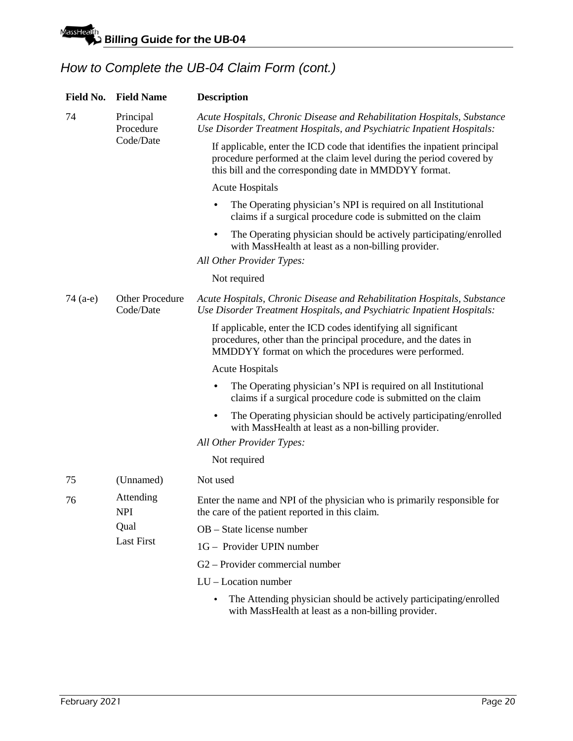## How to Complete the UB-04 Claim Form (cont.)

| Field No. | Field Name | Description |
|---|---|---|
| 74 | Principal Procedure Code/Date | *Acute Hospitals, Chronic Disease and Rehabilitation Hospitals, Substance Use Disorder Treatment Hospitals, and Psychiatric Inpatient Hospitals:*<br>If applicable, enter the ICD code that identifies the inpatient principal procedure performed at the claim level during the period covered by this bill and the corresponding date in MMDDYY format.<br>Acute Hospitals<br>• The Operating physician's NPI is required on all Institutional claims if a surgical procedure code is submitted on the claim<br>• The Operating physician should be actively participating/enrolled with MassHealth at least as a non-billing provider.<br>*All Other Provider Types:*<br>Not required |
| 74 (a-e) | Other Procedure Code/Date | *Acute Hospitals, Chronic Disease and Rehabilitation Hospitals, Substance Use Disorder Treatment Hospitals, and Psychiatric Inpatient Hospitals:*<br>If applicable, enter the ICD codes identifying all significant procedures, other than the principal procedure, and the dates in MMDDYY format on which the procedures were performed.<br>Acute Hospitals<br>• The Operating physician's NPI is required on all Institutional claims if a surgical procedure code is submitted on the claim<br>• The Operating physician should be actively participating/enrolled with MassHealth at least as a non-billing provider.<br>*All Other Provider Types:*<br>Not required |
| 75 | (Unnamed) | Not used |
| 76 | Attending<br>NPI<br>Qual<br>Last First | Enter the name and NPI of the physician who is primarily responsible for the care of the patient reported in this claim.<br>OB – State license number<br>1G – Provider UPIN number<br>G2 – Provider commercial number<br>LU – Location number<br>• The Attending physician should be actively participating/enrolled with MassHealth at least as a non-billing provider. |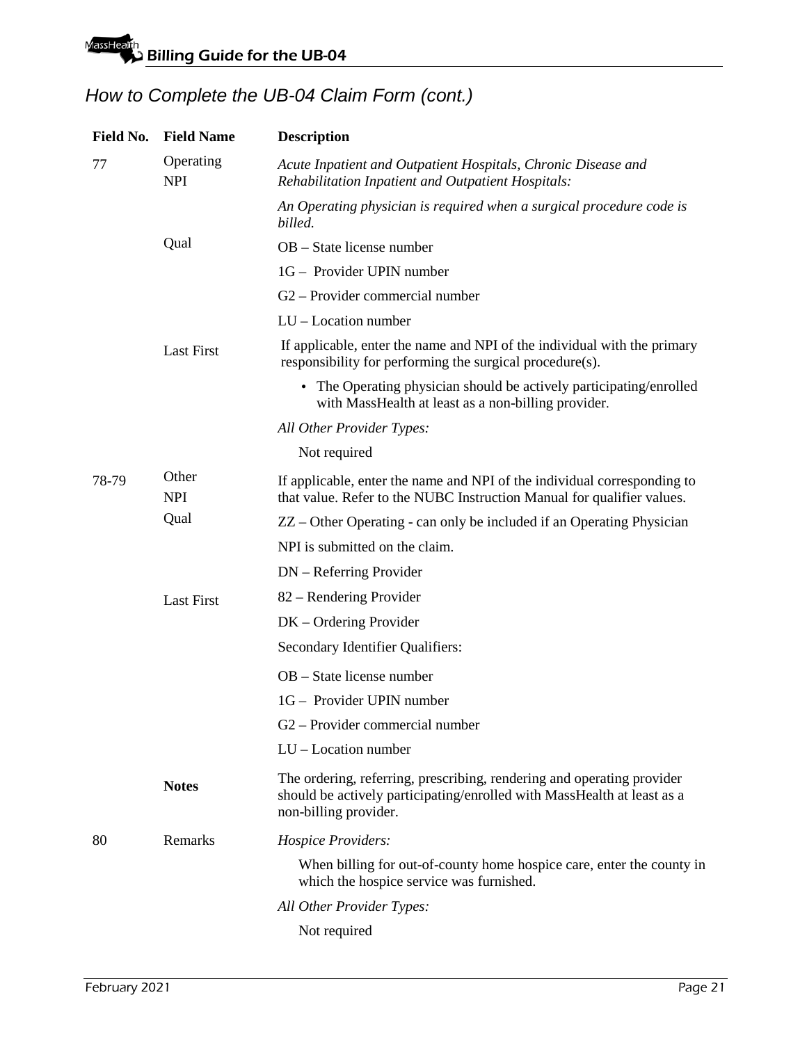## How to Complete the UB-04 Claim Form (cont.)

| Field No. | Field Name | Description |
|---|---|---|
| 77 | Operating NPI | *Acute Inpatient and Outpatient Hospitals, Chronic Disease and Rehabilitation Inpatient and Outpatient Hospitals:* |
| | | *An Operating physician is required when a surgical procedure code is billed.* |
| | Qual | OB – State license number |
| | | 1G – Provider UPIN number |
| | | G2 – Provider commercial number |
| | | LU – Location number |
| | Last First | If applicable, enter the name and NPI of the individual with the primary responsibility for performing the surgical procedure(s). |
| | | • The Operating physician should be actively participating/enrolled with MassHealth at least as a non-billing provider. |
| | | *All Other Provider Types:* |
| | | Not required |
| 78-79 | Other NPI | If applicable, enter the name and NPI of the individual corresponding to that value. Refer to the NUBC Instruction Manual for qualifier values. |
| | Qual | ZZ – Other Operating - can only be included if an Operating Physician |
| | | NPI is submitted on the claim. |
| | | DN – Referring Provider |
| | Last First | 82 – Rendering Provider |
| | | DK – Ordering Provider |
| | | Secondary Identifier Qualifiers: |
| | | OB – State license number |
| | | 1G – Provider UPIN number |
| | | G2 – Provider commercial number |
| | | LU – Location number |
| | **Notes** | The ordering, referring, prescribing, rendering and operating provider should be actively participating/enrolled with MassHealth at least as a non-billing provider. |
| 80 | Remarks | *Hospice Providers:* |
| | | When billing for out-of-county home hospice care, enter the county in which the hospice service was furnished. |
| | | *All Other Provider Types:* |
| | | Not required |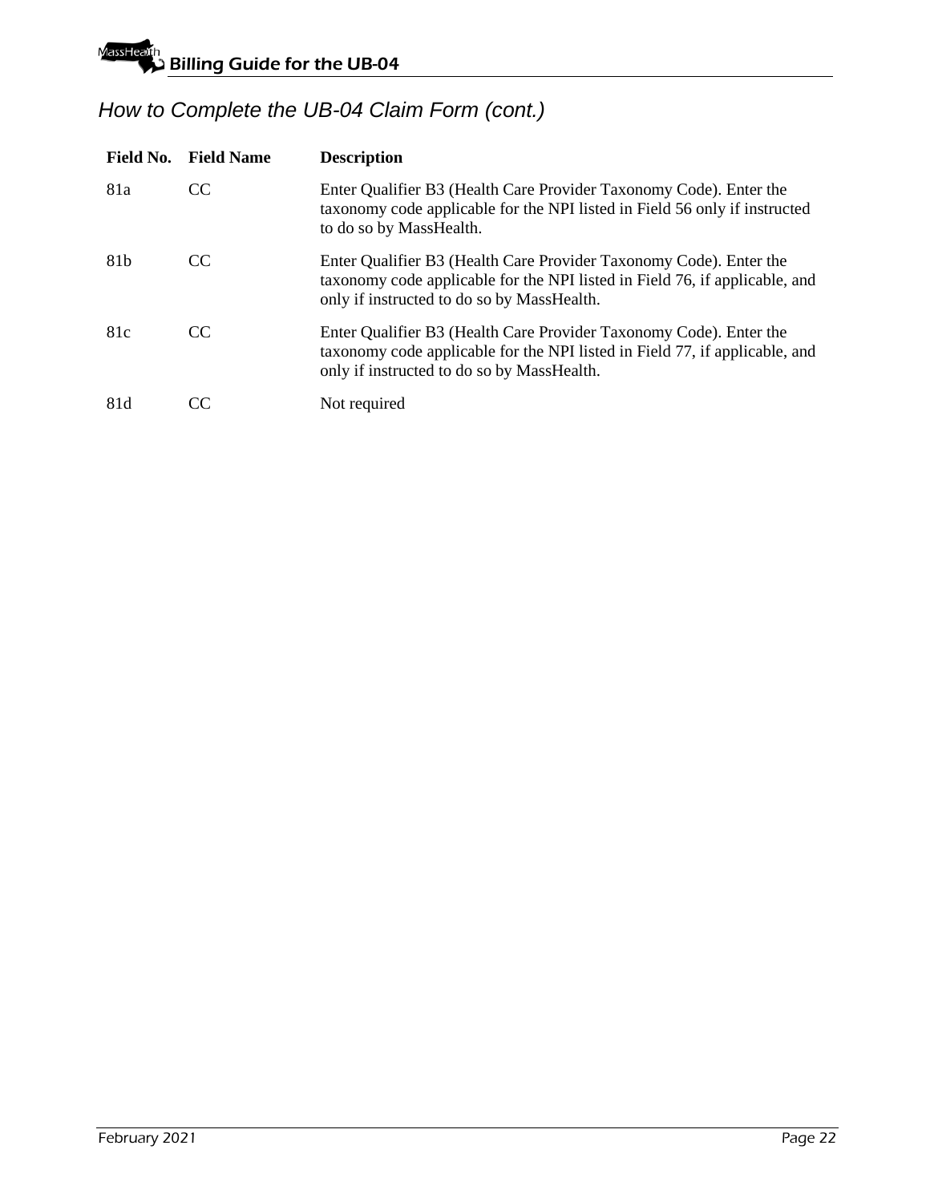## How to Complete the UB-04 Claim Form (cont.)

| Field No. | Field Name | Description |
|---|---|---|
| 81a | CC | Enter Qualifier B3 (Health Care Provider Taxonomy Code). Enter the taxonomy code applicable for the NPI listed in Field 56 only if instructed to do so by MassHealth. |
| 81b | CC | Enter Qualifier B3 (Health Care Provider Taxonomy Code). Enter the taxonomy code applicable for the NPI listed in Field 76, if applicable, and only if instructed to do so by MassHealth. |
| 81c | CC | Enter Qualifier B3 (Health Care Provider Taxonomy Code). Enter the taxonomy code applicable for the NPI listed in Field 77, if applicable, and only if instructed to do so by MassHealth. |
| 81d | CC | Not required |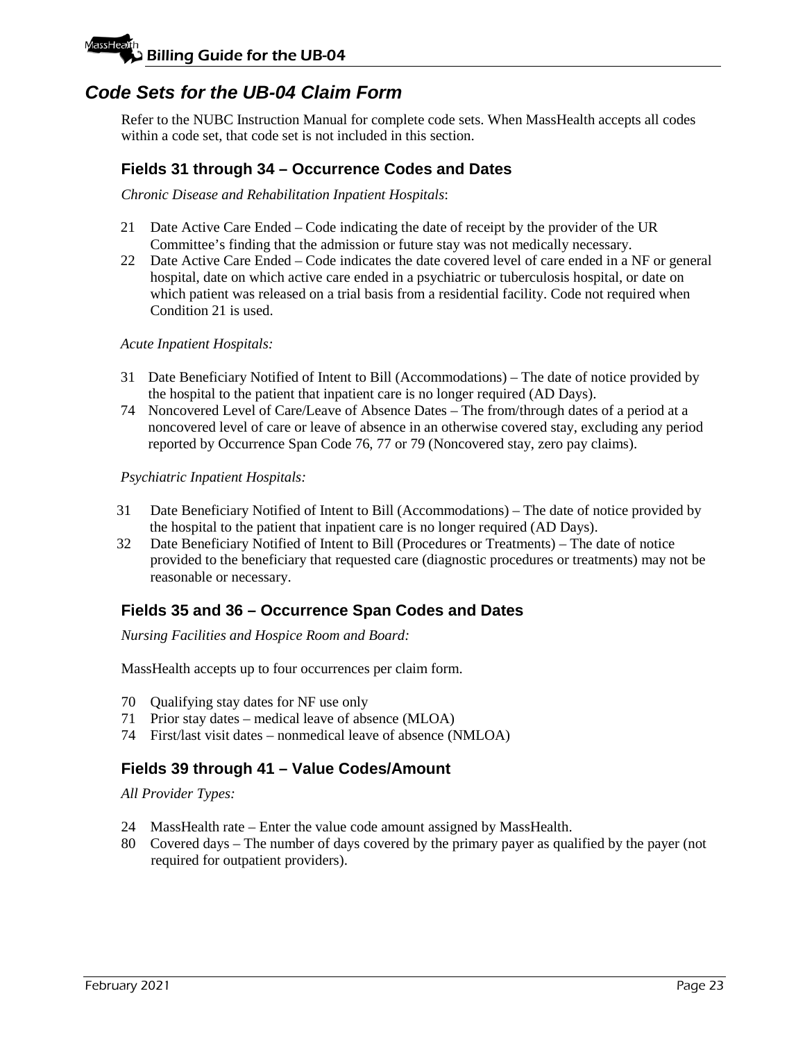## *Code Sets for the UB-04 Claim Form*

Refer to the NUBC Instruction Manual for complete code sets. When MassHealth accepts all codes within a code set, that code set is not included in this section.

### Fields 31 through 34 – Occurrence Codes and Dates

*Chronic Disease and Rehabilitation Inpatient Hospitals*:

- 21 Date Active Care Ended – Code indicating the date of receipt by the provider of the UR Committee's finding that the admission or future stay was not medically necessary.
- 22 Date Active Care Ended – Code indicates the date covered level of care ended in a NF or general hospital, date on which active care ended in a psychiatric or tuberculosis hospital, or date on which patient was released on a trial basis from a residential facility. Code not required when Condition 21 is used.

*Acute Inpatient Hospitals:*

- 31 Date Beneficiary Notified of Intent to Bill (Accommodations) – The date of notice provided by the hospital to the patient that inpatient care is no longer required (AD Days).
- 74 Noncovered Level of Care/Leave of Absence Dates – The from/through dates of a period at a noncovered level of care or leave of absence in an otherwise covered stay, excluding any period reported by Occurrence Span Code 76, 77 or 79 (Noncovered stay, zero pay claims).

*Psychiatric Inpatient Hospitals:*

- 31 Date Beneficiary Notified of Intent to Bill (Accommodations) – The date of notice provided by the hospital to the patient that inpatient care is no longer required (AD Days).
- 32 Date Beneficiary Notified of Intent to Bill (Procedures or Treatments) – The date of notice provided to the beneficiary that requested care (diagnostic procedures or treatments) may not be reasonable or necessary.

### Fields 35 and 36 – Occurrence Span Codes and Dates

*Nursing Facilities and Hospice Room and Board:*

MassHealth accepts up to four occurrences per claim form.

- 70 Qualifying stay dates for NF use only
- 71 Prior stay dates – medical leave of absence (MLOA)
- 74 First/last visit dates – nonmedical leave of absence (NMLOA)

### Fields 39 through 41 – Value Codes/Amount

*All Provider Types:*

- 24 MassHealth rate – Enter the value code amount assigned by MassHealth.
- 80 Covered days – The number of days covered by the primary payer as qualified by the payer (not required for outpatient providers).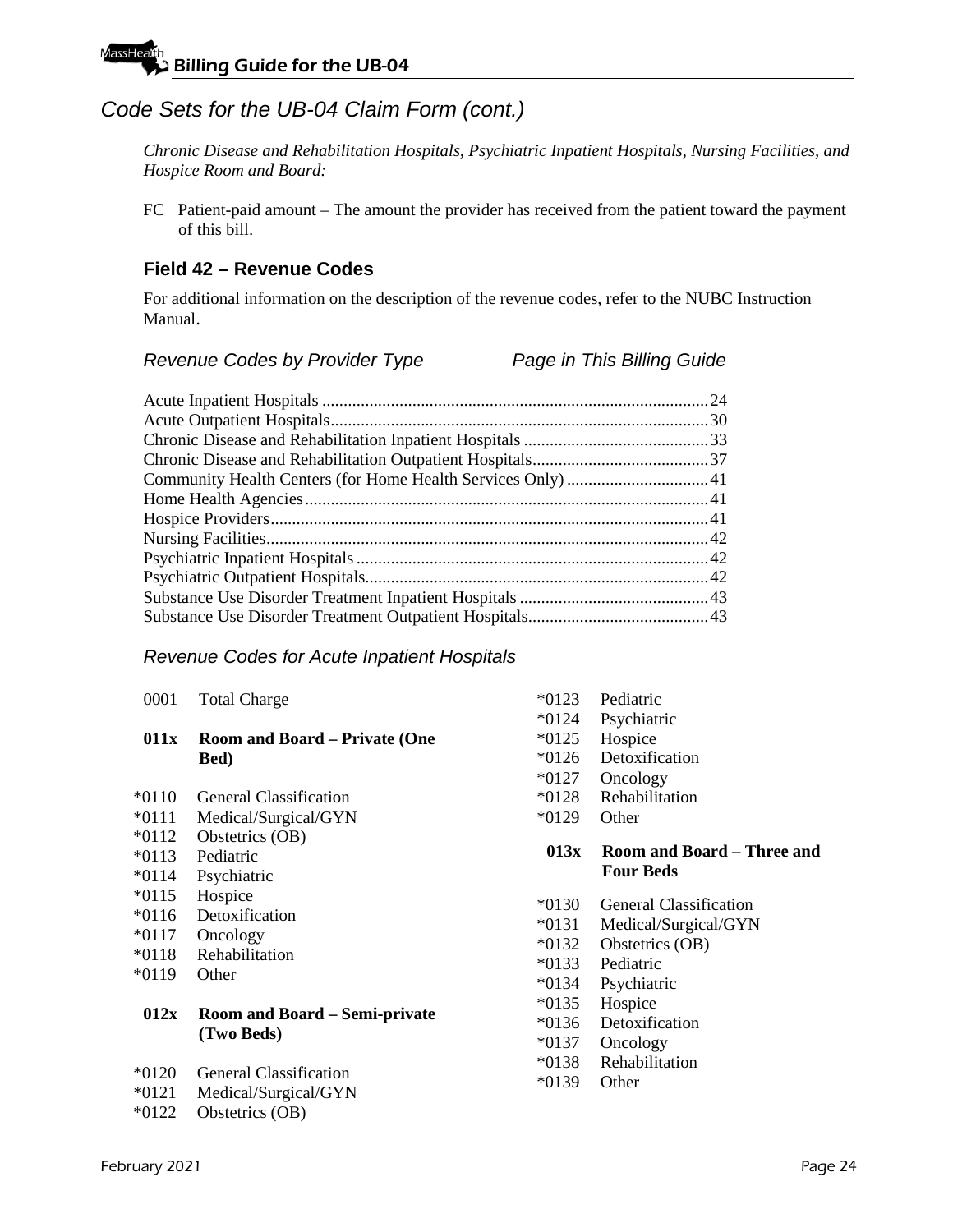## Code Sets for the UB-04 Claim Form (cont.)

*Chronic Disease and Rehabilitation Hospitals, Psychiatric Inpatient Hospitals, Nursing Facilities, and Hospice Room and Board:*

FC Patient-paid amount – The amount the provider has received from the patient toward the payment of this bill.

### Field 42 – Revenue Codes

For additional information on the description of the revenue codes, refer to the NUBC Instruction Manual.

| *Revenue Codes by Provider Type* | *Page in This Billing Guide* |
|---|---|
| Acute Inpatient Hospitals | 24 |
| Acute Outpatient Hospitals | 30 |
| Chronic Disease and Rehabilitation Inpatient Hospitals | 33 |
| Chronic Disease and Rehabilitation Outpatient Hospitals | 37 |
| Community Health Centers (for Home Health Services Only) | 41 |
| Home Health Agencies | 41 |
| Hospice Providers | 41 |
| Nursing Facilities | 42 |
| Psychiatric Inpatient Hospitals | 42 |
| Psychiatric Outpatient Hospitals | 42 |
| Substance Use Disorder Treatment Inpatient Hospitals | 43 |
| Substance Use Disorder Treatment Outpatient Hospitals | 43 |

*Revenue Codes for Acute Inpatient Hospitals*

0001 Total Charge

**011x Room and Board – Private (One Bed)**

*0110 General Classification
*0111 Medical/Surgical/GYN
*0112 Obstetrics (OB)
*0113 Pediatric
*0114 Psychiatric
*0115 Hospice
*0116 Detoxification
*0117 Oncology
*0118 Rehabilitation
*0119 Other

**012x Room and Board – Semi-private (Two Beds)**

*0120 General Classification
*0121 Medical/Surgical/GYN
*0122 Obstetrics (OB)
*0123 Pediatric
*0124 Psychiatric
*0125 Hospice
*0126 Detoxification
*0127 Oncology
*0128 Rehabilitation
*0129 Other

**013x Room and Board – Three and Four Beds**

*0130 General Classification
*0131 Medical/Surgical/GYN
*0132 Obstetrics (OB)
*0133 Pediatric
*0134 Psychiatric
*0135 Hospice
*0136 Detoxification
*0137 Oncology
*0138 Rehabilitation
*0139 Other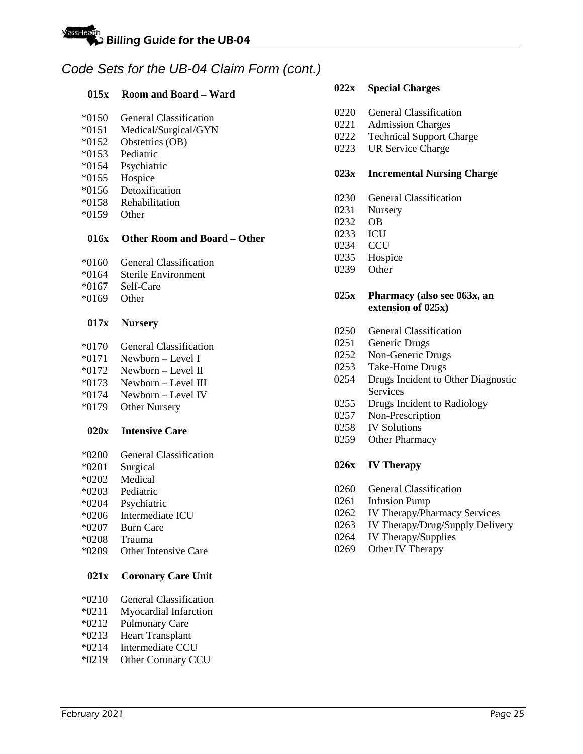## Code Sets for the UB-04 Claim Form (cont.)

### 015x Room and Board – Ward

*0150 General Classification
*0151 Medical/Surgical/GYN
*0152 Obstetrics (OB)
*0153 Pediatric
*0154 Psychiatric
*0155 Hospice
*0156 Detoxification
*0158 Rehabilitation
*0159 Other

### 016x Other Room and Board – Other

*0160 General Classification
*0164 Sterile Environment
*0167 Self-Care
*0169 Other

### 017x Nursery

*0170 General Classification
*0171 Newborn – Level I
*0172 Newborn – Level II
*0173 Newborn – Level III
*0174 Newborn – Level IV
*0179 Other Nursery

### 020x Intensive Care

*0200 General Classification
*0201 Surgical
*0202 Medical
*0203 Pediatric
*0204 Psychiatric
*0206 Intermediate ICU
*0207 Burn Care
*0208 Trauma
*0209 Other Intensive Care

### 021x Coronary Care Unit

*0210 General Classification
*0211 Myocardial Infarction
*0212 Pulmonary Care
*0213 Heart Transplant
*0214 Intermediate CCU
*0219 Other Coronary CCU

### 022x Special Charges

0220 General Classification
0221 Admission Charges
0222 Technical Support Charge
0223 UR Service Charge

### 023x Incremental Nursing Charge

0230 General Classification
0231 Nursery
0232 OB
0233 ICU
0234 CCU
0235 Hospice
0239 Other

### 025x Pharmacy (also see 063x, an extension of 025x)

0250 General Classification
0251 Generic Drugs
0252 Non-Generic Drugs
0253 Take-Home Drugs
0254 Drugs Incident to Other Diagnostic Services
0255 Drugs Incident to Radiology
0257 Non-Prescription
0258 IV Solutions
0259 Other Pharmacy

### 026x IV Therapy

0260 General Classification
0261 Infusion Pump
0262 IV Therapy/Pharmacy Services
0263 IV Therapy/Drug/Supply Delivery
0264 IV Therapy/Supplies
0269 Other IV Therapy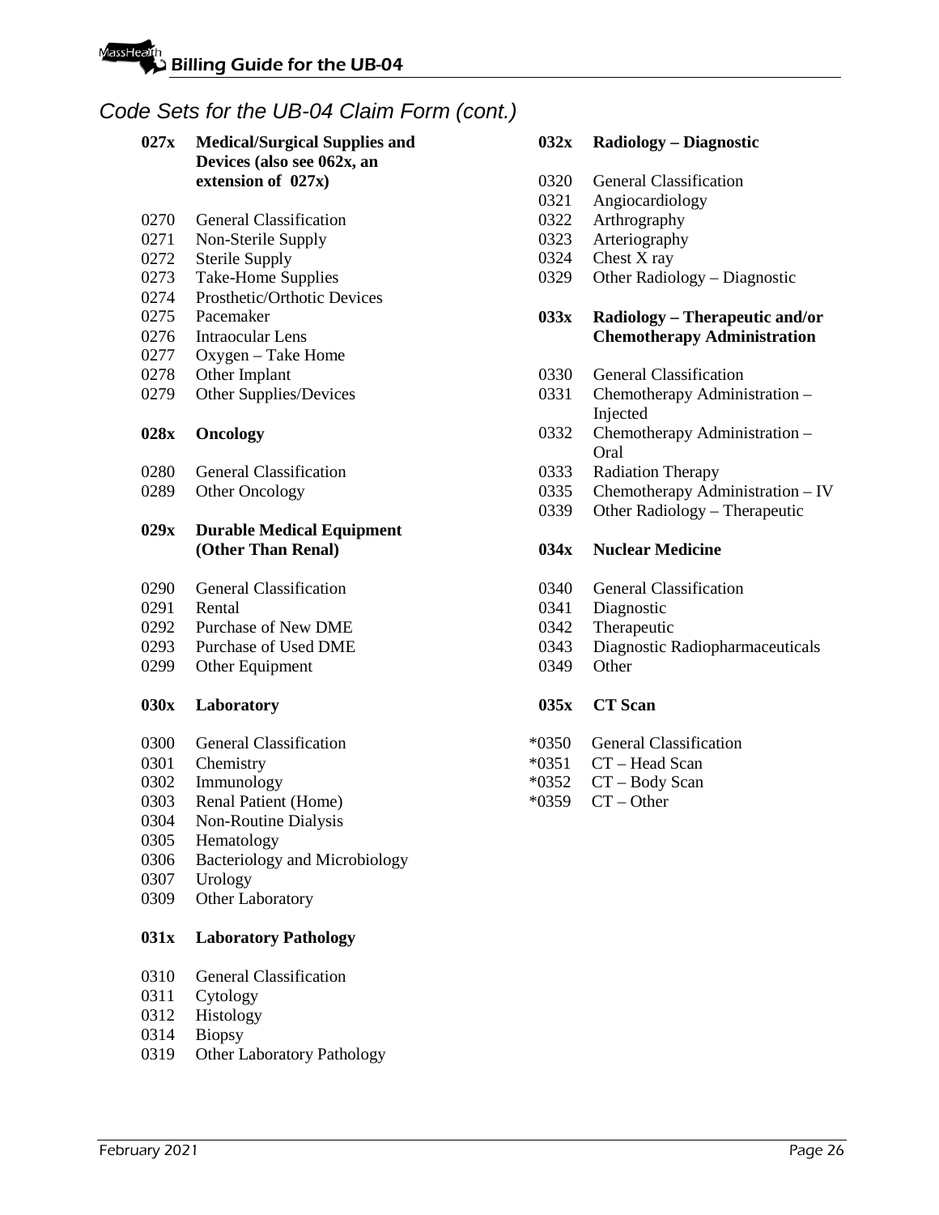## Code Sets for the UB-04 Claim Form (cont.)

**027x Medical/Surgical Supplies and Devices (also see 062x, an extension of 027x)**

0270 General Classification
0271 Non-Sterile Supply
0272 Sterile Supply
0273 Take-Home Supplies
0274 Prosthetic/Orthotic Devices
0275 Pacemaker
0276 Intraocular Lens
0277 Oxygen – Take Home
0278 Other Implant
0279 Other Supplies/Devices

**028x Oncology**

0280 General Classification
0289 Other Oncology

**029x Durable Medical Equipment (Other Than Renal)**

0290 General Classification
0291 Rental
0292 Purchase of New DME
0293 Purchase of Used DME
0299 Other Equipment

**030x Laboratory**

0300 General Classification
0301 Chemistry
0302 Immunology
0303 Renal Patient (Home)
0304 Non-Routine Dialysis
0305 Hematology
0306 Bacteriology and Microbiology
0307 Urology
0309 Other Laboratory

**031x Laboratory Pathology**

0310 General Classification
0311 Cytology
0312 Histology
0314 Biopsy
0319 Other Laboratory Pathology

**032x Radiology – Diagnostic**

0320 General Classification
0321 Angiocardiology
0322 Arthrography
0323 Arteriography
0324 Chest X ray
0329 Other Radiology – Diagnostic

**033x Radiology – Therapeutic and/or Chemotherapy Administration**

0330 General Classification
0331 Chemotherapy Administration – Injected
0332 Chemotherapy Administration – Oral
0333 Radiation Therapy
0335 Chemotherapy Administration – IV
0339 Other Radiology – Therapeutic

**034x Nuclear Medicine**

0340 General Classification
0341 Diagnostic
0342 Therapeutic
0343 Diagnostic Radiopharmaceuticals
0349 Other

**035x CT Scan**

*0350 General Classification
*0351 CT – Head Scan
*0352 CT – Body Scan
*0359 CT – Other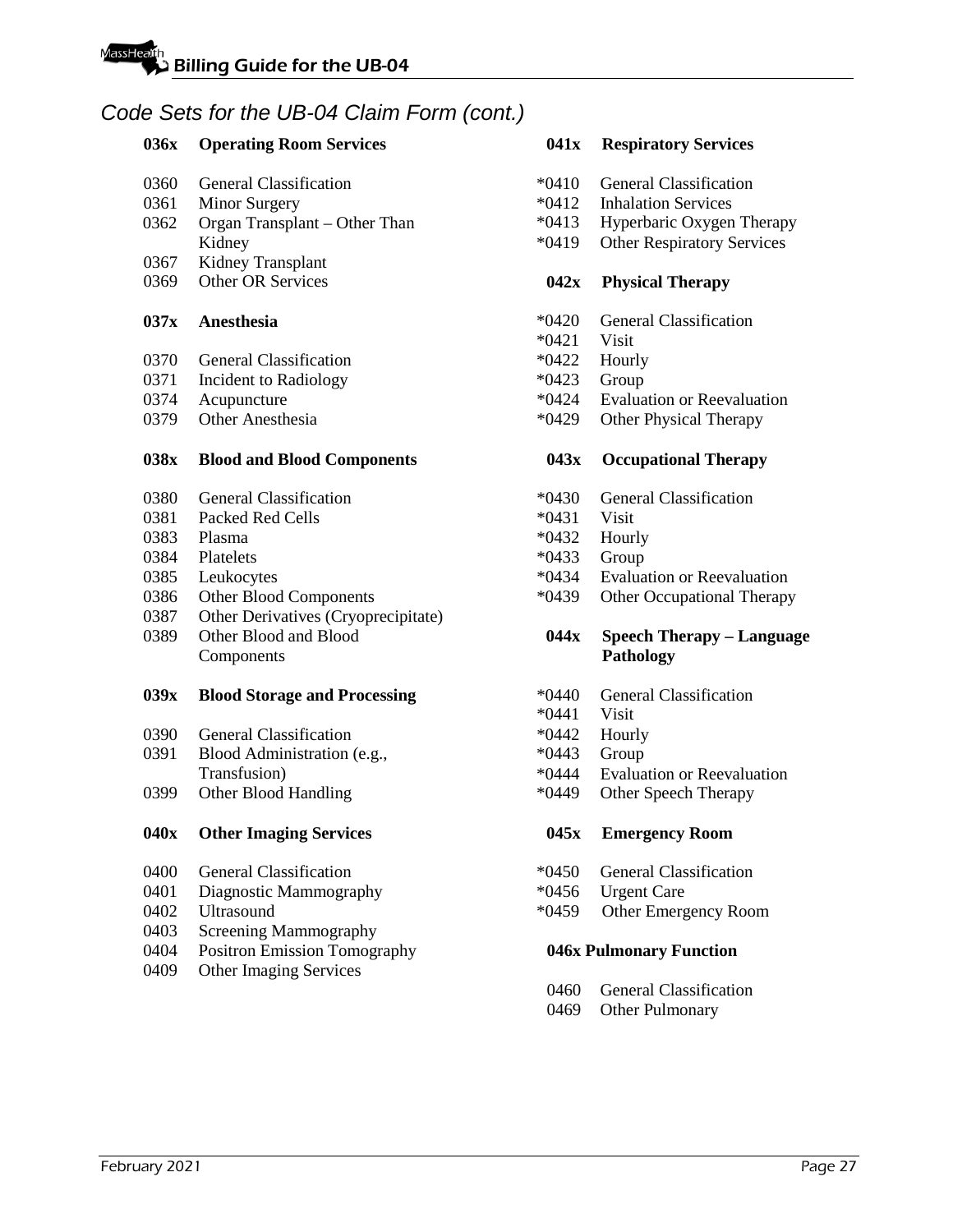## Code Sets for the UB-04 Claim Form (cont.)

**036x Operating Room Services**

0360 General Classification
0361 Minor Surgery
0362 Organ Transplant – Other Than Kidney
0367 Kidney Transplant
0369 Other OR Services

**037x Anesthesia**

0370 General Classification
0371 Incident to Radiology
0374 Acupuncture
0379 Other Anesthesia

**038x Blood and Blood Components**

0380 General Classification
0381 Packed Red Cells
0383 Plasma
0384 Platelets
0385 Leukocytes
0386 Other Blood Components
0387 Other Derivatives (Cryoprecipitate)
0389 Other Blood and Blood Components

**039x Blood Storage and Processing**

0390 General Classification
0391 Blood Administration (e.g., Transfusion)
0399 Other Blood Handling

**040x Other Imaging Services**

0400 General Classification
0401 Diagnostic Mammography
0402 Ultrasound
0403 Screening Mammography
0404 Positron Emission Tomography
0409 Other Imaging Services

**041x Respiratory Services**

*0410 General Classification
*0412 Inhalation Services
*0413 Hyperbaric Oxygen Therapy
*0419 Other Respiratory Services

**042x Physical Therapy**

*0420 General Classification
*0421 Visit
*0422 Hourly
*0423 Group
*0424 Evaluation or Reevaluation
*0429 Other Physical Therapy

**043x Occupational Therapy**

*0430 General Classification
*0431 Visit
*0432 Hourly
*0433 Group
*0434 Evaluation or Reevaluation
*0439 Other Occupational Therapy

**044x Speech Therapy – Language Pathology**

*0440 General Classification
*0441 Visit
*0442 Hourly
*0443 Group
*0444 Evaluation or Reevaluation
*0449 Other Speech Therapy

**045x Emergency Room**

*0450 General Classification
*0456 Urgent Care
*0459 Other Emergency Room

**046x Pulmonary Function**

0460 General Classification
0469 Other Pulmonary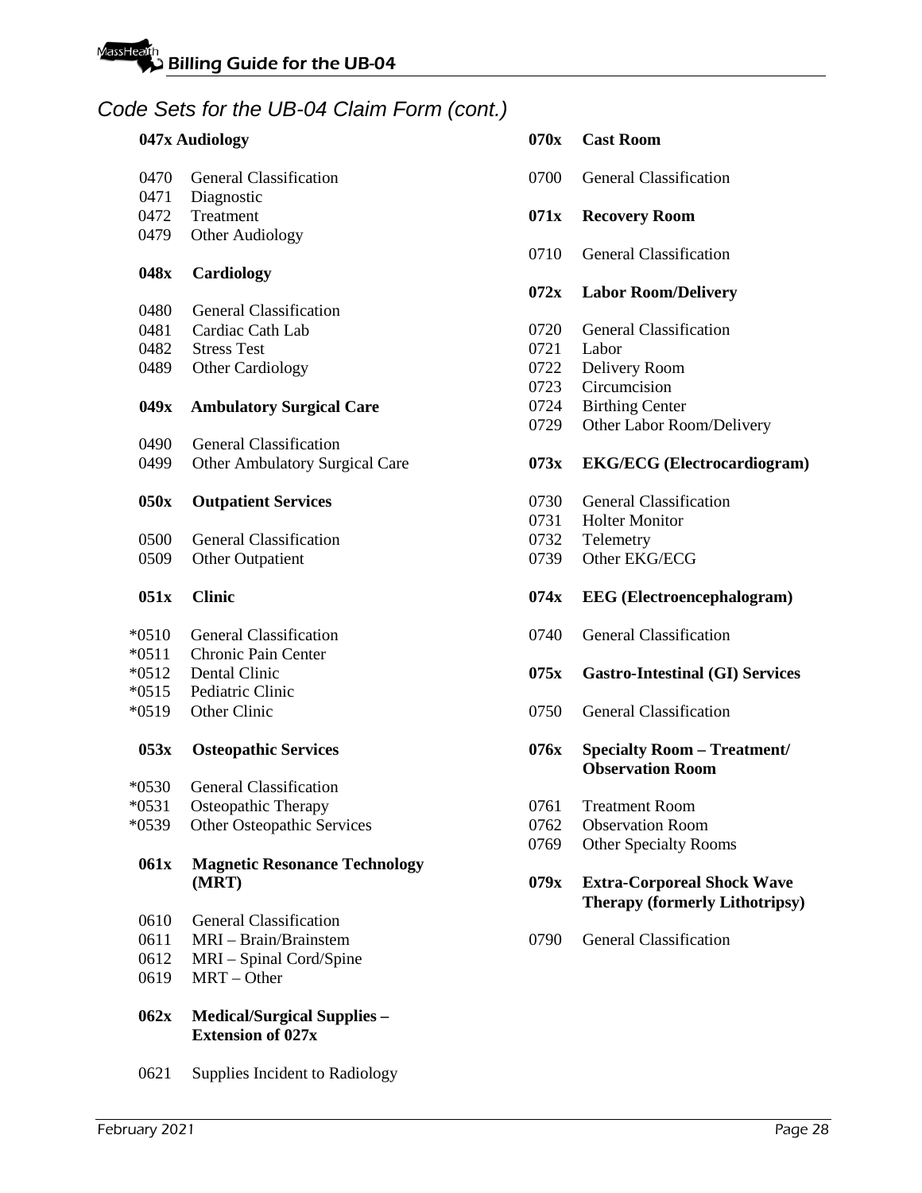## Code Sets for the UB-04 Claim Form (cont.)

**047x Audiology**

| | |
|---|---|
| 0470 | General Classification |
| 0471 | Diagnostic |
| 0472 | Treatment |
| 0479 | Other Audiology |

**048x Cardiology**

| | |
|---|---|
| 0480 | General Classification |
| 0481 | Cardiac Cath Lab |
| 0482 | Stress Test |
| 0489 | Other Cardiology |

**049x Ambulatory Surgical Care**

| | |
|---|---|
| 0490 | General Classification |
| 0499 | Other Ambulatory Surgical Care |

**050x Outpatient Services**

| | |
|---|---|
| 0500 | General Classification |
| 0509 | Other Outpatient |

**051x Clinic**

| | |
|---|---|
| *0510 | General Classification |
| *0511 | Chronic Pain Center |
| *0512 | Dental Clinic |
| *0515 | Pediatric Clinic |
| *0519 | Other Clinic |

**053x Osteopathic Services**

| | |
|---|---|
| *0530 | General Classification |
| *0531 | Osteopathic Therapy |
| *0539 | Other Osteopathic Services |

**061x Magnetic Resonance Technology (MRT)**

| | |
|---|---|
| 0610 | General Classification |
| 0611 | MRI – Brain/Brainstem |
| 0612 | MRI – Spinal Cord/Spine |
| 0619 | MRT – Other |

**062x Medical/Surgical Supplies – Extension of 027x**

| | |
|---|---|
| 0621 | Supplies Incident to Radiology |

**070x Cast Room**

| | |
|---|---|
| 0700 | General Classification |

**071x Recovery Room**

| | |
|---|---|
| 0710 | General Classification |

**072x Labor Room/Delivery**

| | |
|---|---|
| 0720 | General Classification |
| 0721 | Labor |
| 0722 | Delivery Room |
| 0723 | Circumcision |
| 0724 | Birthing Center |
| 0729 | Other Labor Room/Delivery |

**073x EKG/ECG (Electrocardiogram)**

| | |
|---|---|
| 0730 | General Classification |
| 0731 | Holter Monitor |
| 0732 | Telemetry |
| 0739 | Other EKG/ECG |

**074x EEG (Electroencephalogram)**

| | |
|---|---|
| 0740 | General Classification |

**075x Gastro-Intestinal (GI) Services**

| | |
|---|---|
| 0750 | General Classification |

**076x Specialty Room – Treatment/ Observation Room**

| | |
|---|---|
| 0761 | Treatment Room |
| 0762 | Observation Room |
| 0769 | Other Specialty Rooms |

**079x Extra-Corporeal Shock Wave Therapy (formerly Lithotripsy)**

| | |
|---|---|
| 0790 | General Classification |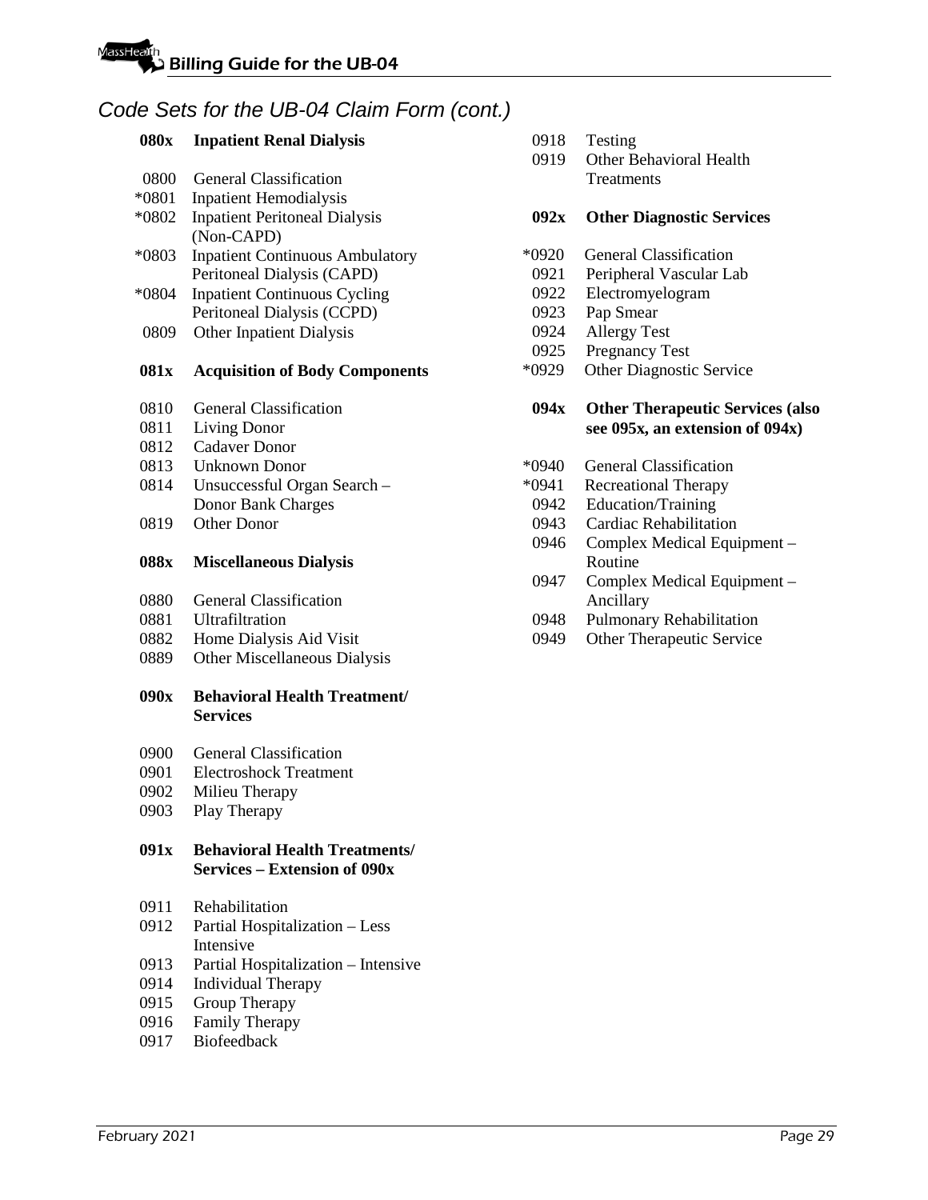## Code Sets for the UB-04 Claim Form (cont.)

**080x Inpatient Renal Dialysis**

- 0800 General Classification
- *0801 Inpatient Hemodialysis
- *0802 Inpatient Peritoneal Dialysis (Non-CAPD)
- *0803 Inpatient Continuous Ambulatory Peritoneal Dialysis (CAPD)
- *0804 Inpatient Continuous Cycling Peritoneal Dialysis (CCPD)
- 0809 Other Inpatient Dialysis

**081x Acquisition of Body Components**

- 0810 General Classification
- 0811 Living Donor
- 0812 Cadaver Donor
- 0813 Unknown Donor
- 0814 Unsuccessful Organ Search – Donor Bank Charges
- 0819 Other Donor

**088x Miscellaneous Dialysis**

- 0880 General Classification
- 0881 Ultrafiltration
- 0882 Home Dialysis Aid Visit
- 0889 Other Miscellaneous Dialysis

**090x Behavioral Health Treatment/ Services**

- 0900 General Classification
- 0901 Electroshock Treatment
- 0902 Milieu Therapy
- 0903 Play Therapy

**091x Behavioral Health Treatments/ Services – Extension of 090x**

- 0911 Rehabilitation
- 0912 Partial Hospitalization – Less Intensive
- 0913 Partial Hospitalization – Intensive
- 0914 Individual Therapy
- 0915 Group Therapy
- 0916 Family Therapy
- 0917 Biofeedback
- 0918 Testing
- 0919 Other Behavioral Health Treatments

**092x Other Diagnostic Services**

- *0920 General Classification
- 0921 Peripheral Vascular Lab
- 0922 Electromyelogram
- 0923 Pap Smear
- 0924 Allergy Test
- 0925 Pregnancy Test
- *0929 Other Diagnostic Service

**094x Other Therapeutic Services (also see 095x, an extension of 094x)**

- *0940 General Classification
- *0941 Recreational Therapy
- 0942 Education/Training
- 0943 Cardiac Rehabilitation
- 0946 Complex Medical Equipment – Routine
- 0947 Complex Medical Equipment – Ancillary
- 0948 Pulmonary Rehabilitation
- 0949 Other Therapeutic Service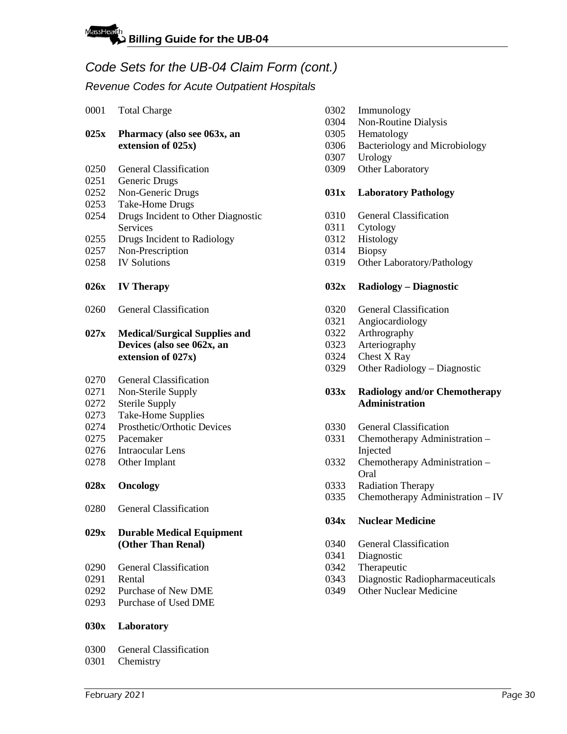## Code Sets for the UB-04 Claim Form (cont.)

### Revenue Codes for Acute Outpatient Hospitals

0001 Total Charge

**025x Pharmacy (also see 063x, an extension of 025x)**

0250 General Classification
0251 Generic Drugs
0252 Non-Generic Drugs
0253 Take-Home Drugs
0254 Drugs Incident to Other Diagnostic Services
0255 Drugs Incident to Radiology
0257 Non-Prescription
0258 IV Solutions

**026x IV Therapy**

0260 General Classification

**027x Medical/Surgical Supplies and Devices (also see 062x, an extension of 027x)**

0270 General Classification
0271 Non-Sterile Supply
0272 Sterile Supply
0273 Take-Home Supplies
0274 Prosthetic/Orthotic Devices
0275 Pacemaker
0276 Intraocular Lens
0278 Other Implant

**028x Oncology**

0280 General Classification

**029x Durable Medical Equipment (Other Than Renal)**

0290 General Classification
0291 Rental
0292 Purchase of New DME
0293 Purchase of Used DME

**030x Laboratory**

0300 General Classification
0301 Chemistry
0302 Immunology
0304 Non-Routine Dialysis
0305 Hematology
0306 Bacteriology and Microbiology
0307 Urology
0309 Other Laboratory

**031x Laboratory Pathology**

0310 General Classification
0311 Cytology
0312 Histology
0314 Biopsy
0319 Other Laboratory/Pathology

**032x Radiology – Diagnostic**

0320 General Classification
0321 Angiocardiology
0322 Arthrography
0323 Arteriography
0324 Chest X Ray
0329 Other Radiology – Diagnostic

**033x Radiology and/or Chemotherapy Administration**

0330 General Classification
0331 Chemotherapy Administration – Injected
0332 Chemotherapy Administration – Oral
0333 Radiation Therapy
0335 Chemotherapy Administration – IV

**034x Nuclear Medicine**

0340 General Classification
0341 Diagnostic
0342 Therapeutic
0343 Diagnostic Radiopharmaceuticals
0349 Other Nuclear Medicine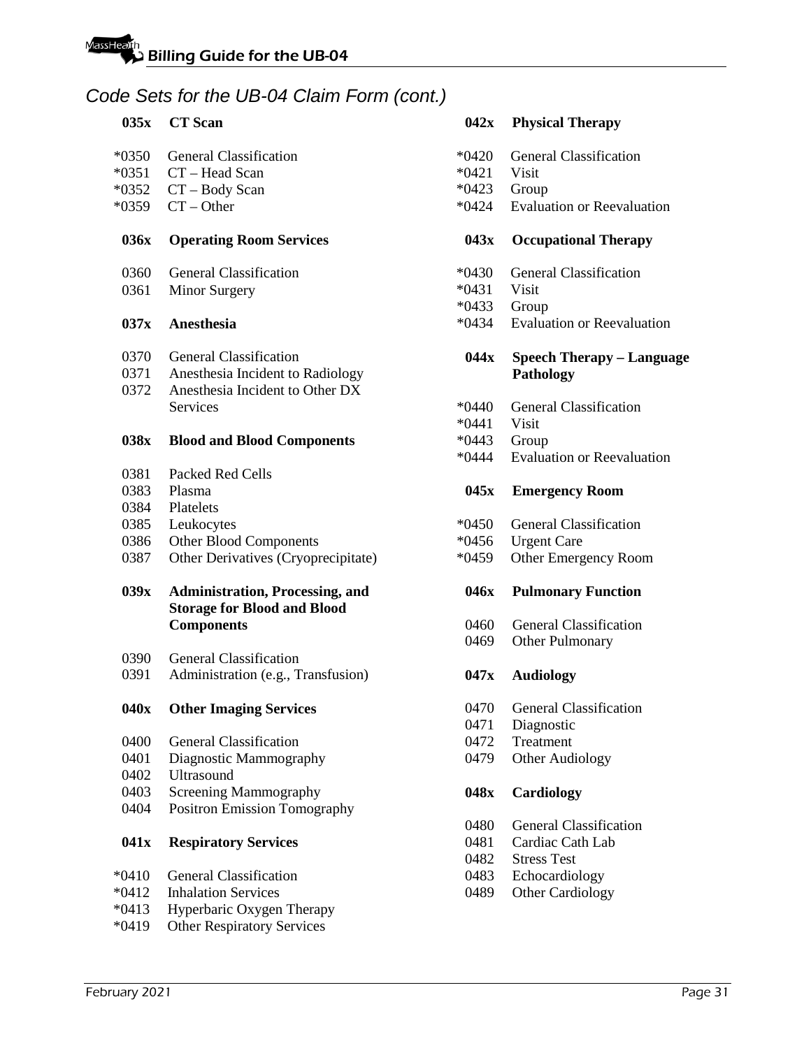## Code Sets for the UB-04 Claim Form (cont.)

**035x CT Scan**

*0350 General Classification
*0351 CT – Head Scan
*0352 CT – Body Scan
*0359 CT – Other

**036x Operating Room Services**

0360 General Classification
0361 Minor Surgery

**037x Anesthesia**

0370 General Classification
0371 Anesthesia Incident to Radiology
0372 Anesthesia Incident to Other DX Services

**038x Blood and Blood Components**

0381 Packed Red Cells
0383 Plasma
0384 Platelets
0385 Leukocytes
0386 Other Blood Components
0387 Other Derivatives (Cryoprecipitate)

**039x Administration, Processing, and Storage for Blood and Blood Components**

0390 General Classification
0391 Administration (e.g., Transfusion)

**040x Other Imaging Services**

0400 General Classification
0401 Diagnostic Mammography
0402 Ultrasound
0403 Screening Mammography
0404 Positron Emission Tomography

**041x Respiratory Services**

*0410 General Classification
*0412 Inhalation Services
*0413 Hyperbaric Oxygen Therapy
*0419 Other Respiratory Services

**042x Physical Therapy**

*0420 General Classification
*0421 Visit
*0423 Group
*0424 Evaluation or Reevaluation

**043x Occupational Therapy**

*0430 General Classification
*0431 Visit
*0433 Group
*0434 Evaluation or Reevaluation

**044x Speech Therapy – Language Pathology**

*0440 General Classification
*0441 Visit
*0443 Group
*0444 Evaluation or Reevaluation

**045x Emergency Room**

*0450 General Classification
*0456 Urgent Care
*0459 Other Emergency Room

**046x Pulmonary Function**

0460 General Classification
0469 Other Pulmonary

**047x Audiology**

0470 General Classification
0471 Diagnostic
0472 Treatment
0479 Other Audiology

**048x Cardiology**

0480 General Classification
0481 Cardiac Cath Lab
0482 Stress Test
0483 Echocardiology
0489 Other Cardiology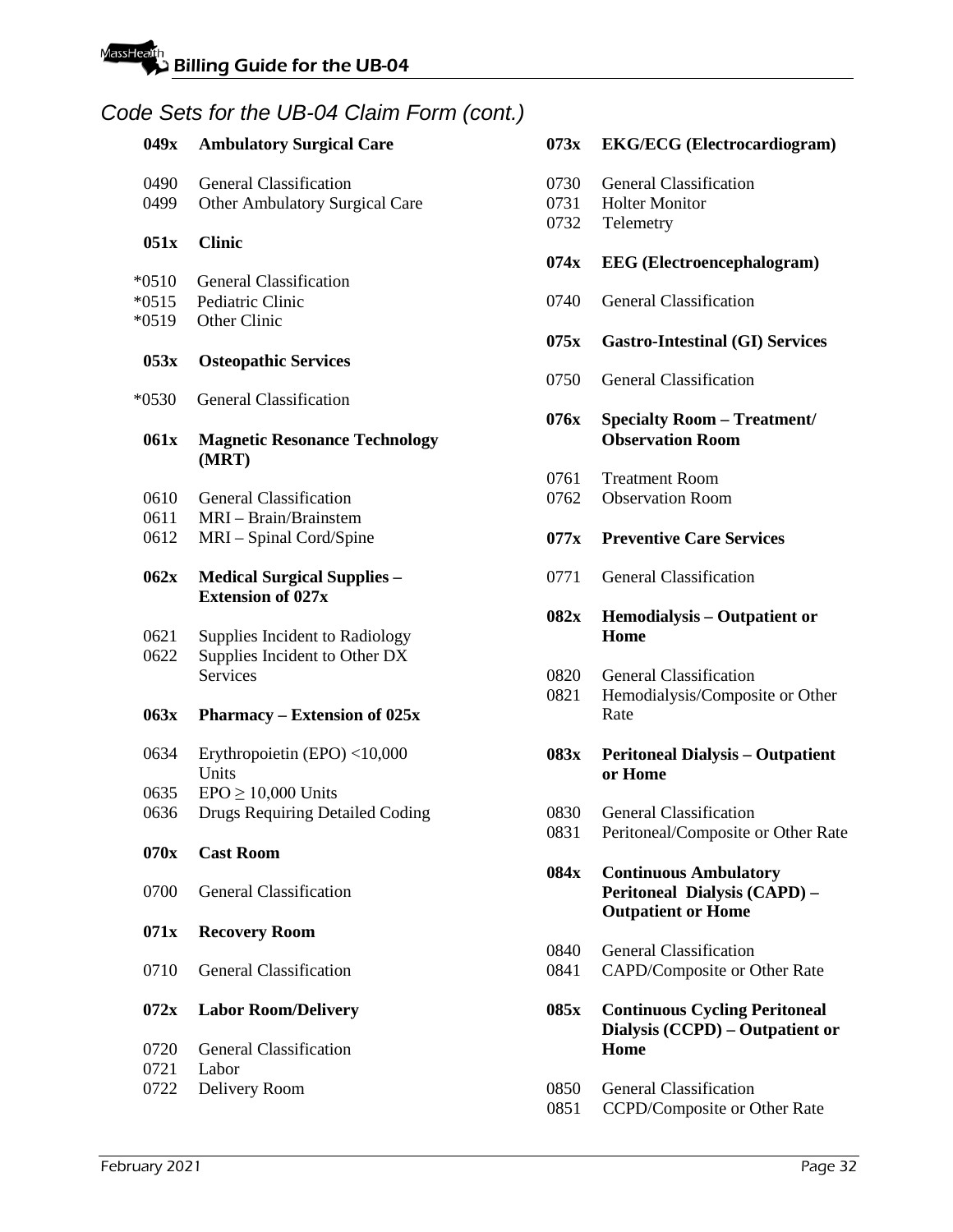## Code Sets for the UB-04 Claim Form (cont.)

**049x Ambulatory Surgical Care**

0490 General Classification
0499 Other Ambulatory Surgical Care

**051x Clinic**

*0510 General Classification
*0515 Pediatric Clinic
*0519 Other Clinic

**053x Osteopathic Services**

*0530 General Classification

**061x Magnetic Resonance Technology (MRT)**

0610 General Classification
0611 MRI – Brain/Brainstem
0612 MRI – Spinal Cord/Spine

**062x Medical Surgical Supplies – Extension of 027x**

0621 Supplies Incident to Radiology
0622 Supplies Incident to Other DX Services

**063x Pharmacy – Extension of 025x**

0634 Erythropoietin (EPO) <10,000 Units
0635 EPO ≥ 10,000 Units
0636 Drugs Requiring Detailed Coding

**070x Cast Room**

0700 General Classification

**071x Recovery Room**

0710 General Classification

**072x Labor Room/Delivery**

0720 General Classification
0721 Labor
0722 Delivery Room

**073x EKG/ECG (Electrocardiogram)**

0730 General Classification
0731 Holter Monitor
0732 Telemetry

**074x EEG (Electroencephalogram)**

0740 General Classification

**075x Gastro-Intestinal (GI) Services**

0750 General Classification

**076x Specialty Room – Treatment/ Observation Room**

0761 Treatment Room
0762 Observation Room

**077x Preventive Care Services**

0771 General Classification

**082x Hemodialysis – Outpatient or Home**

0820 General Classification
0821 Hemodialysis/Composite or Other Rate

**083x Peritoneal Dialysis – Outpatient or Home**

0830 General Classification
0831 Peritoneal/Composite or Other Rate

**084x Continuous Ambulatory Peritoneal Dialysis (CAPD) – Outpatient or Home**

0840 General Classification
0841 CAPD/Composite or Other Rate

**085x Continuous Cycling Peritoneal Dialysis (CCPD) – Outpatient or Home**

0850 General Classification
0851 CCPD/Composite or Other Rate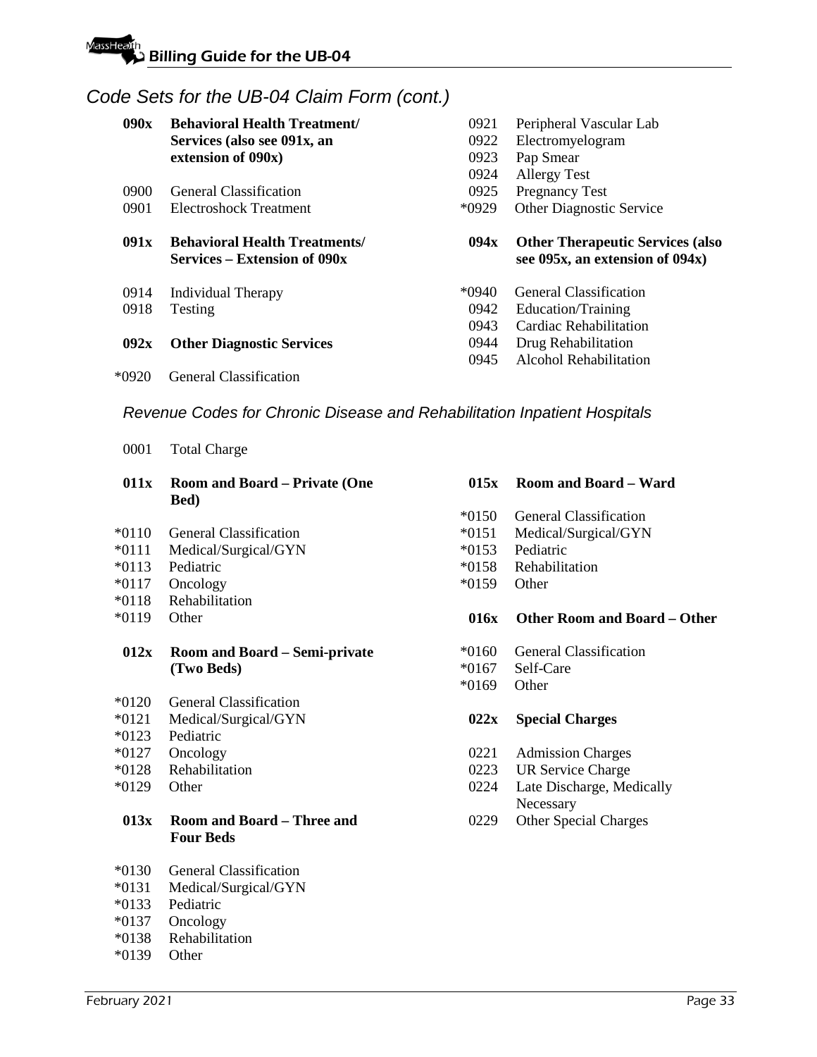## *Code Sets for the UB-04 Claim Form (cont.)*

**090x Behavioral Health Treatment/ Services (also see 091x, an extension of 090x)**

0900 General Classification
0901 Electroshock Treatment

**091x Behavioral Health Treatments/ Services – Extension of 090x**

0914 Individual Therapy
0918 Testing

**092x Other Diagnostic Services**

*0920 General Classification
0921 Peripheral Vascular Lab
0922 Electromyelogram
0923 Pap Smear
0924 Allergy Test
0925 Pregnancy Test
*0929 Other Diagnostic Service

**094x Other Therapeutic Services (also see 095x, an extension of 094x)**

*0940 General Classification
0942 Education/Training
0943 Cardiac Rehabilitation
0944 Drug Rehabilitation
0945 Alcohol Rehabilitation

### *Revenue Codes for Chronic Disease and Rehabilitation Inpatient Hospitals*

0001 Total Charge

**011x Room and Board – Private (One Bed)**

*0110 General Classification
*0111 Medical/Surgical/GYN
*0113 Pediatric
*0117 Oncology
*0118 Rehabilitation
*0119 Other

**012x Room and Board – Semi-private (Two Beds)**

*0120 General Classification
*0121 Medical/Surgical/GYN
*0123 Pediatric
*0127 Oncology
*0128 Rehabilitation
*0129 Other

**013x Room and Board – Three and Four Beds**

*0130 General Classification
*0131 Medical/Surgical/GYN
*0133 Pediatric
*0137 Oncology
*0138 Rehabilitation
*0139 Other

**015x Room and Board – Ward**

*0150 General Classification
*0151 Medical/Surgical/GYN
*0153 Pediatric
*0158 Rehabilitation
*0159 Other

**016x Other Room and Board – Other**

*0160 General Classification
*0167 Self-Care
*0169 Other

**022x Special Charges**

0221 Admission Charges
0223 UR Service Charge
0224 Late Discharge, Medically Necessary
0229 Other Special Charges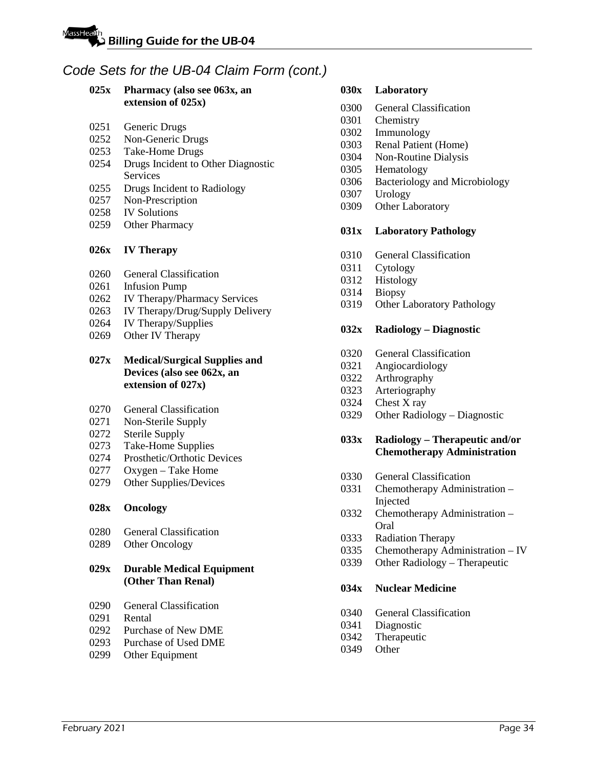## *Code Sets for the UB-04 Claim Form (cont.)*

**025x Pharmacy (also see 063x, an extension of 025x)**

0251 Generic Drugs
0252 Non-Generic Drugs
0253 Take-Home Drugs
0254 Drugs Incident to Other Diagnostic Services
0255 Drugs Incident to Radiology
0257 Non-Prescription
0258 IV Solutions
0259 Other Pharmacy

**026x IV Therapy**

0260 General Classification
0261 Infusion Pump
0262 IV Therapy/Pharmacy Services
0263 IV Therapy/Drug/Supply Delivery
0264 IV Therapy/Supplies
0269 Other IV Therapy

**027x Medical/Surgical Supplies and Devices (also see 062x, an extension of 027x)**

0270 General Classification
0271 Non-Sterile Supply
0272 Sterile Supply
0273 Take-Home Supplies
0274 Prosthetic/Orthotic Devices
0277 Oxygen – Take Home
0279 Other Supplies/Devices

**028x Oncology**

0280 General Classification
0289 Other Oncology

**029x Durable Medical Equipment (Other Than Renal)**

0290 General Classification
0291 Rental
0292 Purchase of New DME
0293 Purchase of Used DME
0299 Other Equipment

**030x Laboratory**

0300 General Classification
0301 Chemistry
0302 Immunology
0303 Renal Patient (Home)
0304 Non-Routine Dialysis
0305 Hematology
0306 Bacteriology and Microbiology
0307 Urology
0309 Other Laboratory

**031x Laboratory Pathology**

0310 General Classification
0311 Cytology
0312 Histology
0314 Biopsy
0319 Other Laboratory Pathology

**032x Radiology – Diagnostic**

0320 General Classification
0321 Angiocardiology
0322 Arthrography
0323 Arteriography
0324 Chest X ray
0329 Other Radiology – Diagnostic

**033x Radiology – Therapeutic and/or Chemotherapy Administration**

0330 General Classification
0331 Chemotherapy Administration – Injected
0332 Chemotherapy Administration – Oral
0333 Radiation Therapy
0335 Chemotherapy Administration – IV
0339 Other Radiology – Therapeutic

**034x Nuclear Medicine**

0340 General Classification
0341 Diagnostic
0342 Therapeutic
0349 Other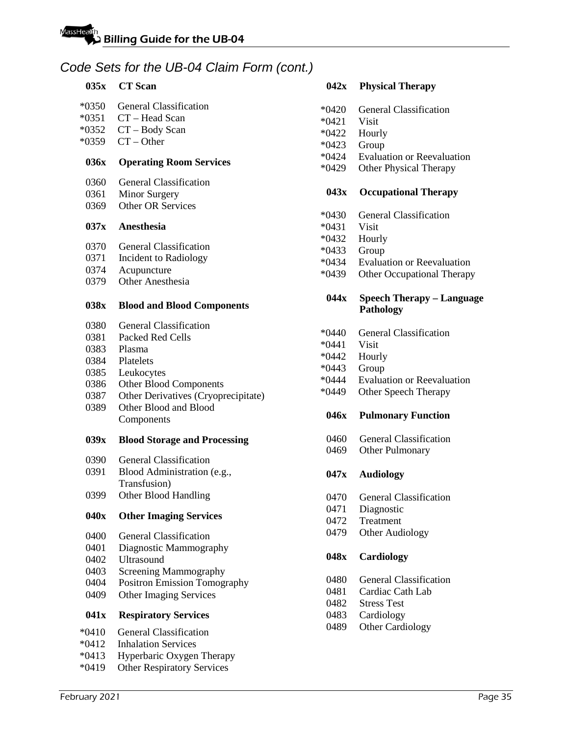## Code Sets for the UB-04 Claim Form (cont.)

**035x CT Scan**

*0350 General Classification
*0351 CT – Head Scan
*0352 CT – Body Scan
*0359 CT – Other

**036x Operating Room Services**

0360 General Classification
0361 Minor Surgery
0369 Other OR Services

**037x Anesthesia**

0370 General Classification
0371 Incident to Radiology
0374 Acupuncture
0379 Other Anesthesia

**038x Blood and Blood Components**

0380 General Classification
0381 Packed Red Cells
0383 Plasma
0384 Platelets
0385 Leukocytes
0386 Other Blood Components
0387 Other Derivatives (Cryoprecipitate)
0389 Other Blood and Blood Components

**039x Blood Storage and Processing**

0390 General Classification
0391 Blood Administration (e.g., Transfusion)
0399 Other Blood Handling

**040x Other Imaging Services**

0400 General Classification
0401 Diagnostic Mammography
0402 Ultrasound
0403 Screening Mammography
0404 Positron Emission Tomography
0409 Other Imaging Services

**041x Respiratory Services**

*0410 General Classification
*0412 Inhalation Services
*0413 Hyperbaric Oxygen Therapy
*0419 Other Respiratory Services

**042x Physical Therapy**

*0420 General Classification
*0421 Visit
*0422 Hourly
*0423 Group
*0424 Evaluation or Reevaluation
*0429 Other Physical Therapy

**043x Occupational Therapy**

*0430 General Classification
*0431 Visit
*0432 Hourly
*0433 Group
*0434 Evaluation or Reevaluation
*0439 Other Occupational Therapy

**044x Speech Therapy – Language Pathology**

*0440 General Classification
*0441 Visit
*0442 Hourly
*0443 Group
*0444 Evaluation or Reevaluation
*0449 Other Speech Therapy

**046x Pulmonary Function**

0460 General Classification
0469 Other Pulmonary

**047x Audiology**

0470 General Classification
0471 Diagnostic
0472 Treatment
0479 Other Audiology

**048x Cardiology**

0480 General Classification
0481 Cardiac Cath Lab
0482 Stress Test
0483 Cardiology
0489 Other Cardiology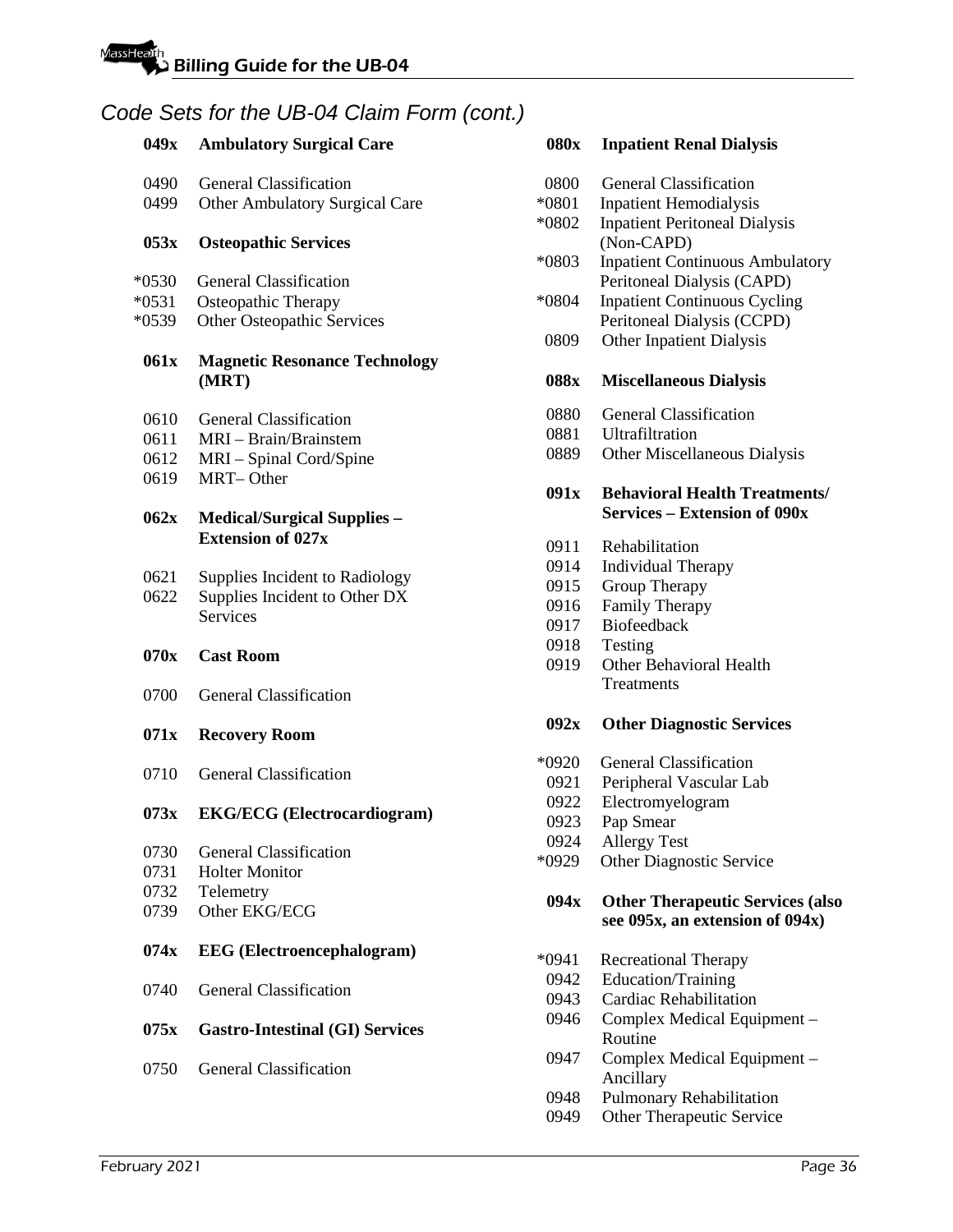## Code Sets for the UB-04 Claim Form (cont.)

| Code | Description |
|---|---|
| **049x** | **Ambulatory Surgical Care** |
| 0490 | General Classification |
| 0499 | Other Ambulatory Surgical Care |
| **053x** | **Osteopathic Services** |
| *0530 | General Classification |
| *0531 | Osteopathic Therapy |
| *0539 | Other Osteopathic Services |
| **061x** | **Magnetic Resonance Technology (MRT)** |
| 0610 | General Classification |
| 0611 | MRI – Brain/Brainstem |
| 0612 | MRI – Spinal Cord/Spine |
| 0619 | MRT– Other |
| **062x** | **Medical/Surgical Supplies – Extension of 027x** |
| 0621 | Supplies Incident to Radiology |
| 0622 | Supplies Incident to Other DX Services |
| **070x** | **Cast Room** |
| 0700 | General Classification |
| **071x** | **Recovery Room** |
| 0710 | General Classification |
| **073x** | **EKG/ECG (Electrocardiogram)** |
| 0730 | General Classification |
| 0731 | Holter Monitor |
| 0732 | Telemetry |
| 0739 | Other EKG/ECG |
| **074x** | **EEG (Electroencephalogram)** |
| 0740 | General Classification |
| **075x** | **Gastro-Intestinal (GI) Services** |
| 0750 | General Classification |
| **080x** | **Inpatient Renal Dialysis** |
| 0800 | General Classification |
| *0801 | Inpatient Hemodialysis |
| *0802 | Inpatient Peritoneal Dialysis (Non-CAPD) |
| *0803 | Inpatient Continuous Ambulatory Peritoneal Dialysis (CAPD) |
| *0804 | Inpatient Continuous Cycling Peritoneal Dialysis (CCPD) |
| 0809 | Other Inpatient Dialysis |
| **088x** | **Miscellaneous Dialysis** |
| 0880 | General Classification |
| 0881 | Ultrafiltration |
| 0889 | Other Miscellaneous Dialysis |
| **091x** | **Behavioral Health Treatments/ Services – Extension of 090x** |
| 0911 | Rehabilitation |
| 0914 | Individual Therapy |
| 0915 | Group Therapy |
| 0916 | Family Therapy |
| 0917 | Biofeedback |
| 0918 | Testing |
| 0919 | Other Behavioral Health Treatments |
| **092x** | **Other Diagnostic Services** |
| *0920 | General Classification |
| 0921 | Peripheral Vascular Lab |
| 0922 | Electromyelogram |
| 0923 | Pap Smear |
| 0924 | Allergy Test |
| *0929 | Other Diagnostic Service |
| **094x** | **Other Therapeutic Services (also see 095x, an extension of 094x)** |
| *0941 | Recreational Therapy |
| 0942 | Education/Training |
| 0943 | Cardiac Rehabilitation |
| 0946 | Complex Medical Equipment – Routine |
| 0947 | Complex Medical Equipment – Ancillary |
| 0948 | Pulmonary Rehabilitation |
| 0949 | Other Therapeutic Service |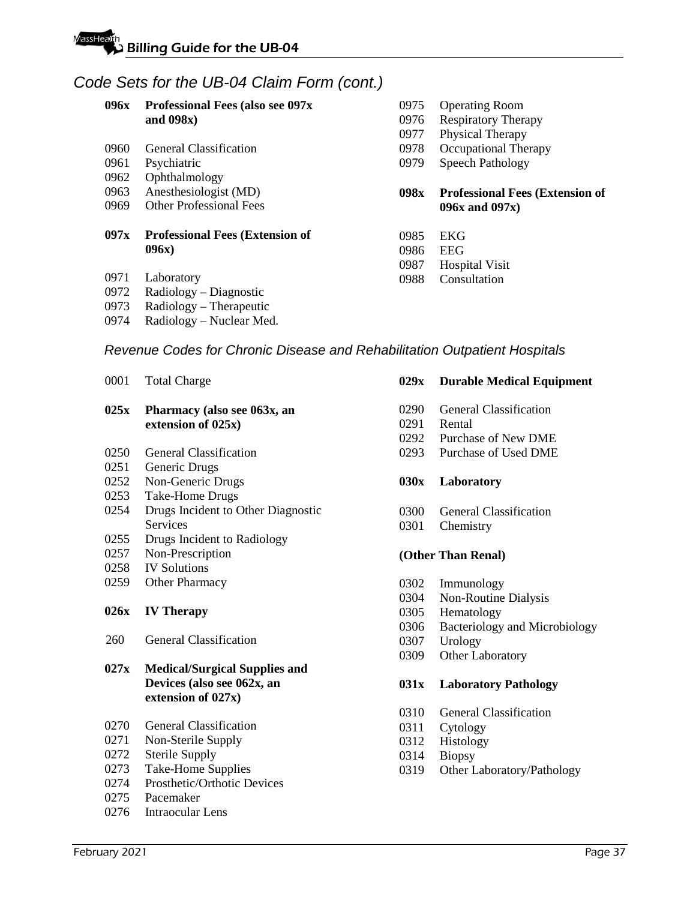## Code Sets for the UB-04 Claim Form (cont.)

**096x Professional Fees (also see 097x and 098x)**

0960 General Classification
0961 Psychiatric
0962 Ophthalmology
0963 Anesthesiologist (MD)
0969 Other Professional Fees

**097x Professional Fees (Extension of 096x)**

0971 Laboratory
0972 Radiology – Diagnostic
0973 Radiology – Therapeutic
0974 Radiology – Nuclear Med.
0975 Operating Room
0976 Respiratory Therapy
0977 Physical Therapy
0978 Occupational Therapy
0979 Speech Pathology

**098x Professional Fees (Extension of 096x and 097x)**

0985 EKG
0986 EEG
0987 Hospital Visit
0988 Consultation

### Revenue Codes for Chronic Disease and Rehabilitation Outpatient Hospitals

0001 Total Charge

**025x Pharmacy (also see 063x, an extension of 025x)**

0250 General Classification
0251 Generic Drugs
0252 Non-Generic Drugs
0253 Take-Home Drugs
0254 Drugs Incident to Other Diagnostic Services
0255 Drugs Incident to Radiology
0257 Non-Prescription
0258 IV Solutions
0259 Other Pharmacy

**026x IV Therapy**

260 General Classification

**027x Medical/Surgical Supplies and Devices (also see 062x, an extension of 027x)**

0270 General Classification
0271 Non-Sterile Supply
0272 Sterile Supply
0273 Take-Home Supplies
0274 Prosthetic/Orthotic Devices
0275 Pacemaker
0276 Intraocular Lens

**029x Durable Medical Equipment**

0290 General Classification
0291 Rental
0292 Purchase of New DME
0293 Purchase of Used DME

**030x Laboratory**

0300 General Classification
0301 Chemistry

**(Other Than Renal)**

0302 Immunology
0304 Non-Routine Dialysis
0305 Hematology
0306 Bacteriology and Microbiology
0307 Urology
0309 Other Laboratory

**031x Laboratory Pathology**

0310 General Classification
0311 Cytology
0312 Histology
0314 Biopsy
0319 Other Laboratory/Pathology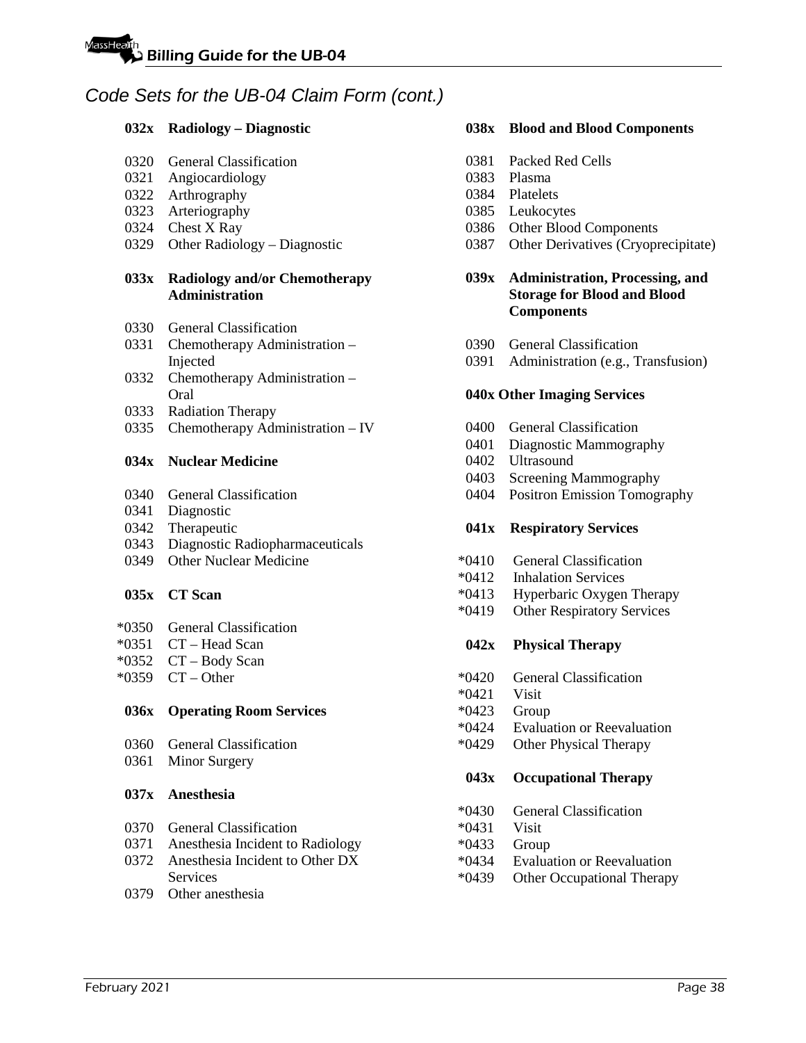## Code Sets for the UB-04 Claim Form (cont.)

**032x Radiology – Diagnostic**

0320 General Classification
0321 Angiocardiology
0322 Arthrography
0323 Arteriography
0324 Chest X Ray
0329 Other Radiology – Diagnostic

**033x Radiology and/or Chemotherapy Administration**

0330 General Classification
0331 Chemotherapy Administration – Injected
0332 Chemotherapy Administration – Oral
0333 Radiation Therapy
0335 Chemotherapy Administration – IV

**034x Nuclear Medicine**

0340 General Classification
0341 Diagnostic
0342 Therapeutic
0343 Diagnostic Radiopharmaceuticals
0349 Other Nuclear Medicine

**035x CT Scan**

*0350 General Classification
*0351 CT – Head Scan
*0352 CT – Body Scan
*0359 CT – Other

**036x Operating Room Services**

0360 General Classification
0361 Minor Surgery

**037x Anesthesia**

0370 General Classification
0371 Anesthesia Incident to Radiology
0372 Anesthesia Incident to Other DX Services
0379 Other anesthesia

**038x Blood and Blood Components**

0381 Packed Red Cells
0383 Plasma
0384 Platelets
0385 Leukocytes
0386 Other Blood Components
0387 Other Derivatives (Cryoprecipitate)

**039x Administration, Processing, and Storage for Blood and Blood Components**

0390 General Classification
0391 Administration (e.g., Transfusion)

**040x Other Imaging Services**

0400 General Classification
0401 Diagnostic Mammography
0402 Ultrasound
0403 Screening Mammography
0404 Positron Emission Tomography

**041x Respiratory Services**

*0410 General Classification
*0412 Inhalation Services
*0413 Hyperbaric Oxygen Therapy
*0419 Other Respiratory Services

**042x Physical Therapy**

*0420 General Classification
*0421 Visit
*0423 Group
*0424 Evaluation or Reevaluation
*0429 Other Physical Therapy

**043x Occupational Therapy**

*0430 General Classification
*0431 Visit
*0433 Group
*0434 Evaluation or Reevaluation
*0439 Other Occupational Therapy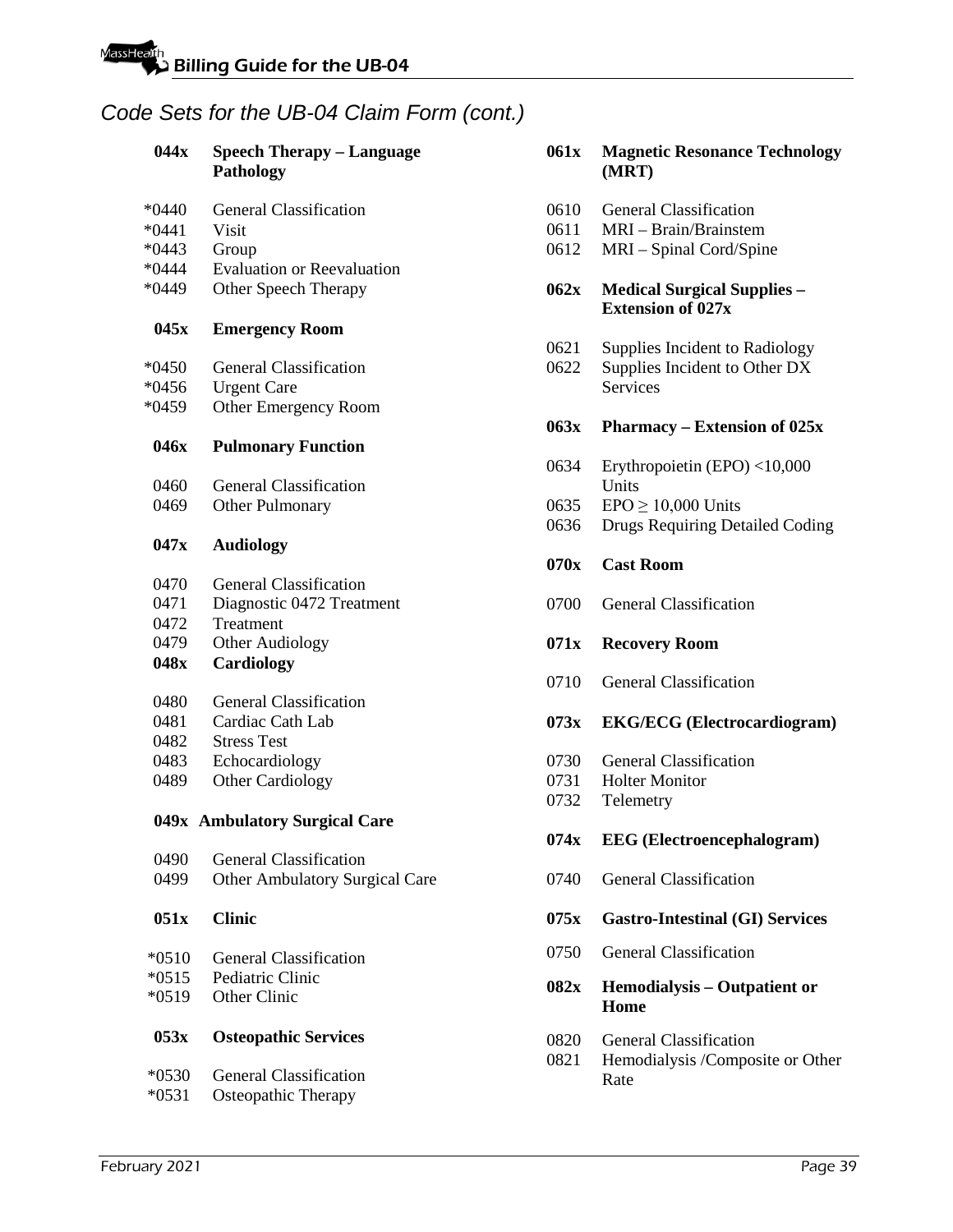## *Code Sets for the UB-04 Claim Form (cont.)*

**044x Speech Therapy – Language Pathology**

| | |
|---|---|
| *0440 | General Classification |
| *0441 | Visit |
| *0443 | Group |
| *0444 | Evaluation or Reevaluation |
| *0449 | Other Speech Therapy |

**045x Emergency Room**

| | |
|---|---|
| *0450 | General Classification |
| *0456 | Urgent Care |
| *0459 | Other Emergency Room |

**046x Pulmonary Function**

| | |
|---|---|
| 0460 | General Classification |
| 0469 | Other Pulmonary |

**047x Audiology**

| | |
|---|---|
| 0470 | General Classification |
| 0471 | Diagnostic 0472 Treatment |
| 0472 | Treatment |
| 0479 | Other Audiology |

**048x Cardiology**

| | |
|---|---|
| 0480 | General Classification |
| 0481 | Cardiac Cath Lab |
| 0482 | Stress Test |
| 0483 | Echocardiology |
| 0489 | Other Cardiology |

**049x Ambulatory Surgical Care**

| | |
|---|---|
| 0490 | General Classification |
| 0499 | Other Ambulatory Surgical Care |

**051x Clinic**

| | |
|---|---|
| *0510 | General Classification |
| *0515 | Pediatric Clinic |
| *0519 | Other Clinic |

**053x Osteopathic Services**

| | |
|---|---|
| *0530 | General Classification |
| *0531 | Osteopathic Therapy |

**061x Magnetic Resonance Technology (MRT)**

| | |
|---|---|
| 0610 | General Classification |
| 0611 | MRI – Brain/Brainstem |
| 0612 | MRI – Spinal Cord/Spine |

**062x Medical Surgical Supplies – Extension of 027x**

| | |
|---|---|
| 0621 | Supplies Incident to Radiology |
| 0622 | Supplies Incident to Other DX Services |

**063x Pharmacy – Extension of 025x**

| | |
|---|---|
| 0634 | Erythropoietin (EPO) <10,000 Units |
| 0635 | EPO ≥ 10,000 Units |
| 0636 | Drugs Requiring Detailed Coding |

**070x Cast Room**

| | |
|---|---|
| 0700 | General Classification |

**071x Recovery Room**

| | |
|---|---|
| 0710 | General Classification |

**073x EKG/ECG (Electrocardiogram)**

| | |
|---|---|
| 0730 | General Classification |
| 0731 | Holter Monitor |
| 0732 | Telemetry |

**074x EEG (Electroencephalogram)**

| | |
|---|---|
| 0740 | General Classification |

**075x Gastro-Intestinal (GI) Services**

| | |
|---|---|
| 0750 | General Classification |

**082x Hemodialysis – Outpatient or Home**

| | |
|---|---|
| 0820 | General Classification |
| 0821 | Hemodialysis /Composite or Other Rate |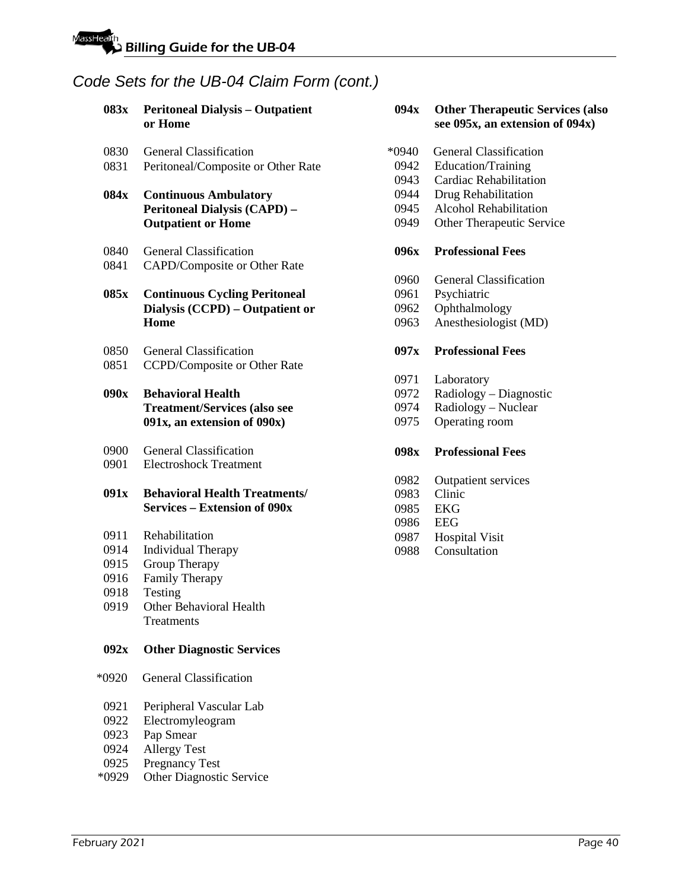## Code Sets for the UB-04 Claim Form (cont.)

**083x Peritoneal Dialysis – Outpatient or Home**

0830 General Classification
0831 Peritoneal/Composite or Other Rate

**084x Continuous Ambulatory Peritoneal Dialysis (CAPD) – Outpatient or Home**

0840 General Classification
0841 CAPD/Composite or Other Rate

**085x Continuous Cycling Peritoneal Dialysis (CCPD) – Outpatient or Home**

0850 General Classification
0851 CCPD/Composite or Other Rate

**090x Behavioral Health Treatment/Services (also see 091x, an extension of 090x)**

0900 General Classification
0901 Electroshock Treatment

**091x Behavioral Health Treatments/ Services – Extension of 090x**

0911 Rehabilitation
0914 Individual Therapy
0915 Group Therapy
0916 Family Therapy
0918 Testing
0919 Other Behavioral Health Treatments

**092x Other Diagnostic Services**

*0920 General Classification

0921 Peripheral Vascular Lab
0922 Electromyleogram
0923 Pap Smear
0924 Allergy Test
0925 Pregnancy Test
*0929 Other Diagnostic Service

**094x Other Therapeutic Services (also see 095x, an extension of 094x)**

*0940 General Classification
0942 Education/Training
0943 Cardiac Rehabilitation
0944 Drug Rehabilitation
0945 Alcohol Rehabilitation
0949 Other Therapeutic Service

**096x Professional Fees**

0960 General Classification
0961 Psychiatric
0962 Ophthalmology
0963 Anesthesiologist (MD)

**097x Professional Fees**

0971 Laboratory
0972 Radiology – Diagnostic
0974 Radiology – Nuclear
0975 Operating room

**098x Professional Fees**

0982 Outpatient services
0983 Clinic
0985 EKG
0986 EEG
0987 Hospital Visit
0988 Consultation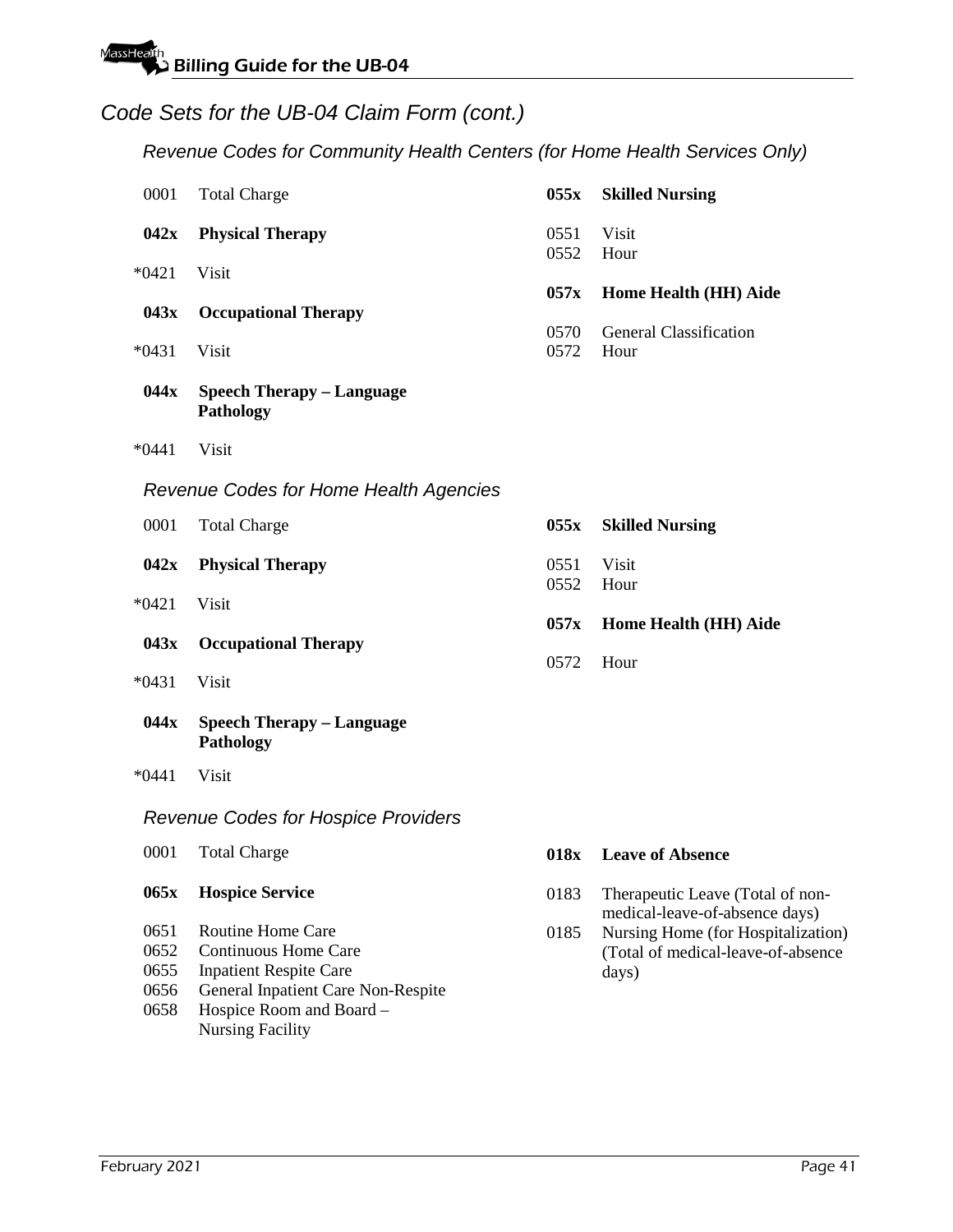## Code Sets for the UB-04 Claim Form (cont.)

### Revenue Codes for Community Health Centers (for Home Health Services Only)

0001 Total Charge

**042x Physical Therapy**

*0421 Visit

**043x Occupational Therapy**

*0431 Visit

**044x Speech Therapy – Language Pathology**

*0441 Visit

**055x Skilled Nursing**

0551 Visit
0552 Hour

**057x Home Health (HH) Aide**

0570 General Classification
0572 Hour

### Revenue Codes for Home Health Agencies

0001 Total Charge

**042x Physical Therapy**

*0421 Visit

**043x Occupational Therapy**

*0431 Visit

**044x Speech Therapy – Language Pathology**

*0441 Visit

**055x Skilled Nursing**

0551 Visit
0552 Hour

**057x Home Health (HH) Aide**

0572 Hour

### Revenue Codes for Hospice Providers

0001 Total Charge

**065x Hospice Service**

0651 Routine Home Care
0652 Continuous Home Care
0655 Inpatient Respite Care
0656 General Inpatient Care Non-Respite
0658 Hospice Room and Board – Nursing Facility

**018x Leave of Absence**

0183 Therapeutic Leave (Total of non-medical-leave-of-absence days)
0185 Nursing Home (for Hospitalization) (Total of medical-leave-of-absence days)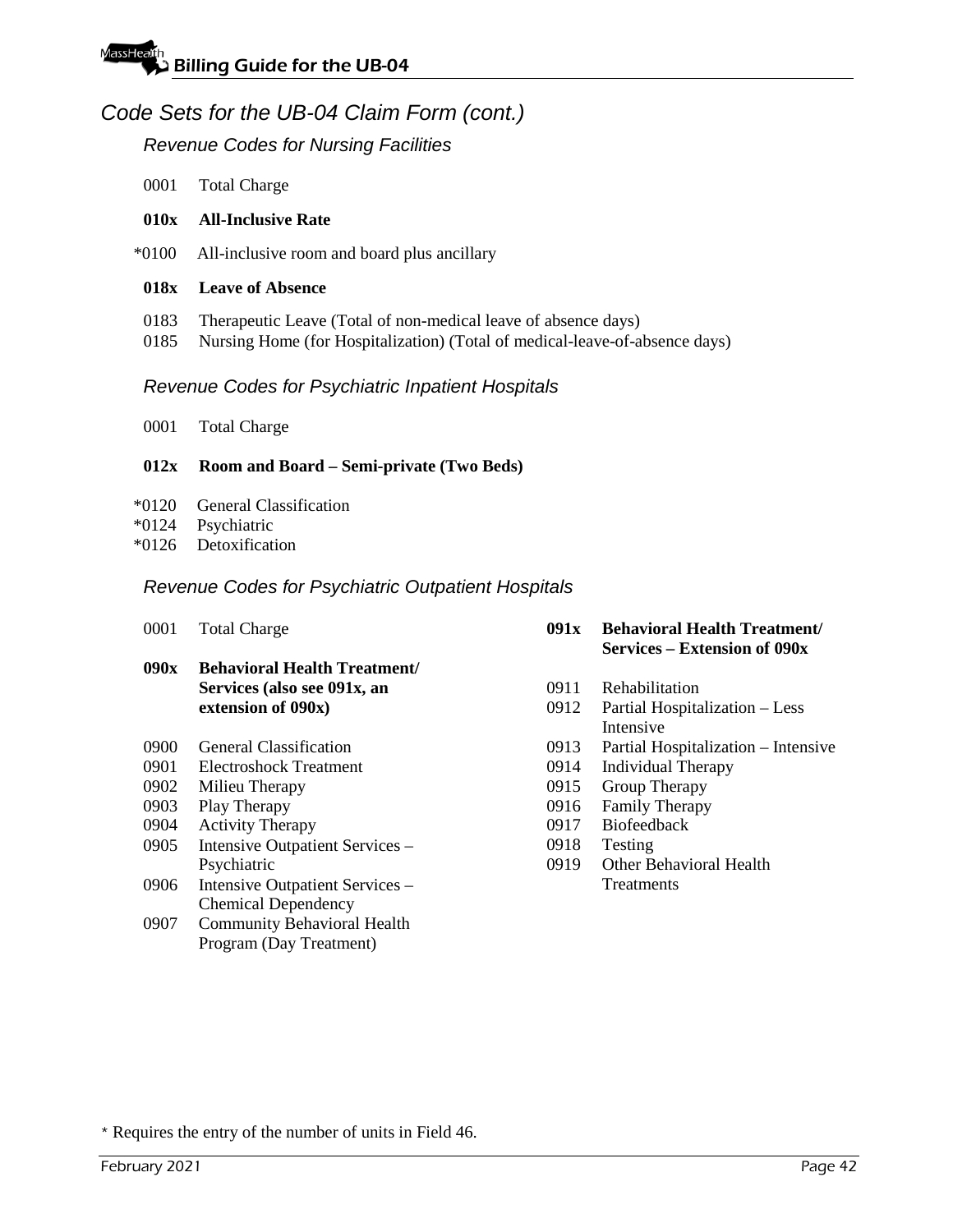## Code Sets for the UB-04 Claim Form (cont.)

### Revenue Codes for Nursing Facilities

0001 Total Charge

**010x All-Inclusive Rate**

*0100 All-inclusive room and board plus ancillary

**018x Leave of Absence**

0183 Therapeutic Leave (Total of non-medical leave of absence days)
0185 Nursing Home (for Hospitalization) (Total of medical-leave-of-absence days)

### Revenue Codes for Psychiatric Inpatient Hospitals

0001 Total Charge

**012x Room and Board – Semi-private (Two Beds)**

*0120 General Classification
*0124 Psychiatric
*0126 Detoxification

### Revenue Codes for Psychiatric Outpatient Hospitals

0001 Total Charge

**090x Behavioral Health Treatment/ Services (also see 091x, an extension of 090x)**

0900 General Classification
0901 Electroshock Treatment
0902 Milieu Therapy
0903 Play Therapy
0904 Activity Therapy
0905 Intensive Outpatient Services – Psychiatric
0906 Intensive Outpatient Services – Chemical Dependency
0907 Community Behavioral Health Program (Day Treatment)

**091x Behavioral Health Treatment/ Services – Extension of 090x**

0911 Rehabilitation
0912 Partial Hospitalization – Less Intensive
0913 Partial Hospitalization – Intensive
0914 Individual Therapy
0915 Group Therapy
0916 Family Therapy
0917 Biofeedback
0918 Testing
0919 Other Behavioral Health Treatments

* Requires the entry of the number of units in Field 46.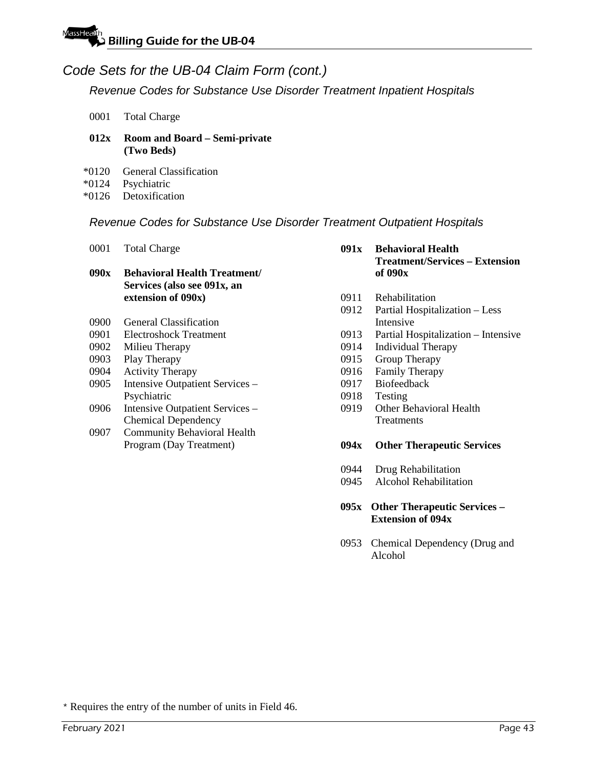## Code Sets for the UB-04 Claim Form (cont.)

### Revenue Codes for Substance Use Disorder Treatment Inpatient Hospitals

0001 Total Charge

**012x Room and Board – Semi-private (Two Beds)**

*0120 General Classification
*0124 Psychiatric
*0126 Detoxification

### Revenue Codes for Substance Use Disorder Treatment Outpatient Hospitals

0001 Total Charge

**090x Behavioral Health Treatment/ Services (also see 091x, an extension of 090x)**

0900 General Classification
0901 Electroshock Treatment
0902 Milieu Therapy
0903 Play Therapy
0904 Activity Therapy
0905 Intensive Outpatient Services – Psychiatric
0906 Intensive Outpatient Services – Chemical Dependency
0907 Community Behavioral Health Program (Day Treatment)

**091x Behavioral Health Treatment/Services – Extension of 090x**

0911 Rehabilitation
0912 Partial Hospitalization – Less Intensive
0913 Partial Hospitalization – Intensive
0914 Individual Therapy
0915 Group Therapy
0916 Family Therapy
0917 Biofeedback
0918 Testing
0919 Other Behavioral Health Treatments

**094x Other Therapeutic Services**

0944 Drug Rehabilitation
0945 Alcohol Rehabilitation

**095x Other Therapeutic Services – Extension of 094x**

0953 Chemical Dependency (Drug and Alcohol

\* Requires the entry of the number of units in Field 46.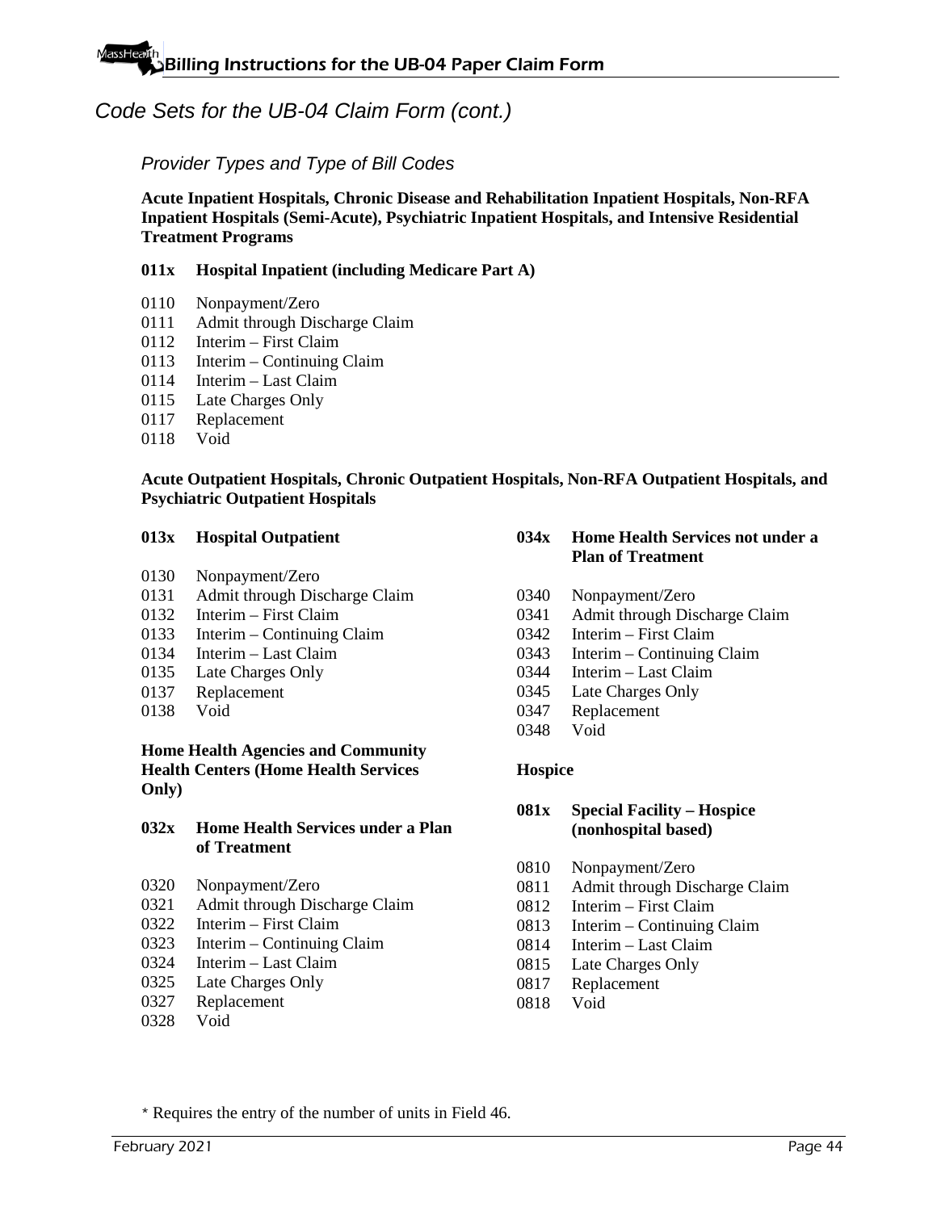## Code Sets for the UB-04 Claim Form (cont.)

### Provider Types and Type of Bill Codes

**Acute Inpatient Hospitals, Chronic Disease and Rehabilitation Inpatient Hospitals, Non-RFA Inpatient Hospitals (Semi-Acute), Psychiatric Inpatient Hospitals, and Intensive Residential Treatment Programs**

**011x Hospital Inpatient (including Medicare Part A)**

0110 Nonpayment/Zero
0111 Admit through Discharge Claim
0112 Interim – First Claim
0113 Interim – Continuing Claim
0114 Interim – Last Claim
0115 Late Charges Only
0117 Replacement
0118 Void

**Acute Outpatient Hospitals, Chronic Outpatient Hospitals, Non-RFA Outpatient Hospitals, and Psychiatric Outpatient Hospitals**

**013x Hospital Outpatient**

0130 Nonpayment/Zero
0131 Admit through Discharge Claim
0132 Interim – First Claim
0133 Interim – Continuing Claim
0134 Interim – Last Claim
0135 Late Charges Only
0137 Replacement
0138 Void

**Home Health Agencies and Community Health Centers (Home Health Services Only)**

**032x Home Health Services under a Plan of Treatment**

0320 Nonpayment/Zero
0321 Admit through Discharge Claim
0322 Interim – First Claim
0323 Interim – Continuing Claim
0324 Interim – Last Claim
0325 Late Charges Only
0327 Replacement
0328 Void

**034x Home Health Services not under a Plan of Treatment**

0340 Nonpayment/Zero
0341 Admit through Discharge Claim
0342 Interim – First Claim
0343 Interim – Continuing Claim
0344 Interim – Last Claim
0345 Late Charges Only
0347 Replacement
0348 Void

**Hospice**

**081x Special Facility – Hospice (nonhospital based)**

0810 Nonpayment/Zero
0811 Admit through Discharge Claim
0812 Interim – First Claim
0813 Interim – Continuing Claim
0814 Interim – Last Claim
0815 Late Charges Only
0817 Replacement
0818 Void

* Requires the entry of the number of units in Field 46.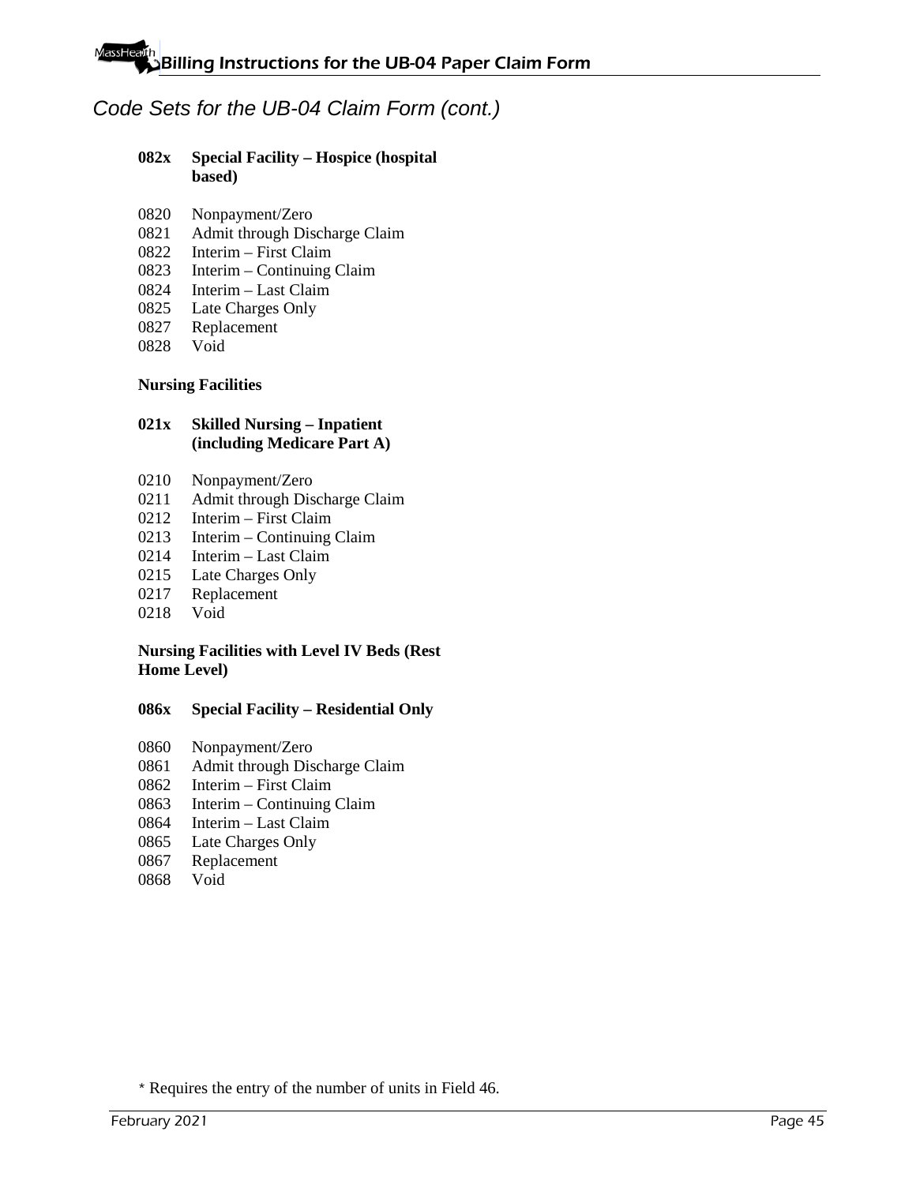## Code Sets for the UB-04 Claim Form (cont.)

**082x Special Facility – Hospice (hospital based)**

0820 Nonpayment/Zero
0821 Admit through Discharge Claim
0822 Interim – First Claim
0823 Interim – Continuing Claim
0824 Interim – Last Claim
0825 Late Charges Only
0827 Replacement
0828 Void

**Nursing Facilities**

**021x Skilled Nursing – Inpatient (including Medicare Part A)**

0210 Nonpayment/Zero
0211 Admit through Discharge Claim
0212 Interim – First Claim
0213 Interim – Continuing Claim
0214 Interim – Last Claim
0215 Late Charges Only
0217 Replacement
0218 Void

**Nursing Facilities with Level IV Beds (Rest Home Level)**

**086x Special Facility – Residential Only**

0860 Nonpayment/Zero
0861 Admit through Discharge Claim
0862 Interim – First Claim
0863 Interim – Continuing Claim
0864 Interim – Last Claim
0865 Late Charges Only
0867 Replacement
0868 Void

* Requires the entry of the number of units in Field 46.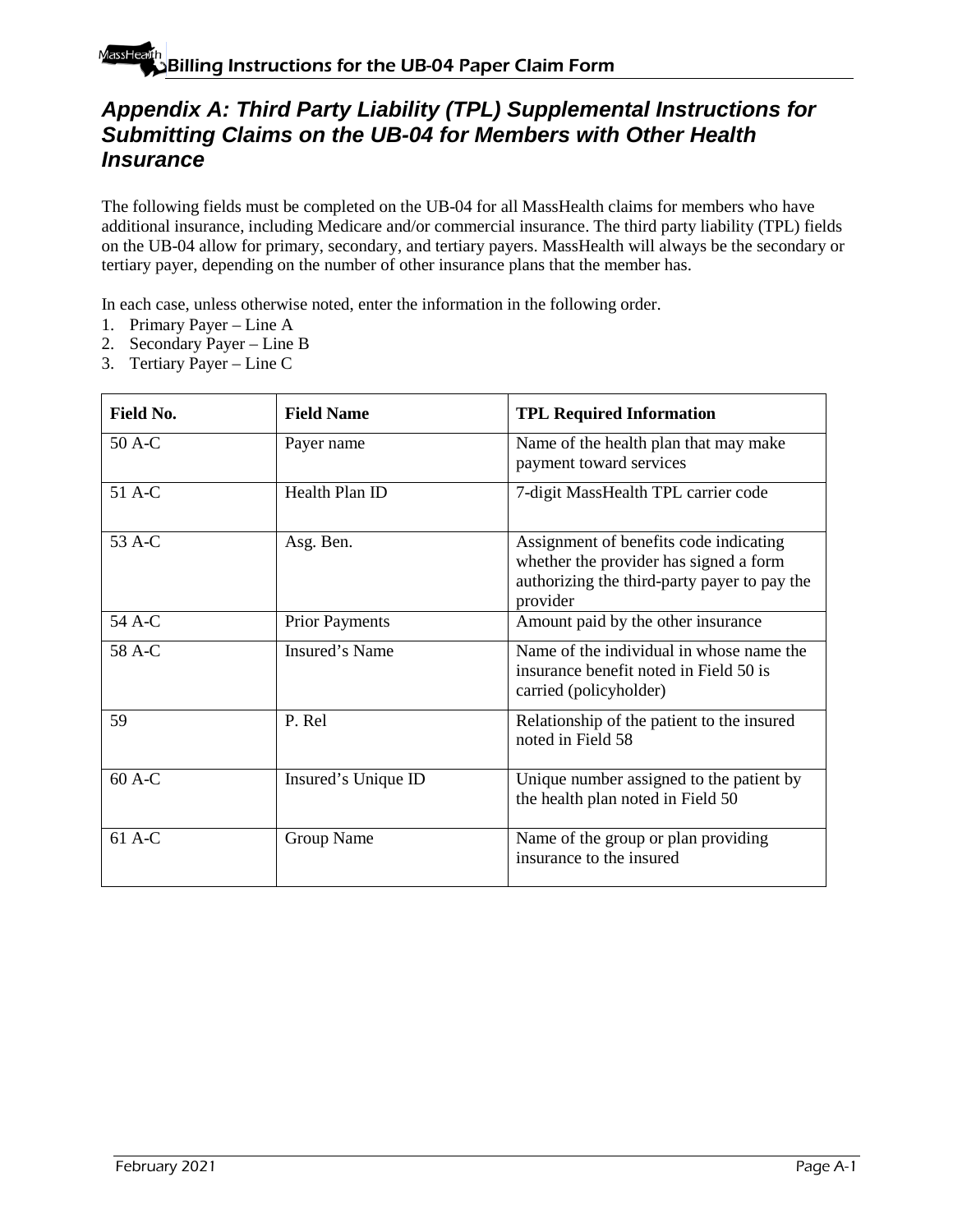# Appendix A: Third Party Liability (TPL) Supplemental Instructions for Submitting Claims on the UB-04 for Members with Other Health Insurance

The following fields must be completed on the UB-04 for all MassHealth claims for members who have additional insurance, including Medicare and/or commercial insurance. The third party liability (TPL) fields on the UB-04 allow for primary, secondary, and tertiary payers. MassHealth will always be the secondary or tertiary payer, depending on the number of other insurance plans that the member has.

In each case, unless otherwise noted, enter the information in the following order.

1. Primary Payer – Line A
2. Secondary Payer – Line B
3. Tertiary Payer – Line C

| Field No. | Field Name | TPL Required Information |
|---|---|---|
| 50 A-C | Payer name | Name of the health plan that may make payment toward services |
| 51 A-C | Health Plan ID | 7-digit MassHealth TPL carrier code |
| 53 A-C | Asg. Ben. | Assignment of benefits code indicating whether the provider has signed a form authorizing the third-party payer to pay the provider |
| 54 A-C | Prior Payments | Amount paid by the other insurance |
| 58 A-C | Insured's Name | Name of the individual in whose name the insurance benefit noted in Field 50 is carried (policyholder) |
| 59 | P. Rel | Relationship of the patient to the insured noted in Field 58 |
| 60 A-C | Insured's Unique ID | Unique number assigned to the patient by the health plan noted in Field 50 |
| 61 A-C | Group Name | Name of the group or plan providing insurance to the insured |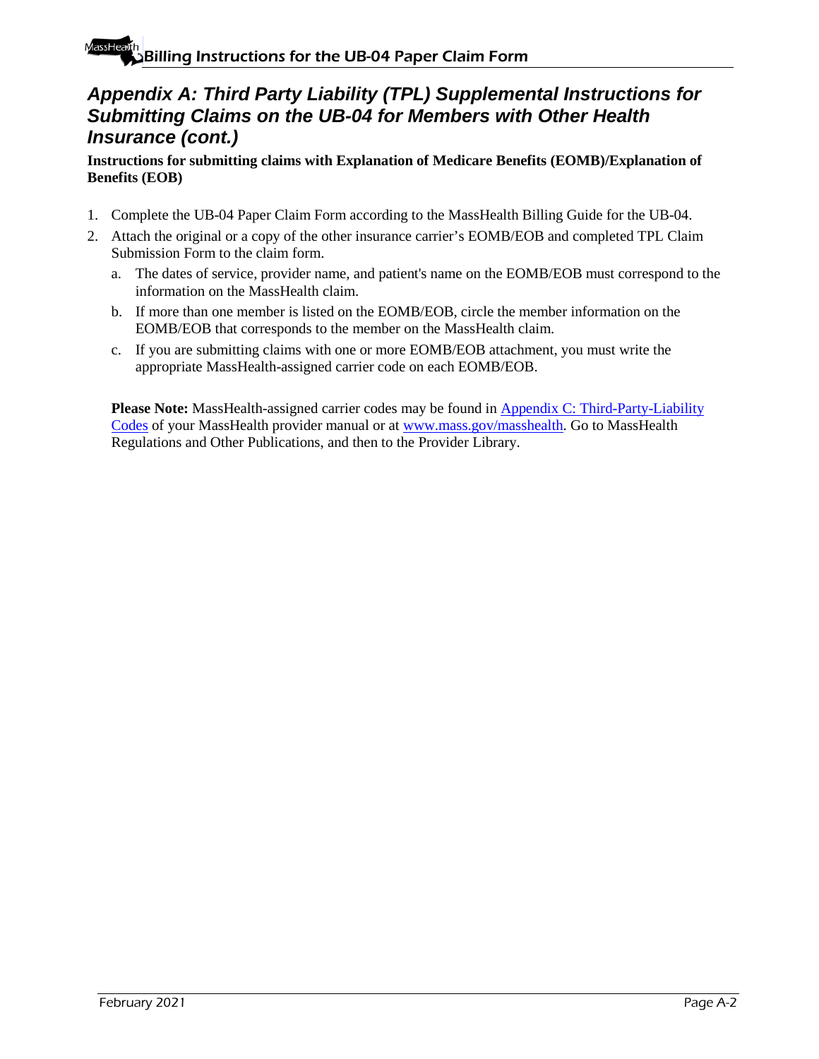## Appendix A: Third Party Liability (TPL) Supplemental Instructions for Submitting Claims on the UB-04 for Members with Other Health Insurance (cont.)

**Instructions for submitting claims with Explanation of Medicare Benefits (EOMB)/Explanation of Benefits (EOB)**

1. Complete the UB-04 Paper Claim Form according to the MassHealth Billing Guide for the UB-04.
2. Attach the original or a copy of the other insurance carrier's EOMB/EOB and completed TPL Claim Submission Form to the claim form.
   a. The dates of service, provider name, and patient's name on the EOMB/EOB must correspond to the information on the MassHealth claim.
   b. If more than one member is listed on the EOMB/EOB, circle the member information on the EOMB/EOB that corresponds to the member on the MassHealth claim.
   c. If you are submitting claims with one or more EOMB/EOB attachment, you must write the appropriate MassHealth-assigned carrier code on each EOMB/EOB.

**Please Note:** MassHealth-assigned carrier codes may be found in Appendix C: Third-Party-Liability Codes of your MassHealth provider manual or at www.mass.gov/masshealth. Go to MassHealth Regulations and Other Publications, and then to the Provider Library.